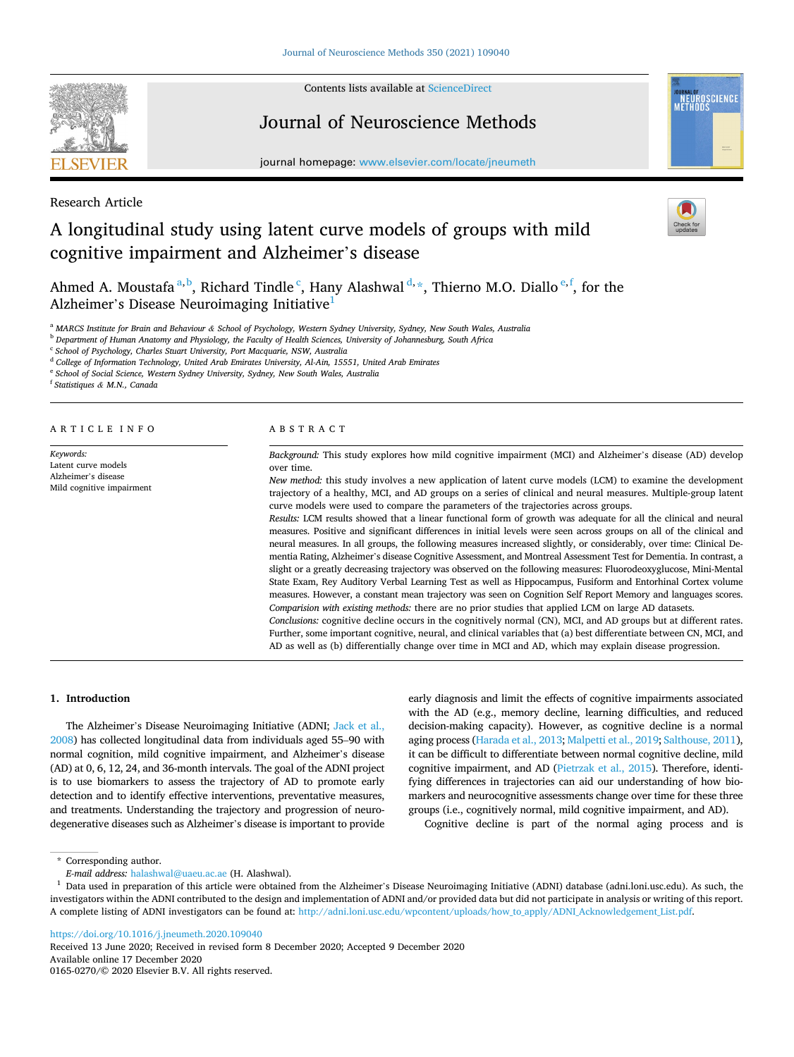Research Article

# A longitudinal study using latent curve models of groups with mild cognitive impairment and Alzheimer's disease

Ahmed A. Moustafa [a,b], Richard Tindle [c], Hany Alashwal [d,*], Thierno M.O. Diallo [e,f], for the Alzheimer's Disease Neuroimaging Initiative[1]

[a] MARCS Institute for Brain and Behaviour & School of Psychology, Western Sydney University, Sydney, New South Wales, Australia
[b] Department of Human Anatomy and Physiology, the Faculty of Health Sciences, University of Johannesburg, South Africa
[c] School of Psychology, Charles Stuart University, Port Macquarie, NSW, Australia
[d] College of Information Technology, United Arab Emirates University, Al-Ain, 15551, United Arab Emirates
[e] School of Social Science, Western Sydney University, Sydney, New South Wales, Australia
[f] Statistiques & M.N., Canada

## ARTICLE INFO

*Keywords:*
Latent curve models
Alzheimer's disease
Mild cognitive impairment

## ABSTRACT

*Background:* This study explores how mild cognitive impairment (MCI) and Alzheimer's disease (AD) develop over time.

*New method:* this study involves a new application of latent curve models (LCM) to examine the development trajectory of a healthy, MCI, and AD groups on a series of clinical and neural measures. Multiple-group latent curve models were used to compare the parameters of the trajectories across groups.

*Results:* LCM results showed that a linear functional form of growth was adequate for all the clinical and neural measures. Positive and significant differences in initial levels were seen across groups on all of the clinical and neural measures. In all groups, the following measures increased slightly, or considerably, over time: Clinical Dementia Rating, Alzheimer's disease Cognitive Assessment, and Montreal Assessment Test for Dementia. In contrast, a slight or a greatly decreasing trajectory was observed on the following measures: Fluorodeoxyglucose, Mini-Mental State Exam, Rey Auditory Verbal Learning Test as well as Hippocampus, Fusiform and Entorhinal Cortex volume measures. However, a constant mean trajectory was seen on Cognition Self Report Memory and languages scores.

*Comparision with existing methods:* there are no prior studies that applied LCM on large AD datasets.

*Conclusions:* cognitive decline occurs in the cognitively normal (CN), MCI, and AD groups but at different rates. Further, some important cognitive, neural, and clinical variables that (a) best differentiate between CN, MCI, and AD as well as (b) differentially change over time in MCI and AD, which may explain disease progression.

## 1. Introduction

The Alzheimer's Disease Neuroimaging Initiative (ADNI; Jack et al., 2008) has collected longitudinal data from individuals aged 55–90 with normal cognition, mild cognitive impairment, and Alzheimer's disease (AD) at 0, 6, 12, 24, and 36-month intervals. The goal of the ADNI project is to use biomarkers to assess the trajectory of AD to promote early detection and to identify effective interventions, preventative measures, and treatments. Understanding the trajectory and progression of neurodegenerative diseases such as Alzheimer's disease is important to provide early diagnosis and limit the effects of cognitive impairments associated with the AD (e.g., memory decline, learning difficulties, and reduced decision-making capacity). However, as cognitive decline is a normal aging process (Harada et al., 2013; Malpetti et al., 2019; Salthouse, 2011), it can be difficult to differentiate between normal cognitive decline, mild cognitive impairment, and AD (Pietrzak et al., 2015). Therefore, identifying differences in trajectories can aid our understanding of how biomarkers and neurocognitive assessments change over time for these three groups (i.e., cognitively normal, mild cognitive impairment, and AD).

Cognitive decline is part of the normal aging process and is

\* Corresponding author.
*E-mail address:* halashwal@uaeu.ac.ae (H. Alashwal).

[1] Data used in preparation of this article were obtained from the Alzheimer's Disease Neuroimaging Initiative (ADNI) database (adni.loni.usc.edu). As such, the investigators within the ADNI contributed to the design and implementation of ADNI and/or provided data but did not participate in analysis or writing of this report. A complete listing of ADNI investigators can be found at: http://adni.loni.usc.edu/wpcontent/uploads/how_to_apply/ADNI_Acknowledgement_List.pdf.

https://doi.org/10.1016/j.jneumeth.2020.109040
Received 13 June 2020; Received in revised form 8 December 2020; Accepted 9 December 2020
Available online 17 December 2020
0165-0270/© 2020 Elsevier B.V. All rights reserved.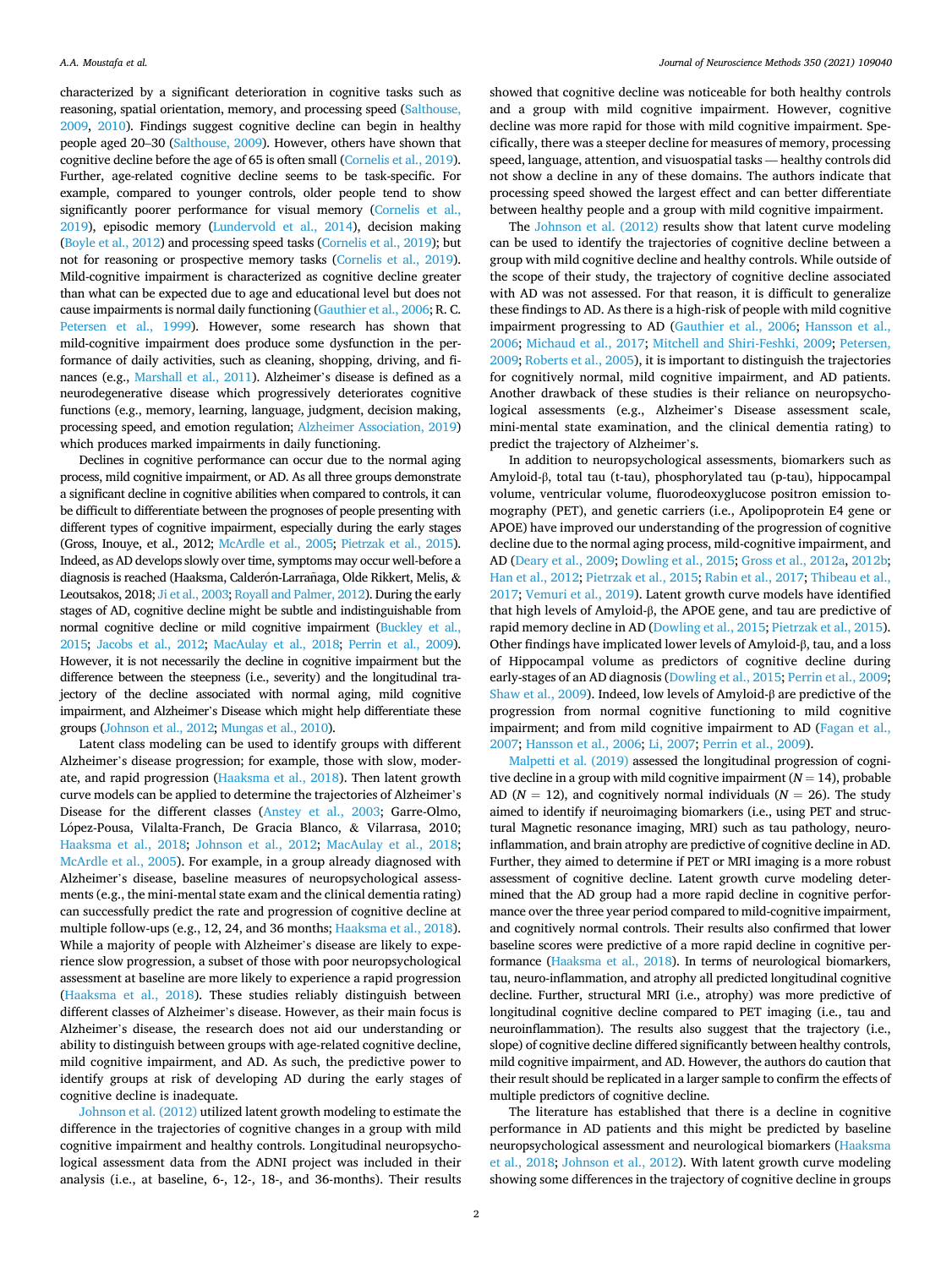characterized by a significant deterioration in cognitive tasks such as reasoning, spatial orientation, memory, and processing speed (Salthouse, 2009, 2010). Findings suggest cognitive decline can begin in healthy people aged 20–30 (Salthouse, 2009). However, others have shown that cognitive decline before the age of 65 is often small (Cornelis et al., 2019). Further, age-related cognitive decline seems to be task-specific. For example, compared to younger controls, older people tend to show significantly poorer performance for visual memory (Cornelis et al., 2019), episodic memory (Lundervold et al., 2014), decision making (Boyle et al., 2012) and processing speed tasks (Cornelis et al., 2019); but not for reasoning or prospective memory tasks (Cornelis et al., 2019). Mild-cognitive impairment is characterized as cognitive decline greater than what can be expected due to age and educational level but does not cause impairments is normal daily functioning (Gauthier et al., 2006; R. C. Petersen et al., 1999). However, some research has shown that mild-cognitive impairment does produce some dysfunction in the performance of daily activities, such as cleaning, shopping, driving, and finances (e.g., Marshall et al., 2011). Alzheimer's disease is defined as a neurodegenerative disease which progressively deteriorates cognitive functions (e.g., memory, learning, language, judgment, decision making, processing speed, and emotion regulation; Alzheimer Association, 2019) which produces marked impairments in daily functioning.

Declines in cognitive performance can occur due to the normal aging process, mild cognitive impairment, or AD. As all three groups demonstrate a significant decline in cognitive abilities when compared to controls, it can be difficult to differentiate between the prognoses of people presenting with different types of cognitive impairment, especially during the early stages (Gross, Inouye, et al., 2012; McArdle et al., 2005; Pietrzak et al., 2015). Indeed, as AD develops slowly over time, symptoms may occur well-before a diagnosis is reached (Haaksma, Calderón-Larrañaga, Olde Rikkert, Melis, & Leoutsakos, 2018; Ji et al., 2003; Royall and Palmer, 2012). During the early stages of AD, cognitive decline might be subtle and indistinguishable from normal cognitive decline or mild cognitive impairment (Buckley et al., 2015; Jacobs et al., 2012; MacAulay et al., 2018; Perrin et al., 2009). However, it is not necessarily the decline in cognitive impairment but the difference between the steepness (i.e., severity) and the longitudinal trajectory of the decline associated with normal aging, mild cognitive impairment, and Alzheimer's Disease which might help differentiate these groups (Johnson et al., 2012; Mungas et al., 2010).

Latent class modeling can be used to identify groups with different Alzheimer's disease progression; for example, those with slow, moderate, and rapid progression (Haaksma et al., 2018). Then latent growth curve models can be applied to determine the trajectories of Alzheimer's Disease for the different classes (Anstey et al., 2003; Garre-Olmo, López-Pousa, Vilalta-Franch, De Gracia Blanco, & Vilarrasa, 2010; Haaksma et al., 2018; Johnson et al., 2012; MacAulay et al., 2018; McArdle et al., 2005). For example, in a group already diagnosed with Alzheimer's disease, baseline measures of neuropsychological assessments (e.g., the mini-mental state exam and the clinical dementia rating) can successfully predict the rate and progression of cognitive decline at multiple follow-ups (e.g., 12, 24, and 36 months; Haaksma et al., 2018). While a majority of people with Alzheimer's disease are likely to experience slow progression, a subset of those with poor neuropsychological assessment at baseline are more likely to experience a rapid progression (Haaksma et al., 2018). These studies reliably distinguish between different classes of Alzheimer's disease. However, as their main focus is Alzheimer's disease, the research does not aid our understanding or ability to distinguish between groups with age-related cognitive decline, mild cognitive impairment, and AD. As such, the predictive power to identify groups at risk of developing AD during the early stages of cognitive decline is inadequate.

Johnson et al. (2012) utilized latent growth modeling to estimate the difference in the trajectories of cognitive changes in a group with mild cognitive impairment and healthy controls. Longitudinal neuropsychological assessment data from the ADNI project was included in their analysis (i.e., at baseline, 6-, 12-, 18-, and 36-months). Their results showed that cognitive decline was noticeable for both healthy controls and a group with mild cognitive impairment. However, cognitive decline was more rapid for those with mild cognitive impairment. Specifically, there was a steeper decline for measures of memory, processing speed, language, attention, and visuospatial tasks — healthy controls did not show a decline in any of these domains. The authors indicate that processing speed showed the largest effect and can better differentiate between healthy people and a group with mild cognitive impairment.

The Johnson et al. (2012) results show that latent curve modeling can be used to identify the trajectories of cognitive decline between a group with mild cognitive decline and healthy controls. While outside of the scope of their study, the trajectory of cognitive decline associated with AD was not assessed. For that reason, it is difficult to generalize these findings to AD. As there is a high-risk of people with mild cognitive impairment progressing to AD (Gauthier et al., 2006; Hansson et al., 2006; Michaud et al., 2017; Mitchell and Shiri-Feshki, 2009; Petersen, 2009; Roberts et al., 2005), it is important to distinguish the trajectories for cognitively normal, mild cognitive impairment, and AD patients. Another drawback of these studies is their reliance on neuropsychological assessments (e.g., Alzheimer's Disease assessment scale, mini-mental state examination, and the clinical dementia rating) to predict the trajectory of Alzheimer's.

In addition to neuropsychological assessments, biomarkers such as Amyloid-β, total tau (t-tau), phosphorylated tau (p-tau), hippocampal volume, ventricular volume, fluorodeoxyglucose positron emission tomography (PET), and genetic carriers (i.e., Apolipoprotein E4 gene or APOE) have improved our understanding of the progression of cognitive decline due to the normal aging process, mild-cognitive impairment, and AD (Deary et al., 2009; Dowling et al., 2015; Gross et al., 2012a, 2012b; Han et al., 2012; Pietrzak et al., 2015; Rabin et al., 2017; Thibeau et al., 2017; Vemuri et al., 2019). Latent growth curve models have identified that high levels of Amyloid-β, the APOE gene, and tau are predictive of rapid memory decline in AD (Dowling et al., 2015; Pietrzak et al., 2015). Other findings have implicated lower levels of Amyloid-β, tau, and a loss of Hippocampal volume as predictors of cognitive decline during early-stages of an AD diagnosis (Dowling et al., 2015; Perrin et al., 2009; Shaw et al., 2009). Indeed, low levels of Amyloid-β are predictive of the progression from normal cognitive functioning to mild cognitive impairment; and from mild cognitive impairment to AD (Fagan et al., 2007; Hansson et al., 2006; Li, 2007; Perrin et al., 2009).

Malpetti et al. (2019) assessed the longitudinal progression of cognitive decline in a group with mild cognitive impairment ($N = 14$), probable AD ($N = 12$), and cognitively normal individuals ($N = 26$). The study aimed to identify if neuroimaging biomarkers (i.e., using PET and structural Magnetic resonance imaging, MRI) such as tau pathology, neuroinflammation, and brain atrophy are predictive of cognitive decline in AD. Further, they aimed to determine if PET or MRI imaging is a more robust assessment of cognitive decline. Latent growth curve modeling determined that the AD group had a more rapid decline in cognitive performance over the three year period compared to mild-cognitive impairment, and cognitively normal controls. Their results also confirmed that lower baseline scores were predictive of a more rapid decline in cognitive performance (Haaksma et al., 2018). In terms of neurological biomarkers, tau, neuro-inflammation, and atrophy all predicted longitudinal cognitive decline. Further, structural MRI (i.e., atrophy) was more predictive of longitudinal cognitive decline compared to PET imaging (i.e., tau and neuroinflammation). The results also suggest that the trajectory (i.e., slope) of cognitive decline differed significantly between healthy controls, mild cognitive impairment, and AD. However, the authors do caution that their result should be replicated in a larger sample to confirm the effects of multiple predictors of cognitive decline.

The literature has established that there is a decline in cognitive performance in AD patients and this might be predicted by baseline neuropsychological assessment and neurological biomarkers (Haaksma et al., 2018; Johnson et al., 2012). With latent growth curve modeling showing some differences in the trajectory of cognitive decline in groups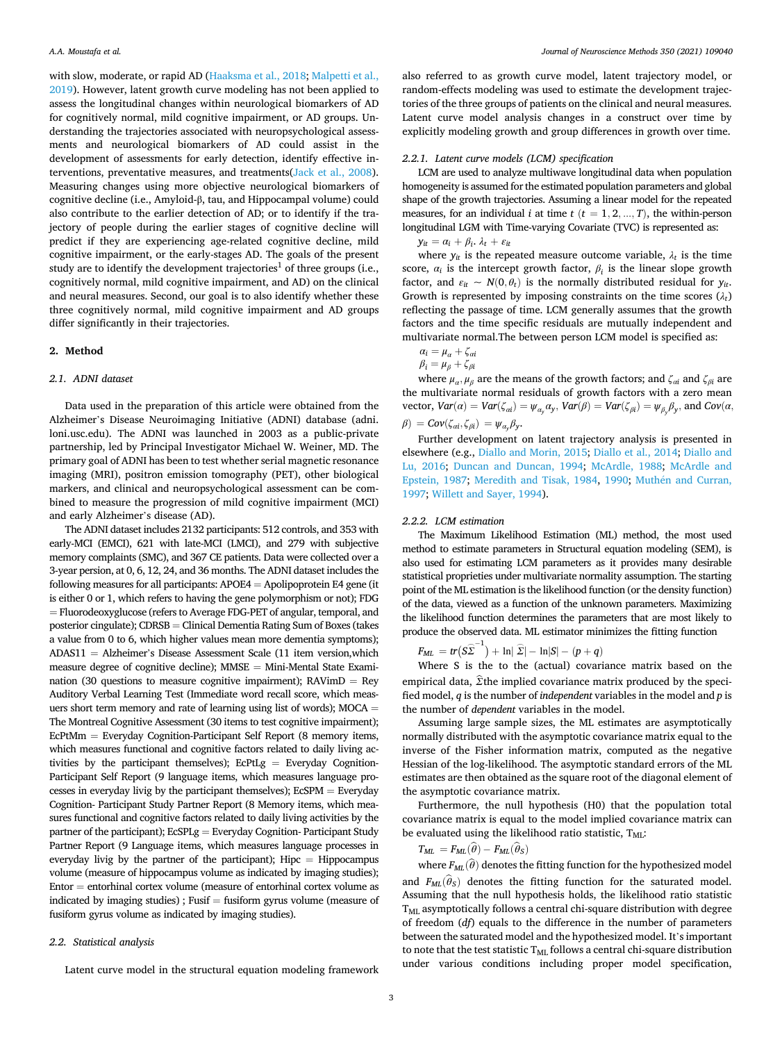with slow, moderate, or rapid AD (Haaksma et al., 2018; Malpetti et al., 2019). However, latent growth curve modeling has not been applied to assess the longitudinal changes within neurological biomarkers of AD for cognitively normal, mild cognitive impairment, or AD groups. Understanding the trajectories associated with neuropsychological assessments and neurological biomarkers of AD could assist in the development of assessments for early detection, identify effective interventions, preventative measures, and treatments(Jack et al., 2008). Measuring changes using more objective neurological biomarkers of cognitive decline (i.e., Amyloid-β, tau, and Hippocampal volume) could also contribute to the earlier detection of AD; or to identify if the trajectory of people during the earlier stages of cognitive decline will predict if they are experiencing age-related cognitive decline, mild cognitive impairment, or the early-stages AD. The goals of the present study are to identify the development trajectories[1] of three groups (i.e., cognitively normal, mild cognitive impairment, and AD) on the clinical and neural measures. Second, our goal is to also identify whether these three cognitively normal, mild cognitive impairment and AD groups differ significantly in their trajectories.

## 2. Method

### 2.1. ADNI dataset

Data used in the preparation of this article were obtained from the Alzheimer's Disease Neuroimaging Initiative (ADNI) database (adni.loni.usc.edu). The ADNI was launched in 2003 as a public-private partnership, led by Principal Investigator Michael W. Weiner, MD. The primary goal of ADNI has been to test whether serial magnetic resonance imaging (MRI), positron emission tomography (PET), other biological markers, and clinical and neuropsychological assessment can be combined to measure the progression of mild cognitive impairment (MCI) and early Alzheimer's disease (AD).

The ADNI dataset includes 2132 participants: 512 controls, and 353 with early-MCI (EMCI), 621 with late-MCI (LMCI), and 279 with subjective memory complaints (SMC), and 367 CE patients. Data were collected over a 3-year persion, at 0, 6, 12, 24, and 36 months. The ADNI dataset includes the following measures for all participants: APOE4 = Apolipoprotein E4 gene (it is either 0 or 1, which refers to having the gene polymorphism or not); FDG = Fluorodeoxyglucose (refers to Average FDG-PET of angular, temporal, and posterior cingulate); CDRSB = Clinical Dementia Rating Sum of Boxes (takes a value from 0 to 6, which higher values mean more dementia symptoms); ADAS11 = Alzheimer's Disease Assessment Scale (11 item version,which measure degree of cognitive decline); MMSE = Mini-Mental State Examination (30 questions to measure cognitive impairment); RAVimD = Rey Auditory Verbal Learning Test (Immediate word recall score, which measuers short term memory and rate of learning using list of words); MOCA = The Montreal Cognitive Assessment (30 items to test cognitive impairment); EcPtMm = Everyday Cognition-Participant Self Report (8 memory items, which measures functional and cognitive factors related to daily living activities by the participant themselves); EcPtLg = Everyday Cognition-Participant Self Report (9 language items, which measures language processes in everyday livig by the participant themselves); EcSPM = Everyday Cognition- Participant Study Partner Report (8 Memory items, which measures functional and cognitive factors related to daily living activities by the partner of the participant); EcSPLg = Everyday Cognition- Participant Study Partner Report (9 Language items, which measures language processes in everyday livig by the partner of the participant); Hipc = Hippocampus volume (measure of hippocampus volume as indicated by imaging studies); Entor = entorhinal cortex volume (measure of entorhinal cortex volume as indicated by imaging studies) ; Fusif = fusiform gyrus volume (measure of fusiform gyrus volume as indicated by imaging studies).

### 2.2. Statistical analysis

Latent curve model in the structural equation modeling framework also referred to as growth curve model, latent trajectory model, or random-effects modeling was used to estimate the development trajectories of the three groups of patients on the clinical and neural measures. Latent curve model analysis changes in a construct over time by explicitly modeling growth and group differences in growth over time.

#### 2.2.1. Latent curve models (LCM) specification

LCM are used to analyze multiwave longitudinal data when population homogeneity is assumed for the estimated population parameters and global shape of the growth trajectories. Assuming a linear model for the repeated measures, for an individual $i$ at time $t$ ($t = 1, 2, \dots, T$), the within-person longitudinal LGM with Time-varying Covariate (TVC) is represented as:

$$y_{it} = \alpha_i + \beta_i . \lambda_t + \varepsilon_{it}$$

where $y_{it}$ is the repeated measure outcome variable, $\lambda_t$ is the time score, $\alpha_i$ is the intercept growth factor, $\beta_i$ is the linear slope growth factor, and $\varepsilon_{it} \sim N(0, \theta_t)$ is the normally distributed residual for $y_{it}$. Growth is represented by imposing constraints on the time scores ($\lambda_t$) reflecting the passage of time. LCM generally assumes that the growth factors and the time specific residuals are mutually independent and multivariate normal.The between person LCM model is specified as:

$$\alpha_i = \mu_\alpha + \zeta_{\alpha i}$$
$$\beta_i = \mu_\beta + \zeta_{\beta i}$$

where $\mu_\alpha, \mu_\beta$ are the means of the growth factors; and $\zeta_{\alpha i}$ and $\zeta_{\beta i}$ are the multivariate normal residuals of growth factors with a zero mean vector, $Var(\alpha) = Var(\zeta_{\alpha i}) = \psi_{\alpha_y}\alpha_y$, $Var(\beta) = Var(\zeta_{\beta i}) = \psi_{\beta_y}\beta_y$, and $Cov(\alpha, \beta) = Cov(\zeta_{\alpha i}, \zeta_{\beta i}) = \psi_{\alpha_y}\beta_y$.

Further development on latent trajectory analysis is presented in elsewhere (e.g., Diallo and Morin, 2015; Diallo et al., 2014; Diallo and Lu, 2016; Duncan and Duncan, 1994; McArdle, 1988; McArdle and Epstein, 1987; Meredith and Tisak, 1984, 1990; Muthén and Curran, 1997; Willett and Sayer, 1994).

#### 2.2.2. LCM estimation

The Maximum Likelihood Estimation (ML) method, the most used method to estimate parameters in Structural equation modeling (SEM), is also used for estimating LCM parameters as it provides many desirable statistical proprieties under multivariate normality assumption. The starting point of the ML estimation is the likelihood function (or the density function) of the data, viewed as a function of the unknown parameters. Maximizing the likelihood function determines the parameters that are most likely to produce the observed data. ML estimator minimizes the fitting function

$$F_{ML} = tr\left(S\widehat{\Sigma}^{-1}\right) + \ln\left|\widehat{\Sigma}\right| - \ln|S| - (p + q)$$

Where S is the to the (actual) covariance matrix based on the empirical data, $\widehat{\Sigma}$the implied covariance matrix produced by the specified model, $q$ is the number of *independent* variables in the model and $p$ is the number of *dependent* variables in the model.

Assuming large sample sizes, the ML estimates are asymptotically normally distributed with the asymptotic covariance matrix equal to the inverse of the Fisher information matrix, computed as the negative Hessian of the log-likelihood. The asymptotic standard errors of the ML estimates are then obtained as the square root of the diagonal element of the asymptotic covariance matrix.

Furthermore, the null hypothesis (H0) that the population total covariance matrix is equal to the model implied covariance matrix can be evaluated using the likelihood ratio statistic, $T_{ML}$:

$$T_{ML} = F_{ML}(\widehat{\theta}) - F_{ML}(\widehat{\theta}_S)$$

where $F_{ML}(\widehat{\theta})$ denotes the fitting function for the hypothesized model and $F_{ML}(\widehat{\theta}_S)$ denotes the fitting function for the saturated model. Assuming that the null hypothesis holds, the likelihood ratio statistic $T_{ML}$ asymptotically follows a central chi-square distribution with degree of freedom (*df*) equals to the difference in the number of parameters between the saturated model and the hypothesized model. It's important to note that the test statistic $T_{ML}$ follows a central chi-square distribution under various conditions including proper model specification,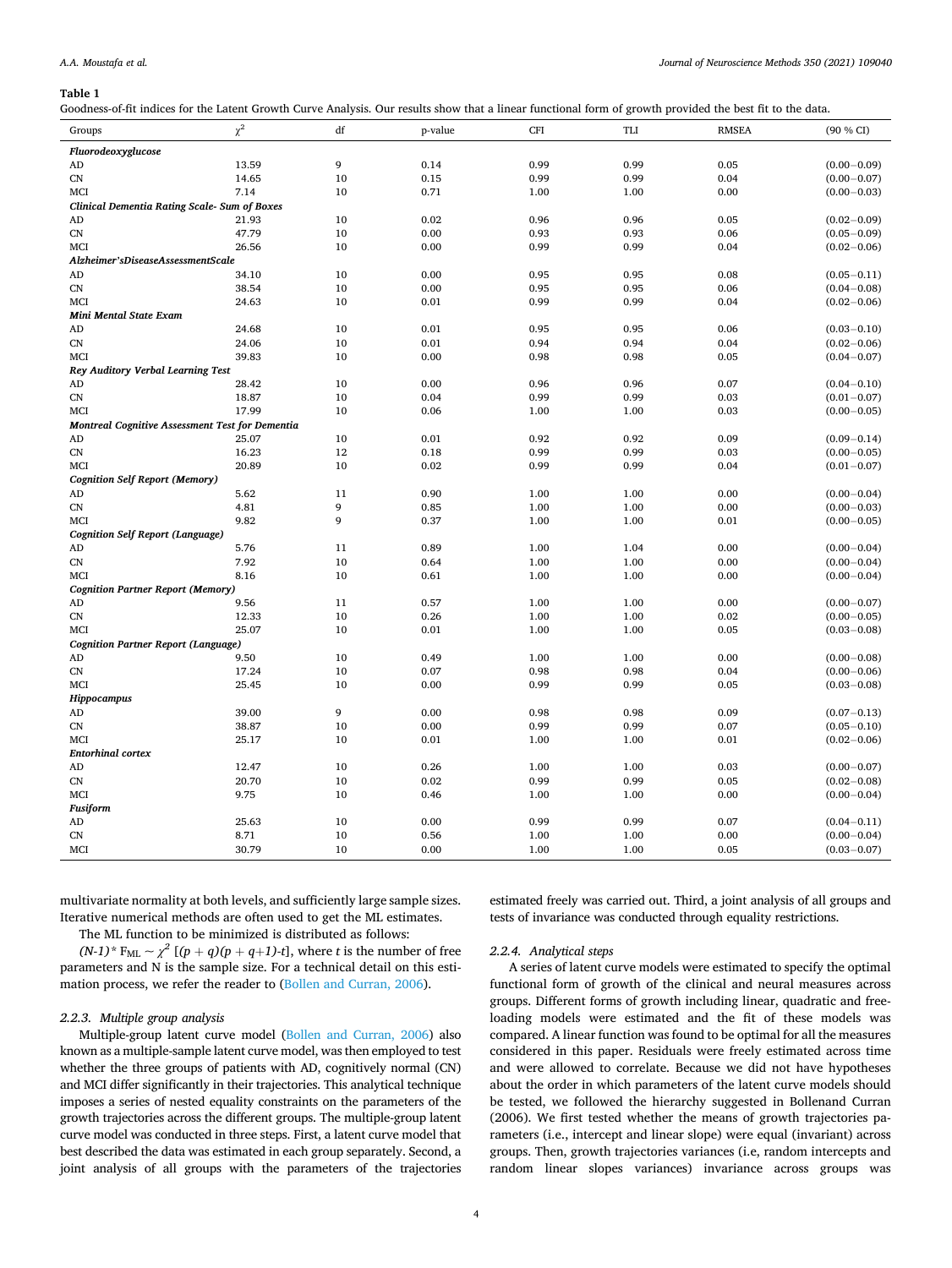**Table 1**

Goodness-of-fit indices for the Latent Growth Curve Analysis. Our results show that a linear functional form of growth provided the best fit to the data.

| Groups | $\chi^2$ | df | p-value | CFI | TLI | RMSEA | (90 % CI) |
|---|---|---|---|---|---|---|---|
| ***Fluorodeoxyglucose*** | | | | | | | |
| AD | 13.59 | 9 | 0.14 | 0.99 | 0.99 | 0.05 | (0.00−0.09) |
| CN | 14.65 | 10 | 0.15 | 0.99 | 0.99 | 0.04 | (0.00−0.07) |
| MCI | 7.14 | 10 | 0.71 | 1.00 | 1.00 | 0.00 | (0.00−0.03) |
| ***Clinical Dementia Rating Scale- Sum of Boxes*** | | | | | | | |
| AD | 21.93 | 10 | 0.02 | 0.96 | 0.96 | 0.05 | (0.02−0.09) |
| CN | 47.79 | 10 | 0.00 | 0.93 | 0.93 | 0.06 | (0.05−0.09) |
| MCI | 26.56 | 10 | 0.00 | 0.99 | 0.99 | 0.04 | (0.02−0.06) |
| ***Alzheimer'sDiseaseAssessmentScale*** | | | | | | | |
| AD | 34.10 | 10 | 0.00 | 0.95 | 0.95 | 0.08 | (0.05−0.11) |
| CN | 38.54 | 10 | 0.00 | 0.95 | 0.95 | 0.06 | (0.04−0.08) |
| MCI | 24.63 | 10 | 0.01 | 0.99 | 0.99 | 0.04 | (0.02−0.06) |
| ***Mini Mental State Exam*** | | | | | | | |
| AD | 24.68 | 10 | 0.01 | 0.95 | 0.95 | 0.06 | (0.03−0.10) |
| CN | 24.06 | 10 | 0.01 | 0.94 | 0.94 | 0.04 | (0.02−0.06) |
| MCI | 39.83 | 10 | 0.00 | 0.98 | 0.98 | 0.05 | (0.04−0.07) |
| ***Rey Auditory Verbal Learning Test*** | | | | | | | |
| AD | 28.42 | 10 | 0.00 | 0.96 | 0.96 | 0.07 | (0.04−0.10) |
| CN | 18.87 | 10 | 0.04 | 0.99 | 0.99 | 0.03 | (0.01−0.07) |
| MCI | 17.99 | 10 | 0.06 | 1.00 | 1.00 | 0.03 | (0.00−0.05) |
| ***Montreal Cognitive Assessment Test for Dementia*** | | | | | | | |
| AD | 25.07 | 10 | 0.01 | 0.92 | 0.92 | 0.09 | (0.09−0.14) |
| CN | 16.23 | 12 | 0.18 | 0.99 | 0.99 | 0.03 | (0.00−0.05) |
| MCI | 20.89 | 10 | 0.02 | 0.99 | 0.99 | 0.04 | (0.01−0.07) |
| ***Cognition Self Report (Memory)*** | | | | | | | |
| AD | 5.62 | 11 | 0.90 | 1.00 | 1.00 | 0.00 | (0.00−0.04) |
| CN | 4.81 | 9 | 0.85 | 1.00 | 1.00 | 0.00 | (0.00−0.03) |
| MCI | 9.82 | 9 | 0.37 | 1.00 | 1.00 | 0.01 | (0.00−0.05) |
| ***Cognition Self Report (Language)*** | | | | | | | |
| AD | 5.76 | 11 | 0.89 | 1.00 | 1.04 | 0.00 | (0.00−0.04) |
| CN | 7.92 | 10 | 0.64 | 1.00 | 1.00 | 0.00 | (0.00−0.04) |
| MCI | 8.16 | 10 | 0.61 | 1.00 | 1.00 | 0.00 | (0.00−0.04) |
| ***Cognition Partner Report (Memory)*** | | | | | | | |
| AD | 9.56 | 11 | 0.57 | 1.00 | 1.00 | 0.00 | (0.00−0.07) |
| CN | 12.33 | 10 | 0.26 | 1.00 | 1.00 | 0.02 | (0.00−0.05) |
| MCI | 25.07 | 10 | 0.01 | 1.00 | 1.00 | 0.05 | (0.03−0.08) |
| ***Cognition Partner Report (Language)*** | | | | | | | |
| AD | 9.50 | 10 | 0.49 | 1.00 | 1.00 | 0.00 | (0.00−0.08) |
| CN | 17.24 | 10 | 0.07 | 0.98 | 0.98 | 0.04 | (0.00−0.06) |
| MCI | 25.45 | 10 | 0.00 | 0.99 | 0.99 | 0.05 | (0.03−0.08) |
| ***Hippocampus*** | | | | | | | |
| AD | 39.00 | 9 | 0.00 | 0.98 | 0.98 | 0.09 | (0.07−0.13) |
| CN | 38.87 | 10 | 0.00 | 0.99 | 0.99 | 0.07 | (0.05−0.10) |
| MCI | 25.17 | 10 | 0.01 | 1.00 | 1.00 | 0.01 | (0.02−0.06) |
| ***Entorhinal cortex*** | | | | | | | |
| AD | 12.47 | 10 | 0.26 | 1.00 | 1.00 | 0.03 | (0.00−0.07) |
| CN | 20.70 | 10 | 0.02 | 0.99 | 0.99 | 0.05 | (0.02−0.08) |
| MCI | 9.75 | 10 | 0.46 | 1.00 | 1.00 | 0.00 | (0.00−0.04) |
| ***Fusiform*** | | | | | | | |
| AD | 25.63 | 10 | 0.00 | 0.99 | 0.99 | 0.07 | (0.04−0.11) |
| CN | 8.71 | 10 | 0.56 | 1.00 | 1.00 | 0.00 | (0.00−0.04) |
| MCI | 30.79 | 10 | 0.00 | 1.00 | 1.00 | 0.05 | (0.03−0.07) |

multivariate normality at both levels, and sufficiently large sample sizes. Iterative numerical methods are often used to get the ML estimates.

The ML function to be minimized is distributed as follows:

$(N\text{-}1) * F_{ML} \sim \chi^2\ [(p + q)(p + q+1)\text{-}t]$, where $t$ is the number of free parameters and N is the sample size. For a technical detail on this estimation process, we refer the reader to (Bollen and Curran, 2006).

### 2.2.3. Multiple group analysis

Multiple-group latent curve model (Bollen and Curran, 2006) also known as a multiple-sample latent curve model, was then employed to test whether the three groups of patients with AD, cognitively normal (CN) and MCI differ significantly in their trajectories. This analytical technique imposes a series of nested equality constraints on the parameters of the growth trajectories across the different groups. The multiple-group latent curve model was conducted in three steps. First, a latent curve model that best described the data was estimated in each group separately. Second, a joint analysis of all groups with the parameters of the trajectories estimated freely was carried out. Third, a joint analysis of all groups and tests of invariance was conducted through equality restrictions.

### 2.2.4. Analytical steps

A series of latent curve models were estimated to specify the optimal functional form of growth of the clinical and neural measures across groups. Different forms of growth including linear, quadratic and free-loading models were estimated and the fit of these models was compared. A linear function was found to be optimal for all the measures considered in this paper. Residuals were freely estimated across time and were allowed to correlate. Because we did not have hypotheses about the order in which parameters of the latent curve models should be tested, we followed the hierarchy suggested in Bollenand Curran (2006). We first tested whether the means of growth trajectories parameters (i.e., intercept and linear slope) were equal (invariant) across groups. Then, growth trajectories variances (i.e, random intercepts and random linear slopes variances) invariance across groups was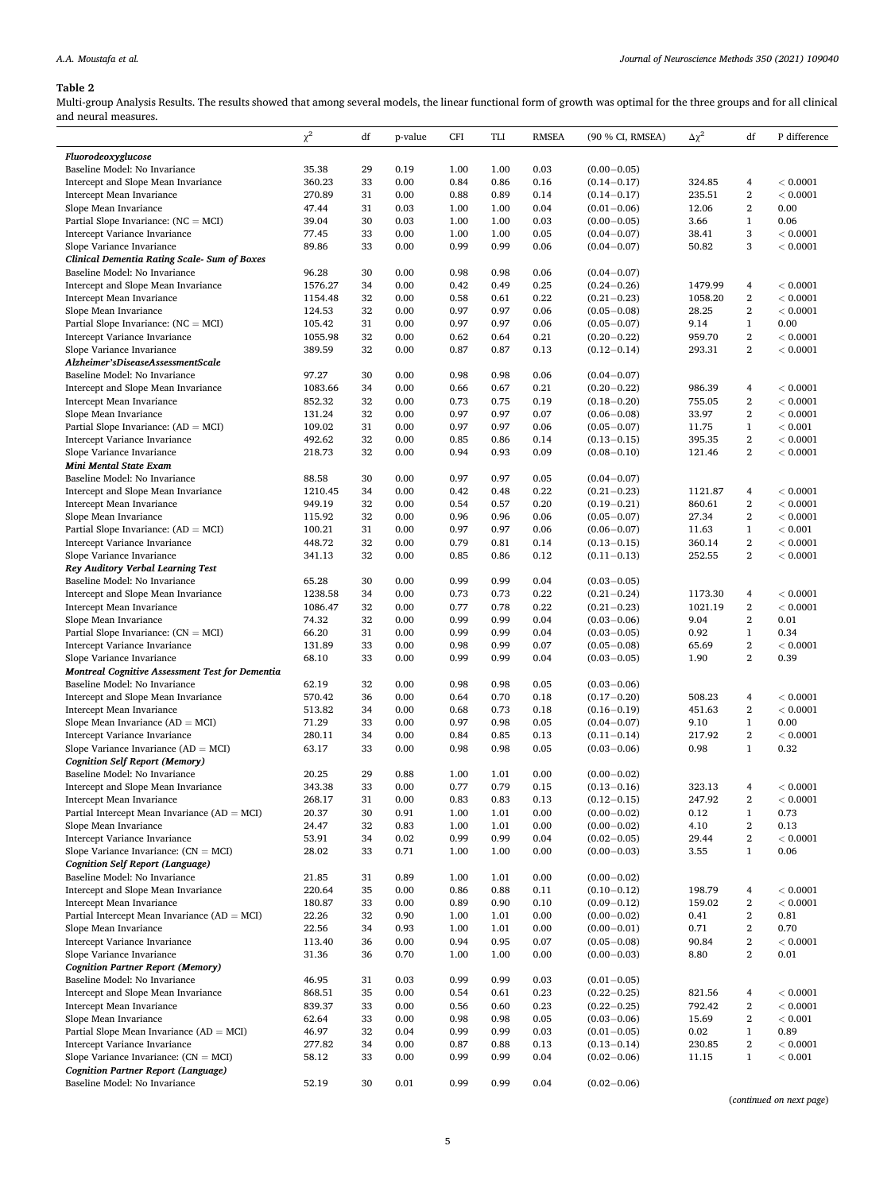**Table 2**

Multi-group Analysis Results. The results showed that among several models, the linear functional form of growth was optimal for the three groups and for all clinical and neural measures.

| | $\chi^2$ | df | p-value | CFI | TLI | RMSEA | (90 % CI, RMSEA) | $\Delta\chi^2$ | df | P difference |
|---|---|---|---|---|---|---|---|---|---|---|
| ***Fluorodeoxyglucose*** | | | | | | | | | | |
| Baseline Model: No Invariance | 35.38 | 29 | 0.19 | 1.00 | 1.00 | 0.03 | (0.00−0.05) | | | |
| Intercept and Slope Mean Invariance | 360.23 | 33 | 0.00 | 0.84 | 0.86 | 0.16 | (0.14−0.17) | 324.85 | 4 | < 0.0001 |
| Intercept Mean Invariance | 270.89 | 31 | 0.00 | 0.88 | 0.89 | 0.14 | (0.14−0.17) | 235.51 | 2 | < 0.0001 |
| Slope Mean Invariance | 47.44 | 31 | 0.03 | 1.00 | 1.00 | 0.04 | (0.01−0.06) | 12.06 | 2 | 0.00 |
| Partial Slope Invariance: (NC = MCI) | 39.04 | 30 | 0.03 | 1.00 | 1.00 | 0.03 | (0.00−0.05) | 3.66 | 1 | 0.06 |
| Intercept Variance Invariance | 77.45 | 33 | 0.00 | 1.00 | 1.00 | 0.05 | (0.04−0.07) | 38.41 | 3 | < 0.0001 |
| Slope Variance Invariance | 89.86 | 33 | 0.00 | 0.99 | 0.99 | 0.06 | (0.04−0.07) | 50.82 | 3 | < 0.0001 |
| ***Clinical Dementia Rating Scale- Sum of Boxes*** | | | | | | | | | | |
| Baseline Model: No Invariance | 96.28 | 30 | 0.00 | 0.98 | 0.98 | 0.06 | (0.04−0.07) | | | |
| Intercept and Slope Mean Invariance | 1576.27 | 34 | 0.00 | 0.42 | 0.49 | 0.25 | (0.24−0.26) | 1479.99 | 4 | < 0.0001 |
| Intercept Mean Invariance | 1154.48 | 32 | 0.00 | 0.58 | 0.61 | 0.22 | (0.21−0.23) | 1058.20 | 2 | < 0.0001 |
| Slope Mean Invariance | 124.53 | 32 | 0.00 | 0.97 | 0.97 | 0.06 | (0.05−0.08) | 28.25 | 2 | < 0.0001 |
| Partial Slope Invariance: (NC = MCI) | 105.42 | 31 | 0.00 | 0.97 | 0.97 | 0.06 | (0.05−0.07) | 9.14 | 1 | 0.00 |
| Intercept Variance Invariance | 1055.98 | 32 | 0.00 | 0.62 | 0.64 | 0.21 | (0.20−0.22) | 959.70 | 2 | < 0.0001 |
| Slope Variance Invariance | 389.59 | 32 | 0.00 | 0.87 | 0.87 | 0.13 | (0.12−0.14) | 293.31 | 2 | < 0.0001 |
| ***Alzheimer'sDiseaseAssessmentScale*** | | | | | | | | | | |
| Baseline Model: No Invariance | 97.27 | 30 | 0.00 | 0.98 | 0.98 | 0.06 | (0.04−0.07) | | | |
| Intercept and Slope Mean Invariance | 1083.66 | 34 | 0.00 | 0.66 | 0.67 | 0.21 | (0.20−0.22) | 986.39 | 4 | < 0.0001 |
| Intercept Mean Invariance | 852.32 | 32 | 0.00 | 0.73 | 0.75 | 0.19 | (0.18−0.20) | 755.05 | 2 | < 0.0001 |
| Slope Mean Invariance | 131.24 | 32 | 0.00 | 0.97 | 0.97 | 0.07 | (0.06−0.08) | 33.97 | 2 | < 0.0001 |
| Partial Slope Invariance: (AD = MCI) | 109.02 | 31 | 0.00 | 0.97 | 0.97 | 0.06 | (0.05−0.07) | 11.75 | 1 | < 0.001 |
| Intercept Variance Invariance | 492.62 | 32 | 0.00 | 0.85 | 0.86 | 0.14 | (0.13−0.15) | 395.35 | 2 | < 0.0001 |
| Slope Variance Invariance | 218.73 | 32 | 0.00 | 0.94 | 0.93 | 0.09 | (0.08−0.10) | 121.46 | 2 | < 0.0001 |
| ***Mini Mental State Exam*** | | | | | | | | | | |
| Baseline Model: No Invariance | 88.58 | 30 | 0.00 | 0.97 | 0.97 | 0.05 | (0.04−0.07) | | | |
| Intercept and Slope Mean Invariance | 1210.45 | 34 | 0.00 | 0.42 | 0.48 | 0.22 | (0.21−0.23) | 1121.87 | 4 | < 0.0001 |
| Intercept Mean Invariance | 949.19 | 32 | 0.00 | 0.54 | 0.57 | 0.20 | (0.19−0.21) | 860.61 | 2 | < 0.0001 |
| Slope Mean Invariance | 115.92 | 32 | 0.00 | 0.96 | 0.96 | 0.06 | (0.05−0.07) | 27.34 | 2 | < 0.0001 |
| Partial Slope Invariance: (AD = MCI) | 100.21 | 31 | 0.00 | 0.97 | 0.97 | 0.06 | (0.06−0.07) | 11.63 | 1 | < 0.001 |
| Intercept Variance Invariance | 448.72 | 32 | 0.00 | 0.79 | 0.81 | 0.14 | (0.13−0.15) | 360.14 | 2 | < 0.0001 |
| Slope Variance Invariance | 341.13 | 32 | 0.00 | 0.85 | 0.86 | 0.12 | (0.11−0.13) | 252.55 | 2 | < 0.0001 |
| ***Rey Auditory Verbal Learning Test*** | | | | | | | | | | |
| Baseline Model: No Invariance | 65.28 | 30 | 0.00 | 0.99 | 0.99 | 0.04 | (0.03−0.05) | | | |
| Intercept and Slope Mean Invariance | 1238.58 | 34 | 0.00 | 0.73 | 0.73 | 0.22 | (0.21−0.24) | 1173.30 | 4 | < 0.0001 |
| Intercept Mean Invariance | 1086.47 | 32 | 0.00 | 0.77 | 0.78 | 0.22 | (0.21−0.23) | 1021.19 | 2 | < 0.0001 |
| Slope Mean Invariance | 74.32 | 32 | 0.00 | 0.99 | 0.99 | 0.04 | (0.03−0.06) | 9.04 | 2 | 0.01 |
| Partial Slope Invariance: (CN = MCI) | 66.20 | 31 | 0.00 | 0.99 | 0.99 | 0.04 | (0.03−0.05) | 0.92 | 1 | 0.34 |
| Intercept Variance Invariance | 131.89 | 33 | 0.00 | 0.98 | 0.99 | 0.07 | (0.05−0.08) | 65.69 | 2 | < 0.0001 |
| Slope Variance Invariance | 68.10 | 33 | 0.00 | 0.99 | 0.99 | 0.04 | (0.03−0.05) | 1.90 | 2 | 0.39 |
| ***Montreal Cognitive Assessment Test for Dementia*** | | | | | | | | | | |
| Baseline Model: No Invariance | 62.19 | 32 | 0.00 | 0.98 | 0.98 | 0.05 | (0.03−0.06) | | | |
| Intercept and Slope Mean Invariance | 570.42 | 36 | 0.00 | 0.64 | 0.70 | 0.18 | (0.17−0.20) | 508.23 | 4 | < 0.0001 |
| Intercept Mean Invariance | 513.82 | 34 | 0.00 | 0.68 | 0.73 | 0.18 | (0.16−0.19) | 451.63 | 2 | < 0.0001 |
| Slope Mean Invariance (AD = MCI) | 71.29 | 33 | 0.00 | 0.97 | 0.98 | 0.05 | (0.04−0.07) | 9.10 | 1 | 0.00 |
| Intercept Variance Invariance | 280.11 | 34 | 0.00 | 0.84 | 0.85 | 0.13 | (0.11−0.14) | 217.92 | 2 | < 0.0001 |
| Slope Variance Invariance (AD = MCI) | 63.17 | 33 | 0.00 | 0.98 | 0.98 | 0.05 | (0.03−0.06) | 0.98 | 1 | 0.32 |
| ***Cognition Self Report (Memory)*** | | | | | | | | | | |
| Baseline Model: No Invariance | 20.25 | 29 | 0.88 | 1.00 | 1.01 | 0.00 | (0.00−0.02) | | | |
| Intercept and Slope Mean Invariance | 343.38 | 33 | 0.00 | 0.77 | 0.79 | 0.15 | (0.13−0.16) | 323.13 | 4 | < 0.0001 |
| Intercept Mean Invariance | 268.17 | 31 | 0.00 | 0.83 | 0.83 | 0.13 | (0.12−0.15) | 247.92 | 2 | < 0.0001 |
| Partial Intercept Mean Invariance (AD = MCI) | 20.37 | 30 | 0.91 | 1.00 | 1.01 | 0.00 | (0.00−0.02) | 0.12 | 1 | 0.73 |
| Slope Mean Invariance | 24.47 | 32 | 0.83 | 1.00 | 1.01 | 0.00 | (0.00−0.02) | 4.10 | 2 | 0.13 |
| Intercept Variance Invariance | 53.91 | 34 | 0.02 | 0.99 | 0.99 | 0.04 | (0.02−0.05) | 29.44 | 2 | < 0.0001 |
| Slope Variance Invariance: (CN = MCI) | 28.02 | 33 | 0.71 | 1.00 | 1.00 | 0.00 | (0.00−0.03) | 3.55 | 1 | 0.06 |
| ***Cognition Self Report (Language)*** | | | | | | | | | | |
| Baseline Model: No Invariance | 21.85 | 31 | 0.89 | 1.00 | 1.01 | 0.00 | (0.00−0.02) | | | |
| Intercept and Slope Mean Invariance | 220.64 | 35 | 0.00 | 0.86 | 0.88 | 0.11 | (0.10−0.12) | 198.79 | 4 | < 0.0001 |
| Intercept Mean Invariance | 180.87 | 33 | 0.00 | 0.89 | 0.90 | 0.10 | (0.09−0.12) | 159.02 | 2 | < 0.0001 |
| Partial Intercept Mean Invariance (AD = MCI) | 22.26 | 32 | 0.90 | 1.00 | 1.01 | 0.00 | (0.00−0.02) | 0.41 | 2 | 0.81 |
| Slope Mean Invariance | 22.56 | 34 | 0.93 | 1.00 | 1.01 | 0.00 | (0.00−0.01) | 0.71 | 2 | 0.70 |
| Intercept Variance Invariance | 113.40 | 36 | 0.00 | 0.94 | 0.95 | 0.07 | (0.05−0.08) | 90.84 | 2 | < 0.0001 |
| Slope Variance Invariance | 31.36 | 36 | 0.70 | 1.00 | 1.00 | 0.00 | (0.00−0.03) | 8.80 | 2 | 0.01 |
| ***Cognition Partner Report (Memory)*** | | | | | | | | | | |
| Baseline Model: No Invariance | 46.95 | 31 | 0.03 | 0.99 | 0.99 | 0.03 | (0.01−0.05) | | | |
| Intercept and Slope Mean Invariance | 868.51 | 35 | 0.00 | 0.54 | 0.61 | 0.23 | (0.22−0.25) | 821.56 | 4 | < 0.0001 |
| Intercept Mean Invariance | 839.37 | 33 | 0.00 | 0.56 | 0.60 | 0.23 | (0.22−0.25) | 792.42 | 2 | < 0.0001 |
| Slope Mean Invariance | 62.64 | 33 | 0.00 | 0.98 | 0.98 | 0.05 | (0.03−0.06) | 15.69 | 2 | < 0.001 |
| Partial Slope Mean Invariance (AD = MCI) | 46.97 | 32 | 0.04 | 0.99 | 0.99 | 0.03 | (0.01−0.05) | 0.02 | 1 | 0.89 |
| Intercept Variance Invariance | 277.82 | 34 | 0.00 | 0.87 | 0.88 | 0.13 | (0.13−0.14) | 230.85 | 2 | < 0.0001 |
| Slope Variance Invariance: (CN = MCI) | 58.12 | 33 | 0.00 | 0.99 | 0.99 | 0.04 | (0.02−0.06) | 11.15 | 1 | < 0.001 |
| ***Cognition Partner Report (Language)*** | | | | | | | | | | |
| Baseline Model: No Invariance | 52.19 | 30 | 0.01 | 0.99 | 0.99 | 0.04 | (0.02−0.06) | | | |

(*continued on next page*)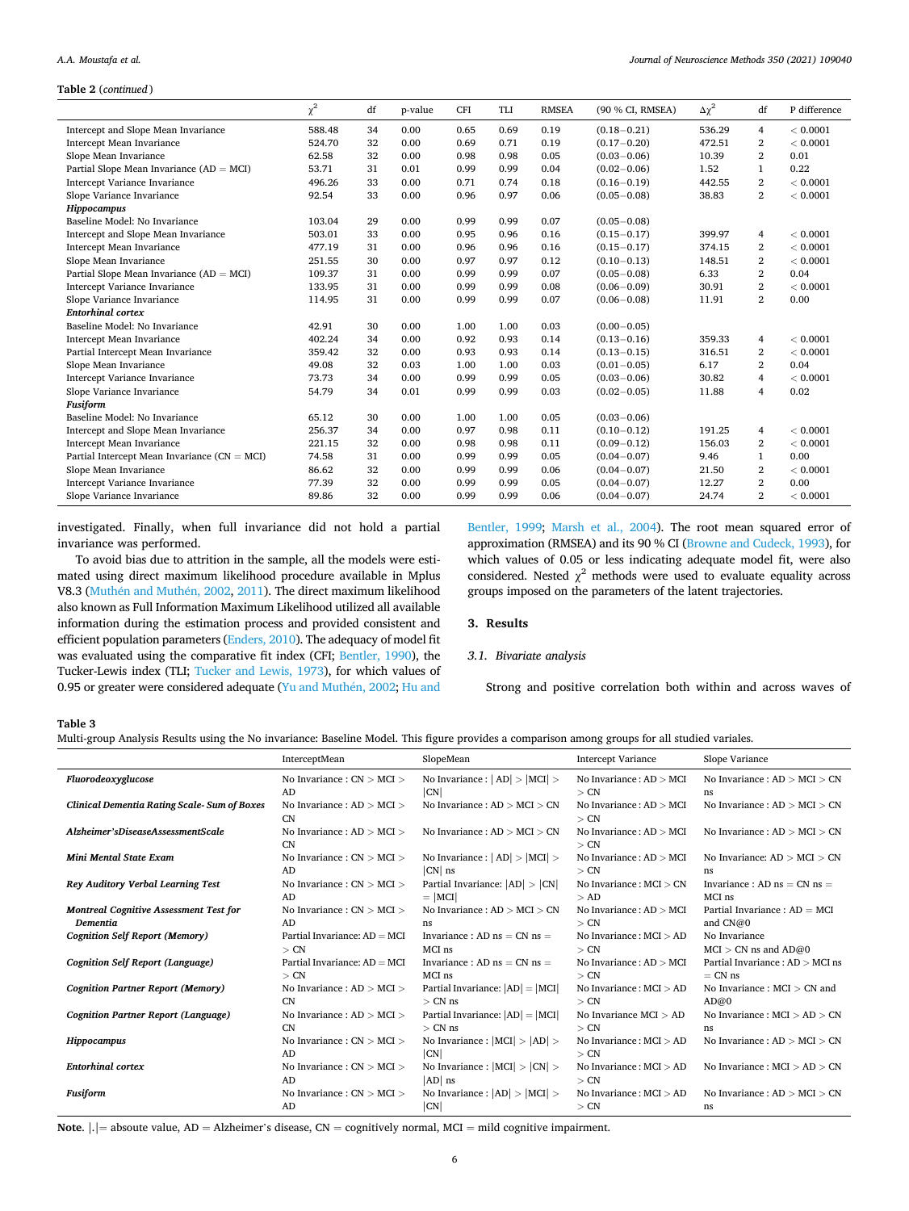**Table 2** (*continued*)

| | $\chi^2$ | df | p-value | CFI | TLI | RMSEA | (90 % CI, RMSEA) | $\Delta\chi^2$ | df | P difference |
|---|---|---|---|---|---|---|---|---|---|---|
| Intercept and Slope Mean Invariance | 588.48 | 34 | 0.00 | 0.65 | 0.69 | 0.19 | (0.18−0.21) | 536.29 | 4 | < 0.0001 |
| Intercept Mean Invariance | 524.70 | 32 | 0.00 | 0.69 | 0.71 | 0.19 | (0.17−0.20) | 472.51 | 2 | < 0.0001 |
| Slope Mean Invariance | 62.58 | 32 | 0.00 | 0.98 | 0.98 | 0.05 | (0.03−0.06) | 10.39 | 2 | 0.01 |
| Partial Slope Mean Invariance (AD = MCI) | 53.71 | 31 | 0.01 | 0.99 | 0.99 | 0.04 | (0.02−0.06) | 1.52 | 1 | 0.22 |
| Intercept Variance Invariance | 496.26 | 33 | 0.00 | 0.71 | 0.74 | 0.18 | (0.16−0.19) | 442.55 | 2 | < 0.0001 |
| Slope Variance Invariance | 92.54 | 33 | 0.00 | 0.96 | 0.97 | 0.06 | (0.05−0.08) | 38.83 | 2 | < 0.0001 |
| ***Hippocampus*** | | | | | | | | | | |
| Baseline Model: No Invariance | 103.04 | 29 | 0.00 | 0.99 | 0.99 | 0.07 | (0.05−0.08) | | | |
| Intercept and Slope Mean Invariance | 503.01 | 33 | 0.00 | 0.95 | 0.96 | 0.16 | (0.15−0.17) | 399.97 | 4 | < 0.0001 |
| Intercept Mean Invariance | 477.19 | 31 | 0.00 | 0.96 | 0.96 | 0.16 | (0.15−0.17) | 374.15 | 2 | < 0.0001 |
| Slope Mean Invariance | 251.55 | 30 | 0.00 | 0.97 | 0.97 | 0.12 | (0.10−0.13) | 148.51 | 2 | < 0.0001 |
| Partial Slope Mean Invariance (AD = MCI) | 109.37 | 31 | 0.00 | 0.99 | 0.99 | 0.07 | (0.05−0.08) | 6.33 | 2 | 0.04 |
| Intercept Variance Invariance | 133.95 | 31 | 0.00 | 0.99 | 0.99 | 0.08 | (0.06−0.09) | 30.91 | 2 | < 0.0001 |
| Slope Variance Invariance | 114.95 | 31 | 0.00 | 0.99 | 0.99 | 0.07 | (0.06−0.08) | 11.91 | 2 | 0.00 |
| ***Entorhinal cortex*** | | | | | | | | | | |
| Baseline Model: No Invariance | 42.91 | 30 | 0.00 | 1.00 | 1.00 | 0.03 | (0.00−0.05) | | | |
| Intercept Mean Invariance | 402.24 | 34 | 0.00 | 0.92 | 0.93 | 0.14 | (0.13−0.16) | 359.33 | 4 | < 0.0001 |
| Partial Intercept Mean Invariance | 359.42 | 32 | 0.00 | 0.93 | 0.93 | 0.14 | (0.13−0.15) | 316.51 | 2 | < 0.0001 |
| Slope Mean Invariance | 49.08 | 32 | 0.03 | 1.00 | 1.00 | 0.03 | (0.01−0.05) | 6.17 | 2 | 0.04 |
| Intercept Variance Invariance | 73.73 | 34 | 0.00 | 0.99 | 0.99 | 0.05 | (0.03−0.06) | 30.82 | 4 | < 0.0001 |
| Slope Variance Invariance | 54.79 | 34 | 0.01 | 0.99 | 0.99 | 0.03 | (0.02−0.05) | 11.88 | 4 | 0.02 |
| ***Fusiform*** | | | | | | | | | | |
| Baseline Model: No Invariance | 65.12 | 30 | 0.00 | 1.00 | 1.00 | 0.05 | (0.03−0.06) | | | |
| Intercept and Slope Mean Invariance | 256.37 | 34 | 0.00 | 0.97 | 0.98 | 0.11 | (0.10−0.12) | 191.25 | 4 | < 0.0001 |
| Intercept Mean Invariance | 221.15 | 32 | 0.00 | 0.98 | 0.98 | 0.11 | (0.09−0.12) | 156.03 | 2 | < 0.0001 |
| Partial Intercept Mean Invariance (CN = MCI) | 74.58 | 31 | 0.00 | 0.99 | 0.99 | 0.05 | (0.04−0.07) | 9.46 | 1 | 0.00 |
| Slope Mean Invariance | 86.62 | 32 | 0.00 | 0.99 | 0.99 | 0.06 | (0.04−0.07) | 21.50 | 2 | < 0.0001 |
| Intercept Variance Invariance | 77.39 | 32 | 0.00 | 0.99 | 0.99 | 0.05 | (0.04−0.07) | 12.27 | 2 | 0.00 |
| Slope Variance Invariance | 89.86 | 32 | 0.00 | 0.99 | 0.99 | 0.06 | (0.04−0.07) | 24.74 | 2 | < 0.0001 |

investigated. Finally, when full invariance did not hold a partial invariance was performed.

To avoid bias due to attrition in the sample, all the models were estimated using direct maximum likelihood procedure available in Mplus V8.3 (Muthén and Muthén, 2002, 2011). The direct maximum likelihood also known as Full Information Maximum Likelihood utilized all available information during the estimation process and provided consistent and efficient population parameters (Enders, 2010). The adequacy of model fit was evaluated using the comparative fit index (CFI; Bentler, 1990), the Tucker-Lewis index (TLI; Tucker and Lewis, 1973), for which values of 0.95 or greater were considered adequate (Yu and Muthén, 2002; Hu and Bentler, 1999; Marsh et al., 2004). The root mean squared error of approximation (RMSEA) and its 90 % CI (Browne and Cudeck, 1993), for which values of 0.05 or less indicating adequate model fit, were also considered. Nested $\chi^2$ methods were used to evaluate equality across groups imposed on the parameters of the latent trajectories.

## 3. Results

### 3.1. Bivariate analysis

Strong and positive correlation both within and across waves of

**Table 3**
Multi-group Analysis Results using the No invariance: Baseline Model. This figure provides a comparison among groups for all studied variales.

| | InterceptMean | SlopeMean | Intercept Variance | Slope Variance |
|---|---|---|---|---|
| ***Fluorodeoxyglucose*** | No Invariance : CN > MCI > AD | No Invariance : \| AD\| > \|MCI\| > \|CN\| | No Invariance : AD > MCI > CN | No Invariance : AD > MCI > CN ns |
| ***Clinical Dementia Rating Scale- Sum of Boxes*** | No Invariance : AD > MCI > CN | No Invariance : AD > MCI > CN | No Invariance : AD > MCI > CN | No Invariance : AD > MCI > CN |
| ***Alzheimer'sDiseaseAssessmentScale*** | No Invariance : AD > MCI > CN | No Invariance : AD > MCI > CN | No Invariance : AD > MCI > CN | No Invariance : AD > MCI > CN |
| ***Mini Mental State Exam*** | No Invariance : CN > MCI > AD | No Invariance : \| AD\| > \|MCI\| > \|CN\| ns | No Invariance : AD > MCI > CN | No Invariance: AD > MCI > CN ns |
| ***Rey Auditory Verbal Learning Test*** | No Invariance : CN > MCI > AD | Partial Invariance: \|AD\| > \|CN\| = \|MCI\| | No Invariance : MCI > CN > AD | Invariance : AD ns = CN ns = MCI ns |
| ***Montreal Cognitive Assessment Test for Dementia*** | No Invariance : CN > MCI > AD | No Invariance : AD > MCI > CN ns | No Invariance : AD > MCI > CN | Partial Invariance : AD = MCI and CN@0 |
| ***Cognition Self Report (Memory)*** | Partial Invariance: AD = MCI > CN | Invariance : AD ns = CN ns = MCI ns | No Invariance : MCI > AD > CN | No Invariance MCI > CN ns and AD@0 |
| ***Cognition Self Report (Language)*** | Partial Invariance: AD = MCI > CN | Invariance : AD ns = CN ns = MCI ns | No Invariance : AD > MCI > CN | Partial Invariance : AD > MCI ns = CN ns |
| ***Cognition Partner Report (Memory)*** | No Invariance : AD > MCI > CN | Partial Invariance: \|AD\| = \|MCI\| > CN ns | No Invariance : MCI > AD > CN | No Invariance : MCI > CN and AD@0 |
| ***Cognition Partner Report (Language)*** | No Invariance : AD > MCI > CN | Partial Invariance: \|AD\| = \|MCI\| > CN ns | No Invariance MCI > AD > CN | No Invariance : MCI > AD > CN ns |
| ***Hippocampus*** | No Invariance : CN > MCI > AD | No Invariance : \|MCI\| > \|AD\| > \|CN\| | No Invariance : MCI > AD > CN | No Invariance : AD > MCI > CN |
| ***Entorhinal cortex*** | No Invariance : CN > MCI > AD | No Invariance : \|MCI\| > \|CN\| > \|AD\| ns | No Invariance : MCI > AD > CN | No Invariance : MCI > AD > CN |
| ***Fusiform*** | No Invariance : CN > MCI > AD | No Invariance : \|AD\| > \|MCI\| > \|CN\| | No Invariance : MCI > AD > CN | No Invariance : AD > MCI > CN ns |

**Note**. \|.\|= absoute value, AD = Alzheimer's disease, CN = cognitively normal, MCI = mild cognitive impairment.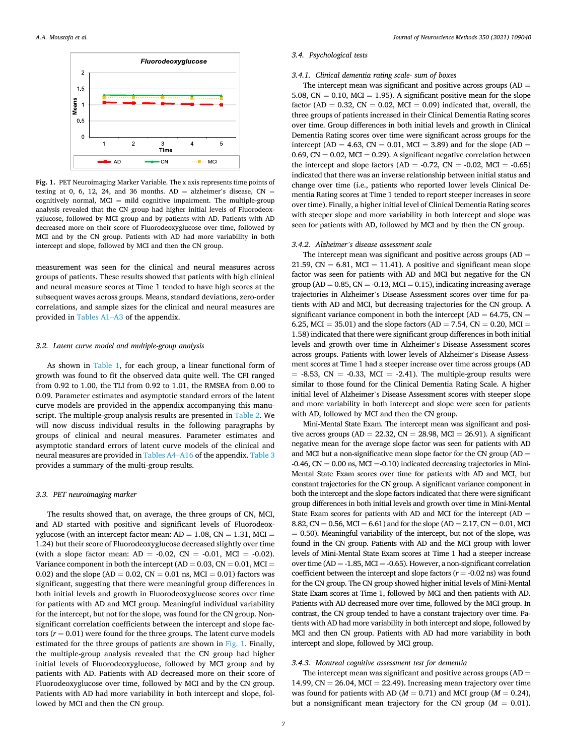Fig. 1. PET Neuroimaging Marker Variable. The x axis represents time points of testing at 0, 6, 12, 24, and 36 months. AD = alzheimer's disease, CN = cognitively normal, MCI = mild cognitive impairment. The multiple-group analysis revealed that the CN group had higher initial levels of Fluorodeoxyglucose, followed by MCI group and by patients with AD. Patients with AD decreased more on their score of Fluorodeoxyglucose over time, followed by MCI and by the CN group. Patients with AD had more variability in both intercept and slope, followed by MCI and then the CN group.

measurement was seen for the clinical and neural measures across groups of patients. These results showed that patients with high clinical and neural measure scores at Time 1 tended to have high scores at the subsequent waves across groups. Means, standard deviations, zero-order correlations, and sample sizes for the clinical and neural measures are provided in Tables A1–A3 of the appendix.

## 3.2. Latent curve model and multiple-group analysis

As shown in Table 1, for each group, a linear functional form of growth was found to fit the observed data quite well. The CFI ranged from 0.92 to 1.00, the TLI from 0.92 to 1.01, the RMSEA from 0.00 to 0.09. Parameter estimates and asymptotic standard errors of the latent curve models are provided in the appendix accompanying this manuscript. The multiple-group analysis results are presented in Table 2. We will now discuss individual results in the following paragraphs by groups of clinical and neural measures. Parameter estimates and asymptotic standard errors of latent curve models of the clinical and neural measures are provided in Tables A4–A16 of the appendix. Table 3 provides a summary of the multi-group results.

## 3.3. PET neuroimaging marker

The results showed that, on average, the three groups of CN, MCI, and AD started with positive and significant levels of Fluorodeoxyglucose (with an intercept factor mean: AD = 1.08, CN = 1.31, MCI = 1.24) but their score of Fluorodeoxyglucose decreased slightly over time (with a slope factor mean: AD = -0.02, CN = -0.01, MCI = -0.02). Variance component in both the intercept (AD = 0.03, CN = 0.01, MCI = 0.02) and the slope (AD = 0.02, CN = 0.01 ns, MCI = 0.01) factors was significant, suggesting that there were meaningful group differences in both initial levels and growth in Fluorodeoxyglucose scores over time for patients with AD and MCI group. Meaningful individual variability for the intercept, but not for the slope, was found for the CN group. Non-significant correlation coefficients between the intercept and slope factors ($r$ = 0.01) were found for the three groups. The latent curve models estimated for the three groups of patients are shown in Fig. 1. Finally, the multiple-group analysis revealed that the CN group had higher initial levels of Fluorodeoxyglucose, followed by MCI group and by patients with AD. Patients with AD decreased more on their score of Fluorodeoxyglucose over time, followed by MCI and by the CN group. Patients with AD had more variability in both intercept and slope, followed by MCI and then the CN group.

## 3.4. Psychological tests

### 3.4.1. Clinical dementia rating scale- sum of boxes

The intercept mean was significant and positive across groups (AD = 5.08, CN = 0.10, MCI = 1.95). A significant positive mean for the slope factor (AD = 0.32, CN = 0.02, MCI = 0.09) indicated that, overall, the three groups of patients increased in their Clinical Dementia Rating scores over time. Group differences in both initial levels and growth in Clinical Dementia Rating scores over time were significant across groups for the intercept (AD = 4.63, CN = 0.01, MCI = 3.89) and for the slope (AD = 0.69, CN = 0.02, MCI = 0.29). A significant negative correlation between the intercept and slope factors (AD = -0.72, CN = -0.02, MCI = -0.65) indicated that there was an inverse relationship between initial status and change over time (i.e., patients who reported lower levels Clinical Dementia Rating scores at Time 1 tended to report steeper increases in score over time). Finally, a higher initial level of Clinical Dementia Rating scores with steeper slope and more variability in both intercept and slope was seen for patients with AD, followed by MCI and by then the CN group.

### 3.4.2. Alzheimer's disease assessment scale

The intercept mean was significant and positive across groups (AD = 21.59, CN = 6.81, MCI = 11.41). A positive and significant mean slope factor was seen for patients with AD and MCI but negative for the CN group (AD = 0.85, CN = -0.13, MCI = 0.15), indicating increasing average trajectories in Alzheimer's Disease Assessment scores over time for patients with AD and MCI, but decreasing trajectories for the CN group. A significant variance component in both the intercept (AD = 64.75, CN = 6.25, MCI = 35.01) and the slope factors (AD = 7.54, CN = 0.20, MCI = 1.58) indicated that there were significant group differences in both initial levels and growth over time in Alzheimer's Disease Assessment scores across groups. Patients with lower levels of Alzheimer's Disease Assessment scores at Time 1 had a steeper increase over time across groups (AD = -8.53, CN = -0.33, MCI = -2.41). The multiple-group results were similar to those found for the Clinical Dementia Rating Scale. A higher initial level of Alzheimer's Disease Assessment scores with steeper slope and more variability in both intercept and slope were seen for patients with AD, followed by MCI and then the CN group.

Mini-Mental State Exam. The intercept mean was significant and positive across groups (AD = 22.32, CN = 28.98, MCI = 26.91). A significant negative mean for the average slope factor was seen for patients with AD and MCI but a non-significative mean slope factor for the CN group (AD = -0.46, CN = 0.00 ns, MCI = -0.10) indicated decreasing trajectories in Mini-Mental State Exam scores over time for patients with AD and MCI, but constant trajectories for the CN group. A significant variance component in both the intercept and the slope factors indicated that there were significant group differences in both initial levels and growth over time in Mini-Mental State Exam scores for patients with AD and MCI for the intercept (AD = 8.82, CN = 0.56, MCI = 6.61) and for the slope (AD = 2.17, CN = 0.01, MCI = 0.50). Meaningful variability of the intercept, but not of the slope, was found in the CN group. Patients with AD and the MCI group with lower levels of Mini-Mental State Exam scores at Time 1 had a steeper increase over time (AD = -1.85, MCI = -0.65). However, a non-significant correlation coefficient between the intercept and slope factors ($r$ = -0.02 ns) was found for the CN group. The CN group showed higher initial levels of Mini-Mental State Exam scores at Time 1, followed by MCI and then patients with AD. Patients with AD decreased more over time, followed by the MCI group. In contrast, the CN group tended to have a constant trajectory over time. Patients with AD had more variability in both intercept and slope, followed by MCI and then CN group. Patients with AD had more variability in both intercept and slope, followed by MCI group.

### 3.4.3. Montreal cognitive assessment test for dementia

The intercept mean was significant and positive across groups (AD = 14.99, CN = 26.04, MCI = 22.49). Increasing mean trajectory over time was found for patients with AD ($M$ = 0.71) and MCI group ($M$ = 0.24), but a nonsignificant mean trajectory for the CN group ($M$ = 0.01).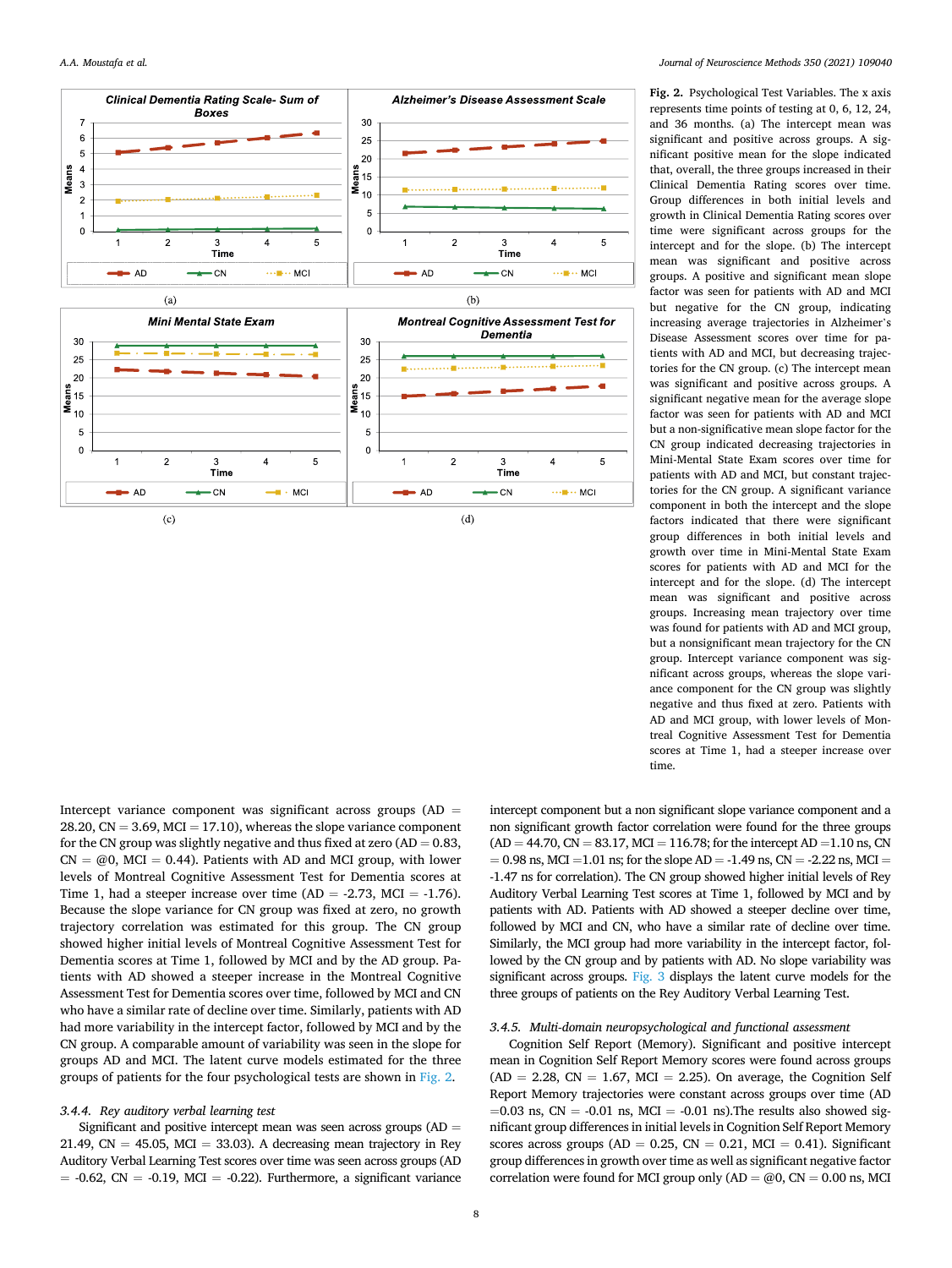**Fig. 2.** Psychological Test Variables. The x axis represents time points of testing at 0, 6, 12, 24, and 36 months. (a) The intercept mean was significant and positive across groups. A significant positive mean for the slope indicated that, overall, the three groups increased in their Clinical Dementia Rating scores over time. Group differences in both initial levels and growth in Clinical Dementia Rating scores over time were significant across groups for the intercept and for the slope. (b) The intercept mean was significant and positive across groups. A positive and significant mean slope factor was seen for patients with AD and MCI but negative for the CN group, indicating increasing average trajectories in Alzheimer's Disease Assessment scores over time for patients with AD and MCI, but decreasing trajectories for the CN group. (c) The intercept mean was significant and positive across groups. A significant negative mean for the average slope factor was seen for patients with AD and MCI but a non-significant mean slope factor for the CN group indicated decreasing trajectories in Mini-Mental State Exam scores over time for patients with AD and MCI, but constant trajectories for the CN group. A significant variance component in both the intercept and the slope factors indicated that there were significant group differences in both initial levels and growth over time in Mini-Mental State Exam scores for patients with AD and MCI for the intercept and for the slope. (d) The intercept mean was significant and positive across groups. Increasing mean trajectory over time was found for patients with AD and MCI group, but a nonsignificant mean trajectory for the CN group. Intercept variance component was significant across groups, whereas the slope variance component for the CN group was slightly negative and thus fixed at zero. Patients with AD and MCI group, with lower levels of Montreal Cognitive Assessment Test for Dementia scores at Time 1, had a steeper increase over time.

Intercept variance component was significant across groups (AD = 28.20, CN = 3.69, MCI = 17.10), whereas the slope variance component for the CN group was slightly negative and thus fixed at zero (AD = 0.83, CN = @0, MCI = 0.44). Patients with AD and MCI group, with lower levels of Montreal Cognitive Assessment Test for Dementia scores at Time 1, had a steeper increase over time (AD = -2.73, MCI = -1.76). Because the slope variance for CN group was fixed at zero, no growth trajectory correlation was estimated for this group. The CN group showed higher initial levels of Montreal Cognitive Assessment Test for Dementia scores at Time 1, followed by MCI and by the AD group. Patients with AD showed a steeper increase in the Montreal Cognitive Assessment Test for Dementia scores over time, followed by MCI and CN who have a similar rate of decline over time. Similarly, patients with AD had more variability in the intercept factor, followed by MCI and by the CN group. A comparable amount of variability was seen in the slope for groups AD and MCI. The latent curve models estimated for the three groups of patients for the four psychological tests are shown in Fig. 2.

### 3.4.4. Rey auditory verbal learning test

Significant and positive intercept mean was seen across groups (AD = 21.49, CN = 45.05, MCI = 33.03). A decreasing mean trajectory in Rey Auditory Verbal Learning Test scores over time was seen across groups (AD = -0.62, CN = -0.19, MCI = -0.22). Furthermore, a significant variance intercept component but a non significant slope variance component and a non significant growth factor correlation were found for the three groups (AD = 44.70, CN = 83.17, MCI = 116.78; for the intercept AD =1.10 ns, CN = 0.98 ns, MCI =1.01 ns; for the slope AD = -1.49 ns, CN = -2.22 ns, MCI = -1.47 ns for correlation). The CN group showed higher initial levels of Rey Auditory Verbal Learning Test scores at Time 1, followed by MCI and by patients with AD. Patients with AD showed a steeper decline over time, followed by MCI and CN, who have a similar rate of decline over time. Similarly, the MCI group had more variability in the intercept factor, followed by the CN group and by patients with AD. No slope variability was significant across groups. Fig. 3 displays the latent curve models for the three groups of patients on the Rey Auditory Verbal Learning Test.

### 3.4.5. Multi-domain neuropsychological and functional assessment

Cognition Self Report (Memory). Significant and positive intercept mean in Cognition Self Report Memory scores were found across groups (AD = 2.28, CN = 1.67, MCI = 2.25). On average, the Cognition Self Report Memory trajectories were constant across groups over time (AD =0.03 ns, CN = -0.01 ns, MCI = -0.01 ns).The results also showed significant group differences in initial levels in Cognition Self Report Memory scores across groups (AD = 0.25, CN = 0.21, MCI = 0.41). Significant group differences in growth over time as well as significant negative factor correlation were found for MCI group only (AD = @0, CN = 0.00 ns, MCI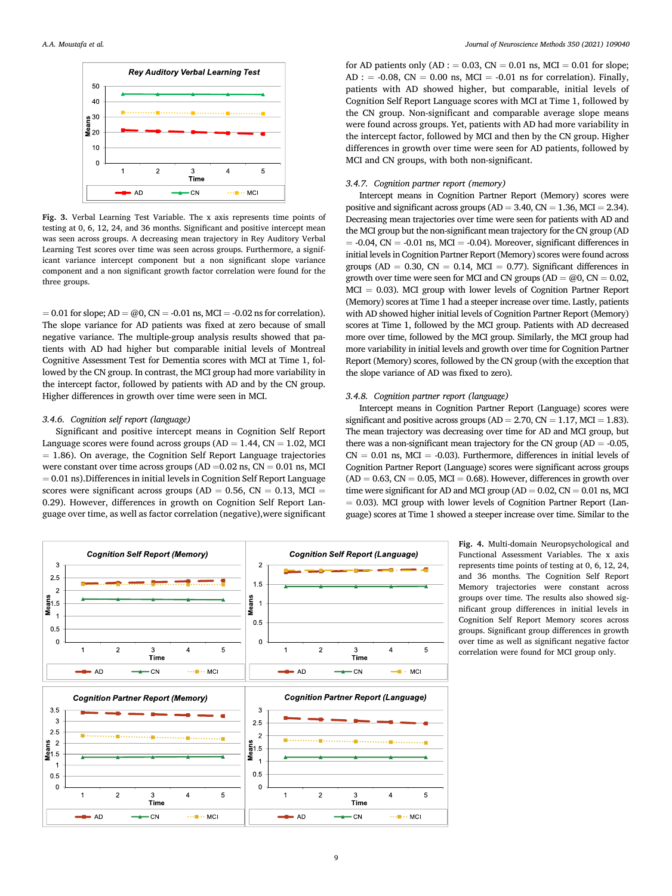Fig. 3. Verbal Learning Test Variable. The x axis represents time points of testing at 0, 6, 12, 24, and 36 months. Significant and positive intercept mean was seen across groups. A decreasing mean trajectory in Rey Auditory Verbal Learning Test scores over time was seen across groups. Furthermore, a significant variance intercept component but a non significant slope variance component and a non significant growth factor correlation were found for the three groups.

= 0.01 for slope; AD = @0, CN = -0.01 ns, MCI = -0.02 ns for correlation). The slope variance for AD patients was fixed at zero because of small negative variance. The multiple-group analysis results showed that patients with AD had higher but comparable initial levels of Montreal Cognitive Assessment Test for Dementia scores with MCI at Time 1, followed by the CN group. In contrast, the MCI group had more variability in the intercept factor, followed by patients with AD and by the CN group. Higher differences in growth over time were seen in MCI.

#### 3.4.6. Cognition self report (language)

Significant and positive intercept means in Cognition Self Report Language scores were found across groups (AD = 1.44, CN = 1.02, MCI = 1.86). On average, the Cognition Self Report Language trajectories were constant over time across groups (AD =0.02 ns, CN = 0.01 ns, MCI = 0.01 ns).Differences in initial levels in Cognition Self Report Language scores were significant across groups (AD = 0.56, CN = 0.13, MCI = 0.29). However, differences in growth on Cognition Self Report Language over time, as well as factor correlation (negative),were significant for AD patients only (AD : = 0.03, CN = 0.01 ns, MCI = 0.01 for slope; AD : = -0.08, CN = 0.00 ns, MCI = -0.01 ns for correlation). Finally, patients with AD showed higher, but comparable, initial levels of Cognition Self Report Language scores with MCI at Time 1, followed by the CN group. Non-significant and comparable average slope means were found across groups. Yet, patients with AD had more variability in the intercept factor, followed by MCI and then by the CN group. Higher differences in growth over time were seen for AD patients, followed by MCI and CN groups, with both non-significant.

#### 3.4.7. Cognition partner report (memory)

Intercept means in Cognition Partner Report (Memory) scores were positive and significant across groups (AD = 3.40, CN = 1.36, MCI = 2.34). Decreasing mean trajectories over time were seen for patients with AD and the MCI group but the non-significant mean trajectory for the CN group (AD = -0.04, CN = -0.01 ns, MCI = -0.04). Moreover, significant differences in initial levels in Cognition Partner Report (Memory) scores were found across groups (AD = 0.30, CN = 0.14, MCI = 0.77). Significant differences in growth over time were seen for MCI and CN groups (AD = @0, CN = 0.02, MCI = 0.03). MCI group with lower levels of Cognition Partner Report (Memory) scores at Time 1 had a steeper increase over time. Lastly, patients with AD showed higher initial levels of Cognition Partner Report (Memory) scores at Time 1, followed by the MCI group. Patients with AD decreased more over time, followed by the MCI group. Similarly, the MCI group had more variability in initial levels and growth over time for Cognition Partner Report (Memory) scores, followed by the CN group (with the exception that the slope variance of AD was fixed to zero).

#### 3.4.8. Cognition partner report (language)

Intercept means in Cognition Partner Report (Language) scores were significant and positive across groups (AD = 2.70, CN = 1.17, MCI = 1.83). The mean trajectory was decreasing over time for AD and MCI group, but there was a non-significant mean trajectory for the CN group (AD = -0.05, CN = 0.01 ns, MCI = -0.03). Furthermore, differences in initial levels of Cognition Partner Report (Language) scores were significant across groups (AD = 0.63, CN = 0.05, MCI = 0.68). However, differences in growth over time were significant for AD and MCI group (AD = 0.02, CN = 0.01 ns, MCI = 0.03). MCI group with lower levels of Cognition Partner Report (Language) scores at Time 1 showed a steeper increase over time. Similar to the

Fig. 4. Multi-domain Neuropsychological and Functional Assessment Variables. The x axis represents time points of testing at 0, 6, 12, 24, and 36 months. The Cognition Self Report Memory trajectories were constant across groups over time. The results also showed significant group differences in initial levels in Cognition Self Report Memory scores across groups. Significant group differences in growth over time as well as significant negative factor correlation were found for MCI group only.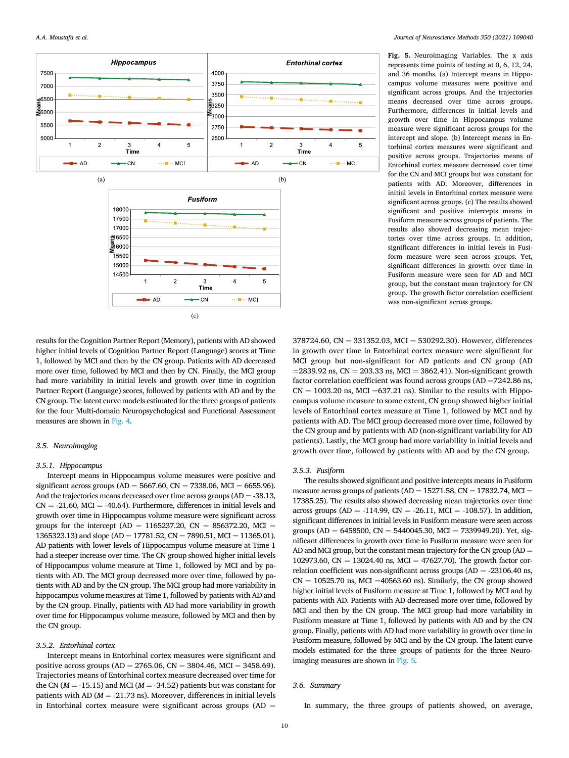**Fig. 5.** Neuroimaging Variables. The x axis represents time points of testing at 0, 6, 12, 24, and 36 months. (a) Intercept means in Hippocampus volume measures were positive and significant across groups. And the trajectories means decreased over time across groups. Furthermore, differences in initial levels and growth over time in Hippocampus volume measure were significant across groups for the intercept and slope. (b) Intercept means in Entorhinal cortex measures were significant and positive across groups. Trajectories means of Entorhinal cortex measure decreased over time for the CN and MCI groups but was constant for patients with AD. Moreover, differences in initial levels in Entorhinal cortex measure were significant across groups. (c) The results showed significant and positive intercepts means in Fusiform measure across groups of patients. The results also showed decreasing mean trajectories over time across groups. In addition, significant differences in initial levels in Fusiform measure were seen across groups. Yet, significant differences in growth over time in Fusiform measure were seen for AD and MCI group, but the constant mean trajectory for CN group. The growth factor correlation coefficient was non-significant across groups.

results for the Cognition Partner Report (Memory), patients with AD showed higher initial levels of Cognition Partner Report (Language) scores at Time 1, followed by MCI and then by the CN group. Patients with AD decreased more over time, followed by MCI and then by CN. Finally, the MCI group had more variability in initial levels and growth over time in cognition Partner Report (Language) scores, followed by patients with AD and by the CN group. The latent curve models estimated for the three groups of patients for the four Multi-domain Neuropsychological and Functional Assessment measures are shown in Fig. 4.

### 3.5. Neuroimaging

#### 3.5.1. Hippocampus

Intercept means in Hippocampus volume measures were positive and significant across groups (AD = 5667.60, CN = 7338.06, MCI = 6655.96). And the trajectories means decreased over time across groups (AD = -38.13, CN = -21.60, MCI = -40.64). Furthermore, differences in initial levels and growth over time in Hippocampus volume measure were significant across groups for the intercept (AD = 1165237.20, CN = 856372.20, MCI = 1365323.13) and slope (AD = 17781.52, CN = 7890.51, MCI = 11365.01). AD patients with lower levels of Hippocampus volume measure at Time 1 had a steeper increase over time. The CN group showed higher initial levels of Hippocampus volume measure at Time 1, followed by MCI and by patients with AD. The MCI group decreased more over time, followed by patients with AD and by the CN group. The MCI group had more variability in hippocampus volume measures at Time 1, followed by patients with AD and by the CN group. Finally, patients with AD had more variability in growth over time for Hippocampus volume measure, followed by MCI and then by the CN group.

#### 3.5.2. Entorhinal cortex

Intercept means in Entorhinal cortex measures were significant and positive across groups (AD = 2765.06, CN = 3804.46, MCI = 3458.69). Trajectories means of Entorhinal cortex measure decreased over time for the CN ($M$ = -15.15) and MCI ($M$ = -34.52) patients but was constant for patients with AD ($M$ = -21.73 ns). Moreover, differences in initial levels in Entorhinal cortex measure were significant across groups (AD = 378724.60, CN = 331352.03, MCI = 530292.30). However, differences in growth over time in Entorhinal cortex measure were significant for MCI group but non-significant for AD patients and CN group (AD =2839.92 ns, CN = 203.33 ns, MCI = 3862.41). Non-significant growth factor correlation coefficient was found across groups (AD =7242.86 ns, CN = 1003.20 ns, MCI =637.21 ns). Similar to the results with Hippocampus volume measure to some extent, CN group showed higher initial levels of Entorhinal cortex measure at Time 1, followed by MCI and by patients with AD. The MCI group decreased more over time, followed by the CN group and by patients with AD (non-significant variability for AD patients). Lastly, the MCI group had more variability in initial levels and growth over time, followed by patients with AD and by the CN group.

#### 3.5.3. Fusiform

The results showed significant and positive intercepts means in Fusiform measure across groups of patients (AD = 15271.58, CN = 17832.74, MCI = 17385.25). The results also showed decreasing mean trajectories over time across groups (AD = -114.99, CN = -26.11, MCI = -108.57). In addition, significant differences in initial levels in Fusiform measure were seen across groups (AD = 6458500, CN = 5440045.30, MCI = 7339949.20). Yet, significant differences in growth over time in Fusiform measure were seen for AD and MCI group, but the constant mean trajectory for the CN group (AD = 102973.60, CN = 13024.40 ns, MCI = 47627.70). The growth factor correlation coefficient was non-significant across groups (AD = -23106.40 ns, CN = 10525.70 ns, MCI =40563.60 ns). Similarly, the CN group showed higher initial levels of Fusiform measure at Time 1, followed by MCI and by patients with AD. Patients with AD decreased more over time, followed by MCI and then by the CN group. The MCI group had more variability in Fusiform measure at Time 1, followed by patients with AD and by the CN group. Finally, patients with AD had more variability in growth over time in Fusiform measure, followed by MCI and by the CN group. The latent curve models estimated for the three groups of patients for the three Neuroimaging measures are shown in Fig. 5.

### 3.6. Summary

In summary, the three groups of patients showed, on average,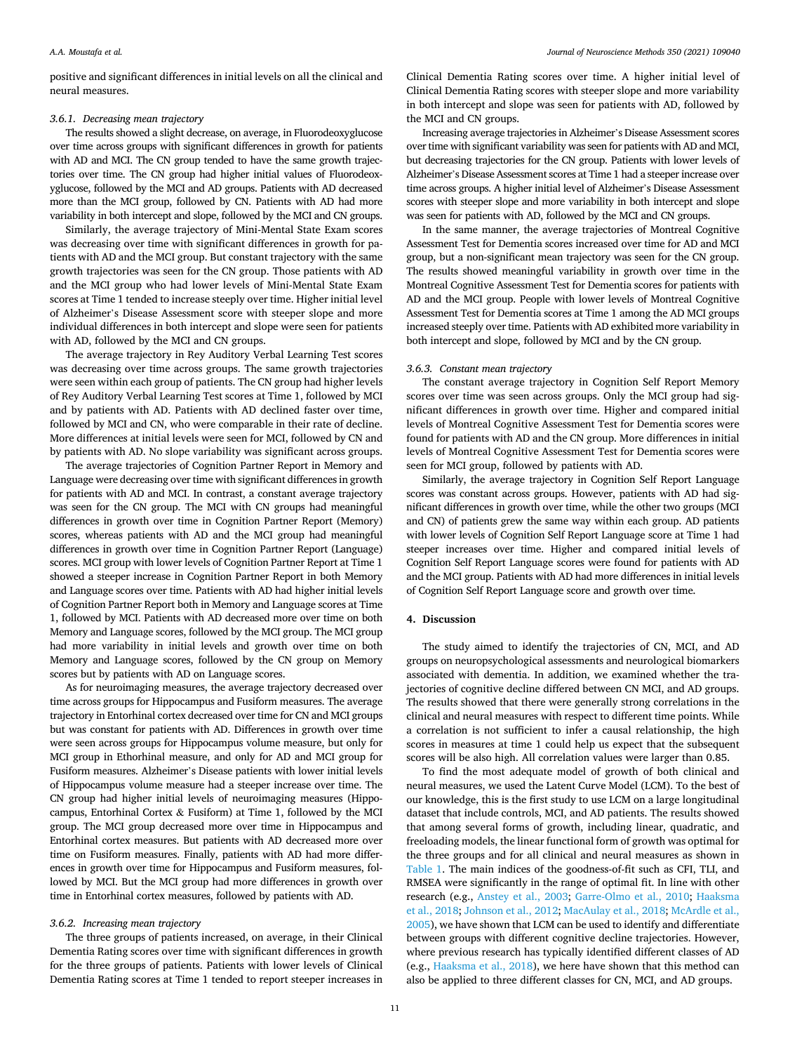positive and significant differences in initial levels on all the clinical and neural measures.

#### 3.6.1. Decreasing mean trajectory

The results showed a slight decrease, on average, in Fluorodeoxyglucose over time across groups with significant differences in growth for patients with AD and MCI. The CN group tended to have the same growth trajectories over time. The CN group had higher initial values of Fluorodeoxyglucose, followed by the MCI and AD groups. Patients with AD decreased more than the MCI group, followed by CN. Patients with AD had more variability in both intercept and slope, followed by the MCI and CN groups.

Similarly, the average trajectory of Mini-Mental State Exam scores was decreasing over time with significant differences in growth for patients with AD and the MCI group. But constant trajectory with the same growth trajectories was seen for the CN group. Those patients with AD and the MCI group who had lower levels of Mini-Mental State Exam scores at Time 1 tended to increase steeply over time. Higher initial level of Alzheimer's Disease Assessment score with steeper slope and more individual differences in both intercept and slope were seen for patients with AD, followed by the MCI and CN groups.

The average trajectory in Rey Auditory Verbal Learning Test scores was decreasing over time across groups. The same growth trajectories were seen within each group of patients. The CN group had higher levels of Rey Auditory Verbal Learning Test scores at Time 1, followed by MCI and by patients with AD. Patients with AD declined faster over time, followed by MCI and CN, who were comparable in their rate of decline. More differences at initial levels were seen for MCI, followed by CN and by patients with AD. No slope variability was significant across groups.

The average trajectories of Cognition Partner Report in Memory and Language were decreasing over time with significant differences in growth for patients with AD and MCI. In contrast, a constant average trajectory was seen for the CN group. The MCI with CN groups had meaningful differences in growth over time in Cognition Partner Report (Memory) scores, whereas patients with AD and the MCI group had meaningful differences in growth over time in Cognition Partner Report (Language) scores. MCI group with lower levels of Cognition Partner Report at Time 1 showed a steeper increase in Cognition Partner Report in both Memory and Language scores over time. Patients with AD had higher initial levels of Cognition Partner Report both in Memory and Language scores at Time 1, followed by MCI. Patients with AD decreased more over time on both Memory and Language scores, followed by the MCI group. The MCI group had more variability in initial levels and growth over time on both Memory and Language scores, followed by the CN group on Memory scores but by patients with AD on Language scores.

As for neuroimaging measures, the average trajectory decreased over time across groups for Hippocampus and Fusiform measures. The average trajectory in Entorhinal cortex decreased over time for CN and MCI groups but was constant for patients with AD. Differences in growth over time were seen across groups for Hippocampus volume measure, but only for MCI group in Ethorhinal measure, and only for AD and MCI group for Fusiform measures. Alzheimer's Disease patients with lower initial levels of Hippocampus volume measure had a steeper increase over time. The CN group had higher initial levels of neuroimaging measures (Hippocampus, Entorhinal Cortex & Fusiform) at Time 1, followed by the MCI group. The MCI group decreased more over time in Hippocampus and Entorhinal cortex measures. But patients with AD decreased more over time on Fusiform measures. Finally, patients with AD had more differences in growth over time for Hippocampus and Fusiform measures, followed by MCI. But the MCI group had more differences in growth over time in Entorhinal cortex measures, followed by patients with AD.

#### 3.6.2. Increasing mean trajectory

The three groups of patients increased, on average, in their Clinical Dementia Rating scores over time with significant differences in growth for the three groups of patients. Patients with lower levels of Clinical Dementia Rating scores at Time 1 tended to report steeper increases in Clinical Dementia Rating scores over time. A higher initial level of Clinical Dementia Rating scores with steeper slope and more variability in both intercept and slope was seen for patients with AD, followed by the MCI and CN groups.

Increasing average trajectories in Alzheimer's Disease Assessment scores over time with significant variability was seen for patients with AD and MCI, but decreasing trajectories for the CN group. Patients with lower levels of Alzheimer's Disease Assessment scores at Time 1 had a steeper increase over time across groups. A higher initial level of Alzheimer's Disease Assessment scores with steeper slope and more variability in both intercept and slope was seen for patients with AD, followed by the MCI and CN groups.

In the same manner, the average trajectories of Montreal Cognitive Assessment Test for Dementia scores increased over time for AD and MCI group, but a non-significant mean trajectory was seen for the CN group. The results showed meaningful variability in growth over time in the Montreal Cognitive Assessment Test for Dementia scores for patients with AD and the MCI group. People with lower levels of Montreal Cognitive Assessment Test for Dementia scores at Time 1 among the AD MCI groups increased steeply over time. Patients with AD exhibited more variability in both intercept and slope, followed by MCI and by the CN group.

#### 3.6.3. Constant mean trajectory

The constant average trajectory in Cognition Self Report Memory scores over time was seen across groups. Only the MCI group had significant differences in growth over time. Higher and compared initial levels of Montreal Cognitive Assessment Test for Dementia scores were found for patients with AD and the CN group. More differences in initial levels of Montreal Cognitive Assessment Test for Dementia scores were seen for MCI group, followed by patients with AD.

Similarly, the average trajectory in Cognition Self Report Language scores was constant across groups. However, patients with AD had significant differences in growth over time, while the other two groups (MCI and CN) of patients grew the same way within each group. AD patients with lower levels of Cognition Self Report Language score at Time 1 had steeper increases over time. Higher and compared initial levels of Cognition Self Report Language scores were found for patients with AD and the MCI group. Patients with AD had more differences in initial levels of Cognition Self Report Language score and growth over time.

## 4. Discussion

The study aimed to identify the trajectories of CN, MCI, and AD groups on neuropsychological assessments and neurological biomarkers associated with dementia. In addition, we examined whether the trajectories of cognitive decline differed between CN MCI, and AD groups. The results showed that there were generally strong correlations in the clinical and neural measures with respect to different time points. While a correlation is not sufficient to infer a causal relationship, the high scores in measures at time 1 could help us expect that the subsequent scores will be also high. All correlation values were larger than 0.85.

To find the most adequate model of growth of both clinical and neural measures, we used the Latent Curve Model (LCM). To the best of our knowledge, this is the first study to use LCM on a large longitudinal dataset that include controls, MCI, and AD patients. The results showed that among several forms of growth, including linear, quadratic, and freeloading models, the linear functional form of growth was optimal for the three groups and for all clinical and neural measures as shown in Table 1. The main indices of the goodness-of-fit such as CFI, TLI, and RMSEA were significantly in the range of optimal fit. In line with other research (e.g., Anstey et al., 2003; Garre-Olmo et al., 2010; Haaksma et al., 2018; Johnson et al., 2012; MacAulay et al., 2018; McArdle et al., 2005), we have shown that LCM can be used to identify and differentiate between groups with different cognitive decline trajectories. However, where previous research has typically identified different classes of AD (e.g., Haaksma et al., 2018), we here have shown that this method can also be applied to three different classes for CN, MCI, and AD groups.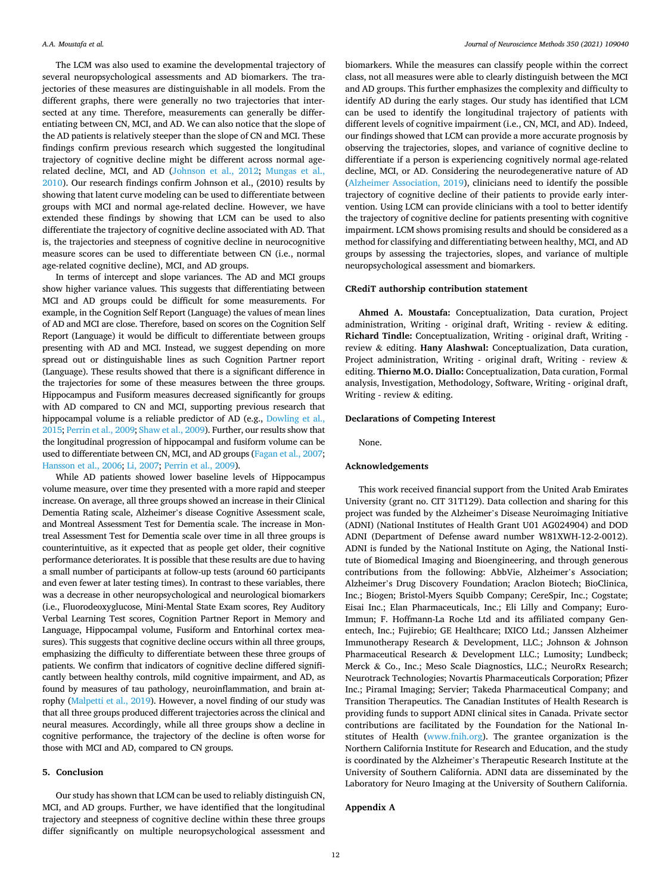The LCM was also used to examine the developmental trajectory of several neuropsychological assessments and AD biomarkers. The trajectories of these measures are distinguishable in all models. From the different graphs, there were generally no two trajectories that intersected at any time. Therefore, measurements can generally be differentiating between CN, MCI, and AD. We can also notice that the slope of the AD patients is relatively steeper than the slope of CN and MCI. These findings confirm previous research which suggested the longitudinal trajectory of cognitive decline might be different across normal age-related decline, MCI, and AD (Johnson et al., 2012; Mungas et al., 2010). Our research findings confirm Johnson et al., (2010) results by showing that latent curve modeling can be used to differentiate between groups with MCI and normal age-related decline. However, we have extended these findings by showing that LCM can be used to also differentiate the trajectory of cognitive decline associated with AD. That is, the trajectories and steepness of cognitive decline in neurocognitive measure scores can be used to differentiate between CN (i.e., normal age-related cognitive decline), MCI, and AD groups.

In terms of intercept and slope variances. The AD and MCI groups show higher variance values. This suggests that differentiating between MCI and AD groups could be difficult for some measurements. For example, in the Cognition Self Report (Language) the values of mean lines of AD and MCI are close. Therefore, based on scores on the Cognition Self Report (Language) it would be difficult to differentiate between groups presenting with AD and MCI. Instead, we suggest depending on more spread out or distinguishable lines as such Cognition Partner report (Language). These results showed that there is a significant difference in the trajectories for some of these measures between the three groups. Hippocampus and Fusiform measures decreased significantly for groups with AD compared to CN and MCI, supporting previous research that hippocampal volume is a reliable predictor of AD (e.g., Dowling et al., 2015; Perrin et al., 2009; Shaw et al., 2009). Further, our results show that the longitudinal progression of hippocampal and fusiform volume can be used to differentiate between CN, MCI, and AD groups (Fagan et al., 2007; Hansson et al., 2006; Li, 2007; Perrin et al., 2009).

While AD patients showed lower baseline levels of Hippocampus volume measure, over time they presented with a more rapid and steeper increase. On average, all three groups showed an increase in their Clinical Dementia Rating scale, Alzheimer's disease Cognitive Assessment scale, and Montreal Assessment Test for Dementia scale. The increase in Montreal Assessment Test for Dementia scale over time in all three groups is counterintuitive, as it expected that as people get older, their cognitive performance deteriorates. It is possible that these results are due to having a small number of participants at follow-up tests (around 60 participants and even fewer at later testing times). In contrast to these variables, there was a decrease in other neuropsychological and neurological biomarkers (i.e., Fluorodeoxyglucose, Mini-Mental State Exam scores, Rey Auditory Verbal Learning Test scores, Cognition Partner Report in Memory and Language, Hippocampal volume, Fusiform and Entorhinal cortex measures). This suggests that cognitive decline occurs within all three groups, emphasizing the difficulty to differentiate between these three groups of patients. We confirm that indicators of cognitive decline differed significantly between healthy controls, mild cognitive impairment, and AD, as found by measures of tau pathology, neuroinflammation, and brain atrophy (Malpetti et al., 2019). However, a novel finding of our study was that all three groups produced different trajectories across the clinical and neural measures. Accordingly, while all three groups show a decline in cognitive performance, the trajectory of the decline is often worse for those with MCI and AD, compared to CN groups.

## 5. Conclusion

Our study has shown that LCM can be used to reliably distinguish CN, MCI, and AD groups. Further, we have identified that the longitudinal trajectory and steepness of cognitive decline within these three groups differ significantly on multiple neuropsychological assessment and biomarkers. While the measures can classify people within the correct class, not all measures were able to clearly distinguish between the MCI and AD groups. This further emphasizes the complexity and difficulty to identify AD during the early stages. Our study has identified that LCM can be used to identify the longitudinal trajectory of patients with different levels of cognitive impairment (i.e., CN, MCI, and AD). Indeed, our findings showed that LCM can provide a more accurate prognosis by observing the trajectories, slopes, and variance of cognitive decline to differentiate if a person is experiencing cognitively normal age-related decline, MCI, or AD. Considering the neurodegenerative nature of AD (Alzheimer Association, 2019), clinicians need to identify the possible trajectory of cognitive decline of their patients to provide early intervention. Using LCM can provide clinicians with a tool to better identify the trajectory of cognitive decline for patients presenting with cognitive impairment. LCM shows promising results and should be considered as a method for classifying and differentiating between healthy, MCI, and AD groups by assessing the trajectories, slopes, and variance of multiple neuropsychological assessment and biomarkers.

### CRediT authorship contribution statement

**Ahmed A. Moustafa:** Conceptualization, Data curation, Project administration, Writing - original draft, Writing - review & editing. **Richard Tindle:** Conceptualization, Writing - original draft, Writing - review & editing. **Hany Alashwal:** Conceptualization, Data curation, Project administration, Writing - original draft, Writing - review & editing. **Thierno M.O. Diallo:** Conceptualization, Data curation, Formal analysis, Investigation, Methodology, Software, Writing - original draft, Writing - review & editing.

### Declarations of Competing Interest

None.

### Acknowledgements

This work received financial support from the United Arab Emirates University (grant no. CIT 31T129). Data collection and sharing for this project was funded by the Alzheimer's Disease Neuroimaging Initiative (ADNI) (National Institutes of Health Grant U01 AG024904) and DOD ADNI (Department of Defense award number W81XWH-12-2-0012). ADNI is funded by the National Institute on Aging, the National Institute of Biomedical Imaging and Bioengineering, and through generous contributions from the following: AbbVie, Alzheimer's Association; Alzheimer's Drug Discovery Foundation; Araclon Biotech; BioClinica, Inc.; Biogen; Bristol-Myers Squibb Company; CereSpir, Inc.; Cogstate; Eisai Inc.; Elan Pharmaceuticals, Inc.; Eli Lilly and Company; EuroImmun; F. Hoffmann-La Roche Ltd and its affiliated company Genentech, Inc.; Fujirebio; GE Healthcare; IXICO Ltd.; Janssen Alzheimer Immunotherapy Research & Development, LLC.; Johnson & Johnson Pharmaceutical Research & Development LLC.; Lumosity; Lundbeck; Merck & Co., Inc.; Meso Scale Diagnostics, LLC.; NeuroRx Research; Neurotrack Technologies; Novartis Pharmaceuticals Corporation; Pfizer Inc.; Piramal Imaging; Servier; Takeda Pharmaceutical Company; and Transition Therapeutics. The Canadian Institutes of Health Research is providing funds to support ADNI clinical sites in Canada. Private sector contributions are facilitated by the Foundation for the National Institutes of Health (www.fnih.org). The grantee organization is the Northern California Institute for Research and Education, and the study is coordinated by the Alzheimer's Therapeutic Research Institute at the University of Southern California. ADNI data are disseminated by the Laboratory for Neuro Imaging at the University of Southern California.

### Appendix A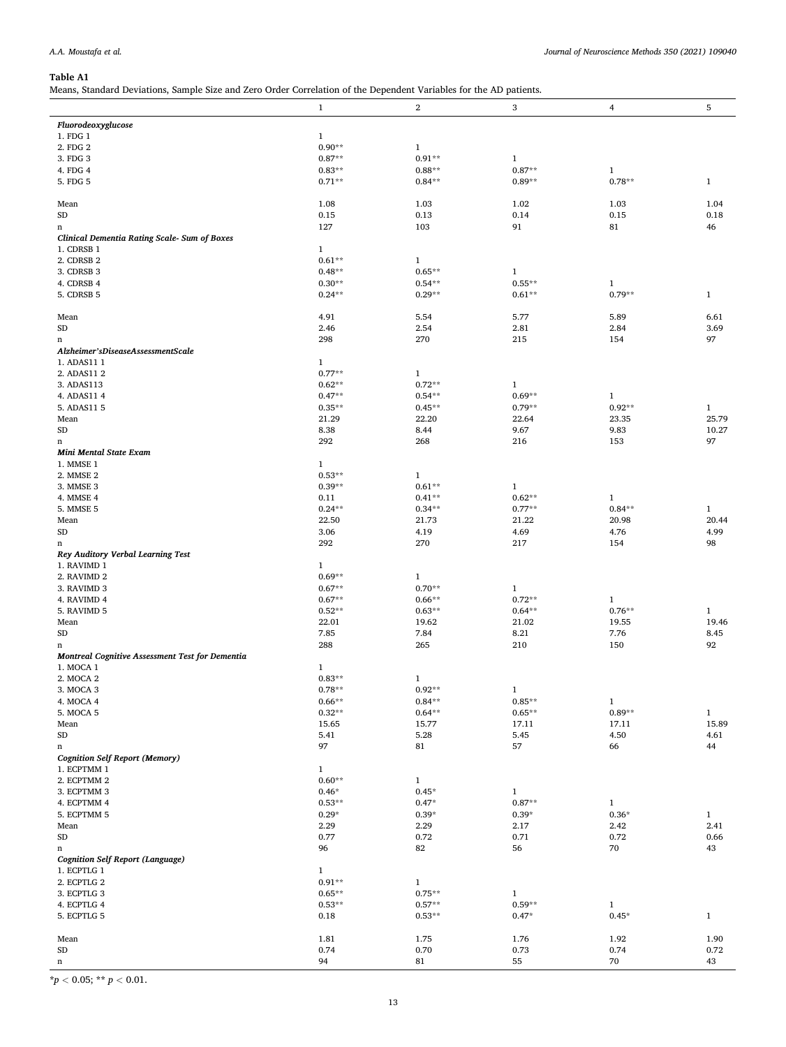**Table A1**

Means, Standard Deviations, Sample Size and Zero Order Correlation of the Dependent Variables for the AD patients.

| | 1 | 2 | 3 | 4 | 5 |
|---|---|---|---|---|---|
| ***Fluorodeoxyglucose*** | | | | | |
| 1. FDG 1 | 1 | | | | |
| 2. FDG 2 | 0.90** | 1 | | | |
| 3. FDG 3 | 0.87** | 0.91** | 1 | | |
| 4. FDG 4 | 0.83** | 0.88** | 0.87** | 1 | |
| 5. FDG 5 | 0.71** | 0.84** | 0.89** | 0.78** | 1 |
| Mean | 1.08 | 1.03 | 1.02 | 1.03 | 1.04 |
| SD | 0.15 | 0.13 | 0.14 | 0.15 | 0.18 |
| n | 127 | 103 | 91 | 81 | 46 |
| ***Clinical Dementia Rating Scale- Sum of Boxes*** | | | | | |
| 1. CDRSB 1 | 1 | | | | |
| 2. CDRSB 2 | 0.61** | 1 | | | |
| 3. CDRSB 3 | 0.48** | 0.65** | 1 | | |
| 4. CDRSB 4 | 0.30** | 0.54** | 0.55** | 1 | |
| 5. CDRSB 5 | 0.24** | 0.29** | 0.61** | 0.79** | 1 |
| Mean | 4.91 | 5.54 | 5.77 | 5.89 | 6.61 |
| SD | 2.46 | 2.54 | 2.81 | 2.84 | 3.69 |
| n | 298 | 270 | 215 | 154 | 97 |
| ***Alzheimer'sDiseaseAssessmentScale*** | | | | | |
| 1. ADAS11 1 | 1 | | | | |
| 2. ADAS11 2 | 0.77** | 1 | | | |
| 3. ADAS113 | 0.62** | 0.72** | 1 | | |
| 4. ADAS11 4 | 0.47** | 0.54** | 0.69** | 1 | |
| 5. ADAS11 5 | 0.35** | 0.45** | 0.79** | 0.92** | 1 |
| Mean | 21.29 | 22.20 | 22.64 | 23.35 | 25.79 |
| SD | 8.38 | 8.44 | 9.67 | 9.83 | 10.27 |
| n | 292 | 268 | 216 | 153 | 97 |
| ***Mini Mental State Exam*** | | | | | |
| 1. MMSE 1 | 1 | | | | |
| 2. MMSE 2 | 0.53** | 1 | | | |
| 3. MMSE 3 | 0.39** | 0.61** | 1 | | |
| 4. MMSE 4 | 0.11 | 0.41** | 0.62** | 1 | |
| 5. MMSE 5 | 0.24** | 0.34** | 0.77** | 0.84** | 1 |
| Mean | 22.50 | 21.73 | 21.22 | 20.98 | 20.44 |
| SD | 3.06 | 4.19 | 4.69 | 4.76 | 4.99 |
| n | 292 | 270 | 217 | 154 | 98 |
| ***Rey Auditory Verbal Learning Test*** | | | | | |
| 1. RAVIMD 1 | 1 | | | | |
| 2. RAVIMD 2 | 0.69** | 1 | | | |
| 3. RAVIMD 3 | 0.67** | 0.70** | 1 | | |
| 4. RAVIMD 4 | 0.67** | 0.66** | 0.72** | 1 | |
| 5. RAVIMD 5 | 0.52** | 0.63** | 0.64** | 0.76** | 1 |
| Mean | 22.01 | 19.62 | 21.02 | 19.55 | 19.46 |
| SD | 7.85 | 7.84 | 8.21 | 7.76 | 8.45 |
| n | 288 | 265 | 210 | 150 | 92 |
| ***Montreal Cognitive Assessment Test for Dementia*** | | | | | |
| 1. MOCA 1 | 1 | | | | |
| 2. MOCA 2 | 0.83** | 1 | | | |
| 3. MOCA 3 | 0.78** | 0.92** | 1 | | |
| 4. MOCA 4 | 0.66** | 0.84** | 0.85** | 1 | |
| 5. MOCA 5 | 0.32** | 0.64** | 0.65** | 0.89** | 1 |
| Mean | 15.65 | 15.77 | 17.11 | 17.11 | 15.89 |
| SD | 5.41 | 5.28 | 5.45 | 4.50 | 4.61 |
| n | 97 | 81 | 57 | 66 | 44 |
| ***Cognition Self Report (Memory)*** | | | | | |
| 1. ECPTMM 1 | 1 | | | | |
| 2. ECPTMM 2 | 0.60** | 1 | | | |
| 3. ECPTMM 3 | 0.46* | 0.45* | 1 | | |
| 4. ECPTMM 4 | 0.53** | 0.47* | 0.87** | 1 | |
| 5. ECPTMM 5 | 0.29* | 0.39* | 0.39* | 0.36* | 1 |
| Mean | 2.29 | 2.29 | 2.17 | 2.42 | 2.41 |
| SD | 0.77 | 0.72 | 0.71 | 0.72 | 0.66 |
| n | 96 | 82 | 56 | 70 | 43 |
| ***Cognition Self Report (Language)*** | | | | | |
| 1. ECPTLG 1 | 1 | | | | |
| 2. ECPTLG 2 | 0.91** | 1 | | | |
| 3. ECPTLG 3 | 0.65** | 0.75** | 1 | | |
| 4. ECPTLG 4 | 0.53** | 0.57** | 0.59** | 1 | |
| 5. ECPTLG 5 | 0.18 | 0.53** | 0.47* | 0.45* | 1 |
| Mean | 1.81 | 1.75 | 1.76 | 1.92 | 1.90 |
| SD | 0.74 | 0.70 | 0.73 | 0.74 | 0.72 |
| n | 94 | 81 | 55 | 70 | 43 |

*$p < 0.05$; ** $p < 0.01$.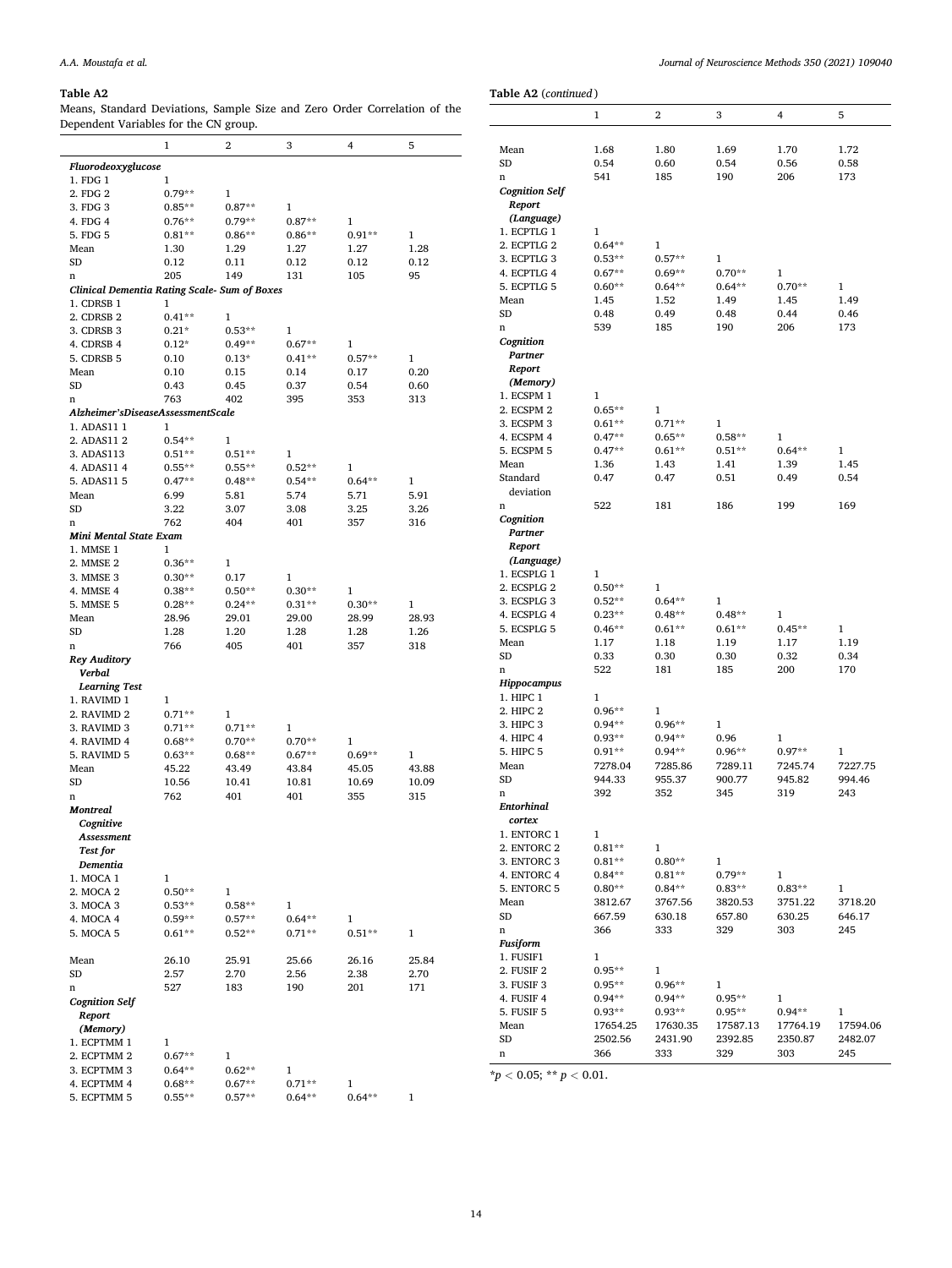**Table A2**
Means, Standard Deviations, Sample Size and Zero Order Correlation of the Dependent Variables for the CN group.

| | 1 | 2 | 3 | 4 | 5 |
|---|---|---|---|---|---|
| ***Fluorodeoxyglucose*** | | | | | |
| 1. FDG 1 | 1 | | | | |
| 2. FDG 2 | 0.79** | 1 | | | |
| 3. FDG 3 | 0.85** | 0.87** | 1 | | |
| 4. FDG 4 | 0.76** | 0.79** | 0.87** | 1 | |
| 5. FDG 5 | 0.81** | 0.86** | 0.86** | 0.91** | 1 |
| Mean | 1.30 | 1.29 | 1.27 | 1.27 | 1.28 |
| SD | 0.12 | 0.11 | 0.12 | 0.12 | 0.12 |
| n | 205 | 149 | 131 | 105 | 95 |
| ***Clinical Dementia Rating Scale- Sum of Boxes*** | | | | | |
| 1. CDRSB 1 | 1 | | | | |
| 2. CDRSB 2 | 0.41** | 1 | | | |
| 3. CDRSB 3 | 0.21* | 0.53** | 1 | | |
| 4. CDRSB 4 | 0.12* | 0.49** | 0.67** | 1 | |
| 5. CDRSB 5 | 0.10 | 0.13* | 0.41** | 0.57** | 1 |
| Mean | 0.10 | 0.15 | 0.14 | 0.17 | 0.20 |
| SD | 0.43 | 0.45 | 0.37 | 0.54 | 0.60 |
| n | 763 | 402 | 395 | 353 | 313 |
| ***Alzheimer'sDiseaseAssessmentScale*** | | | | | |
| 1. ADAS11 1 | 1 | | | | |
| 2. ADAS11 2 | 0.54** | 1 | | | |
| 3. ADAS113 | 0.51** | 0.51** | 1 | | |
| 4. ADAS11 4 | 0.55** | 0.55** | 0.52** | 1 | |
| 5. ADAS11 5 | 0.47** | 0.48** | 0.54** | 0.64** | 1 |
| Mean | 6.99 | 5.81 | 5.74 | 5.71 | 5.91 |
| SD | 3.22 | 3.07 | 3.08 | 3.25 | 3.26 |
| n | 762 | 404 | 401 | 357 | 316 |
| ***Mini Mental State Exam*** | | | | | |
| 1. MMSE 1 | 1 | | | | |
| 2. MMSE 2 | 0.36** | 1 | | | |
| 3. MMSE 3 | 0.30** | 0.17 | 1 | | |
| 4. MMSE 4 | 0.38** | 0.50** | 0.30** | 1 | |
| 5. MMSE 5 | 0.28** | 0.24** | 0.31** | 0.30** | 1 |
| Mean | 28.96 | 29.01 | 29.00 | 28.99 | 28.93 |
| SD | 1.28 | 1.20 | 1.28 | 1.28 | 1.26 |
| n | 766 | 405 | 401 | 357 | 318 |
| ***Rey Auditory Verbal Learning Test*** | | | | | |
| 1. RAVIMD 1 | 1 | | | | |
| 2. RAVIMD 2 | 0.71** | 1 | | | |
| 3. RAVIMD 3 | 0.71** | 0.71** | 1 | | |
| 4. RAVIMD 4 | 0.68** | 0.70** | 0.70** | 1 | |
| 5. RAVIMD 5 | 0.63** | 0.68** | 0.67** | 0.69** | 1 |
| Mean | 45.22 | 43.49 | 43.84 | 45.05 | 43.88 |
| SD | 10.56 | 10.41 | 10.81 | 10.69 | 10.09 |
| n | 762 | 401 | 401 | 355 | 315 |
| ***Montreal Cognitive Assessment Test for Dementia*** | | | | | |
| 1. MOCA 1 | 1 | | | | |
| 2. MOCA 2 | 0.50** | 1 | | | |
| 3. MOCA 3 | 0.53** | 0.58** | 1 | | |
| 4. MOCA 4 | 0.59** | 0.57** | 0.64** | 1 | |
| 5. MOCA 5 | 0.61** | 0.52** | 0.71** | 0.51** | 1 |
| Mean | 26.10 | 25.91 | 25.66 | 26.16 | 25.84 |
| SD | 2.57 | 2.70 | 2.56 | 2.38 | 2.70 |
| n | 527 | 183 | 190 | 201 | 171 |
| ***Cognition Self Report (Memory)*** | | | | | |
| 1. ECPTMM 1 | 1 | | | | |
| 2. ECPTMM 2 | 0.67** | 1 | | | |
| 3. ECPTMM 3 | 0.64** | 0.62** | 1 | | |
| 4. ECPTMM 4 | 0.68** | 0.67** | 0.71** | 1 | |
| 5. ECPTMM 5 | 0.55** | 0.57** | 0.64** | 0.64** | 1 |
| Mean | 1.68 | 1.80 | 1.69 | 1.70 | 1.72 |
| SD | 0.54 | 0.60 | 0.54 | 0.56 | 0.58 |
| n | 541 | 185 | 190 | 206 | 173 |
| ***Cognition Self Report (Language)*** | | | | | |
| 1. ECPTLG 1 | 1 | | | | |
| 2. ECPTLG 2 | 0.64** | 1 | | | |
| 3. ECPTLG 3 | 0.53** | 0.57** | 1 | | |
| 4. ECPTLG 4 | 0.67** | 0.69** | 0.70** | 1 | |
| 5. ECPTLG 5 | 0.60** | 0.64** | 0.64** | 0.70** | 1 |
| Mean | 1.45 | 1.52 | 1.49 | 1.45 | 1.49 |
| SD | 0.48 | 0.49 | 0.48 | 0.44 | 0.46 |
| n | 539 | 185 | 190 | 206 | 173 |
| ***Cognition Partner Report (Memory)*** | | | | | |
| 1. ECSPM 1 | 1 | | | | |
| 2. ECSPM 2 | 0.65** | 1 | | | |
| 3. ECSPM 3 | 0.61** | 0.71** | 1 | | |
| 4. ECSPM 4 | 0.47** | 0.65** | 0.58** | 1 | |
| 5. ECSPM 5 | 0.47** | 0.61** | 0.51** | 0.64** | 1 |
| Mean | 1.36 | 1.43 | 1.41 | 1.39 | 1.45 |
| Standard deviation | 0.47 | 0.47 | 0.51 | 0.49 | 0.54 |
| n | 522 | 181 | 186 | 199 | 169 |
| ***Cognition Partner Report (Language)*** | | | | | |
| 1. ECSPLG 1 | 1 | | | | |
| 2. ECSPLG 2 | 0.50** | 1 | | | |
| 3. ECSPLG 3 | 0.52** | 0.64** | 1 | | |
| 4. ECSPLG 4 | 0.23** | 0.48** | 0.48** | 1 | |
| 5. ECSPLG 5 | 0.46** | 0.61** | 0.61** | 0.45** | 1 |
| Mean | 1.17 | 1.18 | 1.19 | 1.17 | 1.19 |
| SD | 0.33 | 0.30 | 0.30 | 0.32 | 0.34 |
| n | 522 | 181 | 185 | 200 | 170 |
| ***Hippocampus*** | | | | | |
| 1. HIPC 1 | 1 | | | | |
| 2. HIPC 2 | 0.96** | 1 | | | |
| 3. HIPC 3 | 0.94** | 0.96** | 1 | | |
| 4. HIPC 4 | 0.93** | 0.94** | 0.96 | 1 | |
| 5. HIPC 5 | 0.91** | 0.94** | 0.96** | 0.97** | 1 |
| Mean | 7278.04 | 7285.86 | 7289.11 | 7245.74 | 7227.75 |
| SD | 944.33 | 955.37 | 900.77 | 945.82 | 994.46 |
| n | 392 | 352 | 345 | 319 | 243 |
| ***Entorhinal cortex*** | | | | | |
| 1. ENTORC 1 | 1 | | | | |
| 2. ENTORC 2 | 0.81** | 1 | | | |
| 3. ENTORC 3 | 0.81** | 0.80** | 1 | | |
| 4. ENTORC 4 | 0.84** | 0.81** | 0.79** | 1 | |
| 5. ENTORC 5 | 0.80** | 0.84** | 0.83** | 0.83** | 1 |
| Mean | 3812.67 | 3767.56 | 3820.53 | 3751.22 | 3718.20 |
| SD | 667.59 | 630.18 | 657.80 | 630.25 | 646.17 |
| n | 366 | 333 | 329 | 303 | 245 |
| ***Fusiform*** | | | | | |
| 1. FUSIF1 | 1 | | | | |
| 2. FUSIF 2 | 0.95** | 1 | | | |
| 3. FUSIF 3 | 0.95** | 0.96** | 1 | | |
| 4. FUSIF 4 | 0.94** | 0.94** | 0.95** | 1 | |
| 5. FUSIF 5 | 0.93** | 0.93** | 0.95** | 0.94** | 1 |
| Mean | 17654.25 | 17630.35 | 17587.13 | 17764.19 | 17594.06 |
| SD | 2502.56 | 2431.90 | 2392.85 | 2350.87 | 2482.07 |
| n | 366 | 333 | 329 | 303 | 245 |

*$p < 0.05$; ** $p < 0.01$.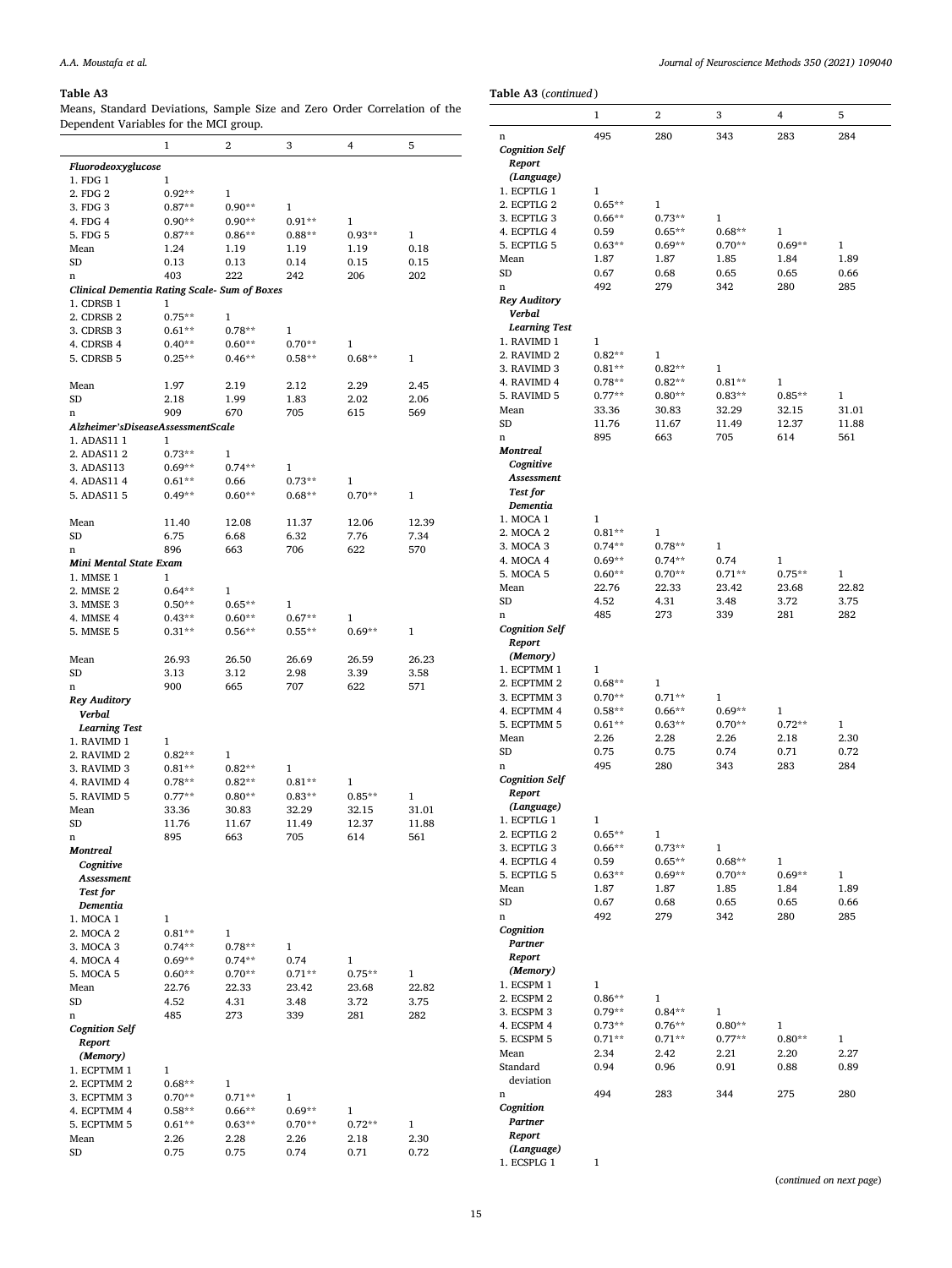**Table A3**
Means, Standard Deviations, Sample Size and Zero Order Correlation of the Dependent Variables for the MCI group.

| | 1 | 2 | 3 | 4 | 5 |
|---|---|---|---|---|---|
| ***Fluorodeoxyglucose*** | | | | | |
| 1. FDG 1 | 1 | | | | |
| 2. FDG 2 | 0.92** | 1 | | | |
| 3. FDG 3 | 0.87** | 0.90** | 1 | | |
| 4. FDG 4 | 0.90** | 0.90** | 0.91** | 1 | |
| 5. FDG 5 | 0.87** | 0.86** | 0.88** | 0.93** | 1 |
| Mean | 1.24 | 1.19 | 1.19 | 1.19 | 0.18 |
| SD | 0.13 | 0.13 | 0.14 | 0.15 | 0.15 |
| n | 403 | 222 | 242 | 206 | 202 |
| ***Clinical Dementia Rating Scale- Sum of Boxes*** | | | | | |
| 1. CDRSB 1 | 1 | | | | |
| 2. CDRSB 2 | 0.75** | 1 | | | |
| 3. CDRSB 3 | 0.61** | 0.78** | 1 | | |
| 4. CDRSB 4 | 0.40** | 0.60** | 0.70** | 1 | |
| 5. CDRSB 5 | 0.25** | 0.46** | 0.58** | 0.68** | 1 |
| Mean | 1.97 | 2.19 | 2.12 | 2.29 | 2.45 |
| SD | 2.18 | 1.99 | 1.83 | 2.02 | 2.06 |
| n | 909 | 670 | 705 | 615 | 569 |
| ***Alzheimer'sDiseaseAssessmentScale*** | | | | | |
| 1. ADAS11 1 | 1 | | | | |
| 2. ADAS11 2 | 0.73** | 1 | | | |
| 3. ADAS113 | 0.69** | 0.74** | 1 | | |
| 4. ADAS11 4 | 0.61** | 0.66 | 0.73** | 1 | |
| 5. ADAS11 5 | 0.49** | 0.60** | 0.68** | 0.70** | 1 |
| Mean | 11.40 | 12.08 | 11.37 | 12.06 | 12.39 |
| SD | 6.75 | 6.68 | 6.32 | 7.76 | 7.34 |
| n | 896 | 663 | 706 | 622 | 570 |
| ***Mini Mental State Exam*** | | | | | |
| 1. MMSE 1 | 1 | | | | |
| 2. MMSE 2 | 0.64** | 1 | | | |
| 3. MMSE 3 | 0.50** | 0.65** | 1 | | |
| 4. MMSE 4 | 0.43** | 0.60** | 0.67** | 1 | |
| 5. MMSE 5 | 0.31** | 0.56** | 0.55** | 0.69** | 1 |
| Mean | 26.93 | 26.50 | 26.69 | 26.59 | 26.23 |
| SD | 3.13 | 3.12 | 2.98 | 3.39 | 3.58 |
| n | 900 | 665 | 707 | 622 | 571 |
| ***Rey Auditory Verbal Learning Test*** | | | | | |
| 1. RAVIMD 1 | 1 | | | | |
| 2. RAVIMD 2 | 0.82** | 1 | | | |
| 3. RAVIMD 3 | 0.81** | 0.82** | 1 | | |
| 4. RAVIMD 4 | 0.78** | 0.82** | 0.81** | 1 | |
| 5. RAVIMD 5 | 0.77** | 0.80** | 0.83** | 0.85** | 1 |
| Mean | 33.36 | 30.83 | 32.29 | 32.15 | 31.01 |
| SD | 11.76 | 11.67 | 11.49 | 12.37 | 11.88 |
| n | 895 | 663 | 705 | 614 | 561 |
| ***Montreal Cognitive Assessment Test for Dementia*** | | | | | |
| 1. MOCA 1 | 1 | | | | |
| 2. MOCA 2 | 0.81** | 1 | | | |
| 3. MOCA 3 | 0.74** | 0.78** | 1 | | |
| 4. MOCA 4 | 0.69** | 0.74** | 0.74 | 1 | |
| 5. MOCA 5 | 0.60** | 0.70** | 0.71** | 0.75** | 1 |
| Mean | 22.76 | 22.33 | 23.42 | 23.68 | 22.82 |
| SD | 4.52 | 4.31 | 3.48 | 3.72 | 3.75 |
| n | 485 | 273 | 339 | 281 | 282 |
| ***Cognition Self Report (Memory)*** | | | | | |
| 1. ECPTMM 1 | 1 | | | | |
| 2. ECPTMM 2 | 0.68** | 1 | | | |
| 3. ECPTMM 3 | 0.70** | 0.71** | 1 | | |
| 4. ECPTMM 4 | 0.58** | 0.66** | 0.69** | 1 | |
| 5. ECPTMM 5 | 0.61** | 0.63** | 0.70** | 0.72** | 1 |
| Mean | 2.26 | 2.28 | 2.26 | 2.18 | 2.30 |
| SD | 0.75 | 0.75 | 0.74 | 0.71 | 0.72 |

**Table A3** (*continued*)

| | 1 | 2 | 3 | 4 | 5 |
|---|---|---|---|---|---|
| n | 495 | 280 | 343 | 283 | 284 |
| ***Cognition Self Report (Language)*** | | | | | |
| 1. ECPTLG 1 | 1 | | | | |
| 2. ECPTLG 2 | 0.65** | 1 | | | |
| 3. ECPTLG 3 | 0.66** | 0.73** | 1 | | |
| 4. ECPTLG 4 | 0.59 | 0.65** | 0.68** | 1 | |
| 5. ECPTLG 5 | 0.63** | 0.69** | 0.70** | 0.69** | 1 |
| Mean | 1.87 | 1.87 | 1.85 | 1.84 | 1.89 |
| SD | 0.67 | 0.68 | 0.65 | 0.65 | 0.66 |
| n | 492 | 279 | 342 | 280 | 285 |
| ***Rey Auditory Verbal Learning Test*** | | | | | |
| 1. RAVIMD 1 | 1 | | | | |
| 2. RAVIMD 2 | 0.82** | 1 | | | |
| 3. RAVIMD 3 | 0.81** | 0.82** | 1 | | |
| 4. RAVIMD 4 | 0.78** | 0.82** | 0.81** | 1 | |
| 5. RAVIMD 5 | 0.77** | 0.80** | 0.83** | 0.85** | 1 |
| Mean | 33.36 | 30.83 | 32.29 | 32.15 | 31.01 |
| SD | 11.76 | 11.67 | 11.49 | 12.37 | 11.88 |
| n | 895 | 663 | 705 | 614 | 561 |
| ***Montreal Cognitive Assessment Test for Dementia*** | | | | | |
| 1. MOCA 1 | 1 | | | | |
| 2. MOCA 2 | 0.81** | 1 | | | |
| 3. MOCA 3 | 0.74** | 0.78** | 1 | | |
| 4. MOCA 4 | 0.69** | 0.74** | 0.74 | 1 | |
| 5. MOCA 5 | 0.60** | 0.70** | 0.71** | 0.75** | 1 |
| Mean | 22.76 | 22.33 | 23.42 | 23.68 | 22.82 |
| SD | 4.52 | 4.31 | 3.48 | 3.72 | 3.75 |
| n | 485 | 273 | 339 | 281 | 282 |
| ***Cognition Self Report (Memory)*** | | | | | |
| 1. ECPTMM 1 | 1 | | | | |
| 2. ECPTMM 2 | 0.68** | 1 | | | |
| 3. ECPTMM 3 | 0.70** | 0.71** | 1 | | |
| 4. ECPTMM 4 | 0.58** | 0.66** | 0.69** | 1 | |
| 5. ECPTMM 5 | 0.61** | 0.63** | 0.70** | 0.72** | 1 |
| Mean | 2.26 | 2.28 | 2.26 | 2.18 | 2.30 |
| SD | 0.75 | 0.75 | 0.74 | 0.71 | 0.72 |
| n | 495 | 280 | 343 | 283 | 284 |
| ***Cognition Self Report (Language)*** | | | | | |
| 1. ECPTLG 1 | 1 | | | | |
| 2. ECPTLG 2 | 0.65** | 1 | | | |
| 3. ECPTLG 3 | 0.66** | 0.73** | 1 | | |
| 4. ECPTLG 4 | 0.59 | 0.65** | 0.68** | 1 | |
| 5. ECPTLG 5 | 0.63** | 0.69** | 0.70** | 0.69** | 1 |
| Mean | 1.87 | 1.87 | 1.85 | 1.84 | 1.89 |
| SD | 0.67 | 0.68 | 0.65 | 0.65 | 0.66 |
| n | 492 | 279 | 342 | 280 | 285 |
| ***Cognition Partner Report (Memory)*** | | | | | |
| 1. ECSPM 1 | 1 | | | | |
| 2. ECSPM 2 | 0.86** | 1 | | | |
| 3. ECSPM 3 | 0.79** | 0.84** | 1 | | |
| 4. ECSPM 4 | 0.73** | 0.76** | 0.80** | 1 | |
| 5. ECSPM 5 | 0.71** | 0.71** | 0.77** | 0.80** | 1 |
| Mean | 2.34 | 2.42 | 2.21 | 2.20 | 2.27 |
| Standard deviation | 0.94 | 0.96 | 0.91 | 0.88 | 0.89 |
| n | 494 | 283 | 344 | 275 | 280 |
| ***Cognition Partner Report (Language)*** | | | | | |
| 1. ECSPLG 1 | 1 | | | | |

(*continued on next page*)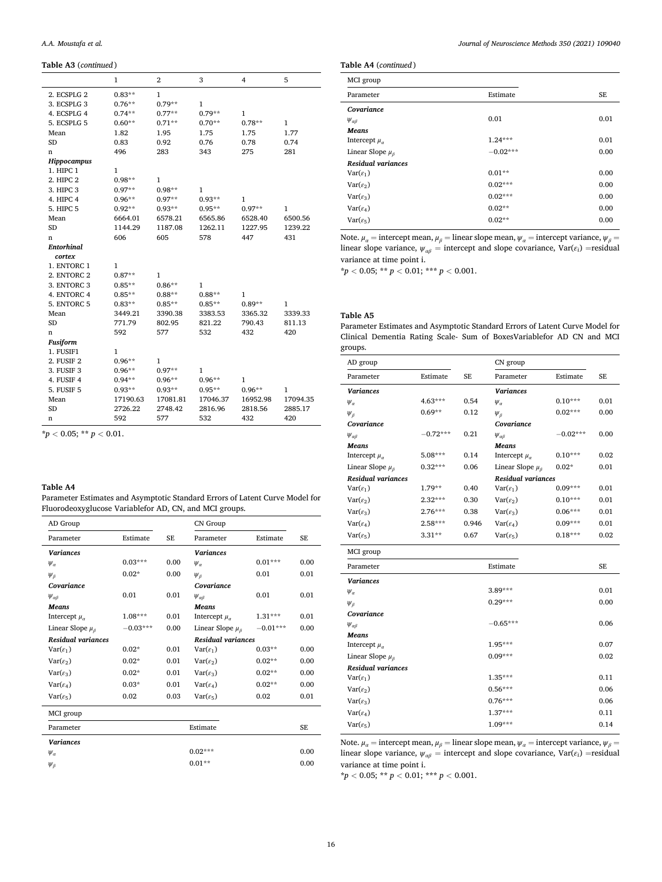**Table A3** (*continued*)

| | 1 | 2 | 3 | 4 | 5 |
|---|---|---|---|---|---|
| 2. ECSPLG 2 | 0.83** | 1 | | | |
| 3. ECSPLG 3 | 0.76** | 0.79** | 1 | | |
| 4. ECSPLG 4 | 0.74** | 0.77** | 0.79** | 1 | |
| 5. ECSPLG 5 | 0.60** | 0.71** | 0.70** | 0.78** | 1 |
| Mean | 1.82 | 1.95 | 1.75 | 1.75 | 1.77 |
| SD | 0.83 | 0.92 | 0.76 | 0.78 | 0.74 |
| n | 496 | 283 | 343 | 275 | 281 |
| ***Hippocampus*** | | | | | |
| 1. HIPC 1 | 1 | | | | |
| 2. HIPC 2 | 0.98** | 1 | | | |
| 3. HIPC 3 | 0.97** | 0.98** | 1 | | |
| 4. HIPC 4 | 0.96** | 0.97** | 0.93** | 1 | |
| 5. HIPC 5 | 0.92** | 0.93** | 0.95** | 0.97** | 1 |
| Mean | 6664.01 | 6578.21 | 6565.86 | 6528.40 | 6500.56 |
| SD | 1144.29 | 1187.08 | 1262.11 | 1227.95 | 1239.22 |
| n | 606 | 605 | 578 | 447 | 431 |
| ***Entorhinal cortex*** | | | | | |
| 1. ENTORC 1 | 1 | | | | |
| 2. ENTORC 2 | 0.87** | 1 | | | |
| 3. ENTORC 3 | 0.85** | 0.86** | 1 | | |
| 4. ENTORC 4 | 0.85** | 0.88** | 0.88** | 1 | |
| 5. ENTORC 5 | 0.83** | 0.85** | 0.85** | 0.89** | 1 |
| Mean | 3449.21 | 3390.38 | 3383.53 | 3365.32 | 3339.33 |
| SD | 771.79 | 802.95 | 821.22 | 790.43 | 811.13 |
| n | 592 | 577 | 532 | 432 | 420 |
| ***Fusiform*** | | | | | |
| 1. FUSIF1 | 1 | | | | |
| 2. FUSIF 2 | 0.96** | 1 | | | |
| 3. FUSIF 3 | 0.96** | 0.97** | 1 | | |
| 4. FUSIF 4 | 0.94** | 0.96** | 0.96** | 1 | |
| 5. FUSIF 5 | 0.93** | 0.93** | 0.95** | 0.96** | 1 |
| Mean | 17190.63 | 17081.81 | 17046.37 | 16952.98 | 17094.35 |
| SD | 2726.22 | 2748.42 | 2816.96 | 2818.56 | 2885.17 |
| n | 592 | 577 | 532 | 432 | 420 |

*$p < 0.05$; ** $p < 0.01$.

**Table A4**

Parameter Estimates and Asymptotic Standard Errors of Latent Curve Model for Fluorodeoxyglucose Variablefor AD, CN, and MCI groups.

| AD Group | | | CN Group | | |
|---|---|---|---|---|---|
| Parameter | Estimate | SE | Parameter | Estimate | SE |
| ***Variances*** | | | ***Variances*** | | |
| $\psi_\alpha$ | 0.03*** | 0.00 | $\psi_\alpha$ | 0.01*** | 0.00 |
| $\psi_\beta$ | 0.02* | 0.00 | $\psi_\beta$ | 0.01 | 0.01 |
| ***Covariance*** | | | ***Covariance*** | | |
| $\psi_{\alpha\beta}$ | 0.01 | 0.01 | $\psi_{\alpha\beta}$ | 0.01 | 0.01 |
| ***Means*** | | | ***Means*** | | |
| Intercept $\mu_\alpha$ | 1.08*** | 0.01 | Intercept $\mu_\alpha$ | 1.31*** | 0.01 |
| Linear Slope $\mu_\beta$ | −0.03*** | 0.00 | Linear Slope $\mu_\beta$ | −0.01*** | 0.00 |
| ***Residual variances*** | | | ***Residual variances*** | | |
| $\text{Var}(\varepsilon_1)$ | 0.02* | 0.01 | $\text{Var}(\varepsilon_1)$ | 0.03** | 0.00 |
| $\text{Var}(\varepsilon_2)$ | 0.02* | 0.01 | $\text{Var}(\varepsilon_2)$ | 0.02** | 0.00 |
| $\text{Var}(\varepsilon_3)$ | 0.02* | 0.01 | $\text{Var}(\varepsilon_3)$ | 0.02** | 0.00 |
| $\text{Var}(\varepsilon_4)$ | 0.03* | 0.01 | $\text{Var}(\varepsilon_4)$ | 0.02** | 0.00 |
| $\text{Var}(\varepsilon_5)$ | 0.02 | 0.03 | $\text{Var}(\varepsilon_5)$ | 0.02 | 0.01 |

| MCI group | | |
|---|---|---|
| Parameter | Estimate | SE |
| ***Variances*** | | |
| $\psi_\alpha$ | 0.02*** | 0.00 |
| $\psi_\beta$ | 0.01** | 0.00 |
| ***Covariance*** | | |
| $\psi_{\alpha\beta}$ | 0.01 | 0.01 |
| ***Means*** | | |
| Intercept $\mu_\alpha$ | 1.24*** | 0.01 |
| Linear Slope $\mu_\beta$ | −0.02*** | 0.00 |
| ***Residual variances*** | | |
| $\text{Var}(\varepsilon_1)$ | 0.01** | 0.00 |
| $\text{Var}(\varepsilon_2)$ | 0.02*** | 0.00 |
| $\text{Var}(\varepsilon_3)$ | 0.02*** | 0.00 |
| $\text{Var}(\varepsilon_4)$ | 0.02** | 0.00 |
| $\text{Var}(\varepsilon_5)$ | 0.02** | 0.00 |

Note. $\mu_\alpha$ = intercept mean, $\mu_\beta$ = linear slope mean, $\psi_\alpha$ = intercept variance, $\psi_\beta$ = linear slope variance, $\psi_{\alpha\beta}$ = intercept and slope covariance, $\text{Var}(\varepsilon_i)$ =residual variance at time point i.

*$p < 0.05$; ** $p < 0.01$; *** $p < 0.001$.

**Table A5**

Parameter Estimates and Asymptotic Standard Errors of Latent Curve Model for Clinical Dementia Rating Scale- Sum of BoxesVariablefor AD CN and MCI groups.

| AD group | | | CN group | | |
|---|---|---|---|---|---|
| Parameter | Estimate | SE | Parameter | Estimate | SE |
| ***Variances*** | | | ***Variances*** | | |
| $\psi_\alpha$ | 4.63*** | 0.54 | $\psi_\alpha$ | 0.10*** | 0.01 |
| $\psi_\beta$ | 0.69** | 0.12 | $\psi_\beta$ | 0.02*** | 0.00 |
| ***Covariance*** | | | ***Covariance*** | | |
| $\psi_{\alpha\beta}$ | −0.72*** | 0.21 | $\psi_{\alpha\beta}$ | −0.02*** | 0.00 |
| ***Means*** | | | ***Means*** | | |
| Intercept $\mu_\alpha$ | 5.08*** | 0.14 | Intercept $\mu_\alpha$ | 0.10*** | 0.02 |
| Linear Slope $\mu_\beta$ | 0.32*** | 0.06 | Linear Slope $\mu_\beta$ | 0.02* | 0.01 |
| ***Residual variances*** | | | ***Residual variances*** | | |
| $\text{Var}(\varepsilon_1)$ | 1.79** | 0.40 | $\text{Var}(\varepsilon_1)$ | 0.09*** | 0.01 |
| $\text{Var}(\varepsilon_2)$ | 2.32*** | 0.30 | $\text{Var}(\varepsilon_2)$ | 0.10*** | 0.01 |
| $\text{Var}(\varepsilon_3)$ | 2.76*** | 0.38 | $\text{Var}(\varepsilon_3)$ | 0.06*** | 0.01 |
| $\text{Var}(\varepsilon_4)$ | 2.58*** | 0.946 | $\text{Var}(\varepsilon_4)$ | 0.09*** | 0.01 |
| $\text{Var}(\varepsilon_5)$ | 3.31** | 0.67 | $\text{Var}(\varepsilon_5)$ | 0.18*** | 0.02 |

| MCI group | | |
|---|---|---|
| Parameter | Estimate | SE |
| ***Variances*** | | |
| $\psi_\alpha$ | 3.89*** | 0.01 |
| $\psi_\beta$ | 0.29*** | 0.00 |
| ***Covariance*** | | |
| $\psi_{\alpha\beta}$ | −0.65*** | 0.06 |
| ***Means*** | | |
| Intercept $\mu_\alpha$ | 1.95*** | 0.07 |
| Linear Slope $\mu_\beta$ | 0.09*** | 0.02 |
| ***Residual variances*** | | |
| $\text{Var}(\varepsilon_1)$ | 1.35*** | 0.11 |
| $\text{Var}(\varepsilon_2)$ | 0.56*** | 0.06 |
| $\text{Var}(\varepsilon_3)$ | 0.76*** | 0.06 |
| $\text{Var}(\varepsilon_4)$ | 1.37*** | 0.11 |
| $\text{Var}(\varepsilon_5)$ | 1.09*** | 0.14 |

Note. $\mu_\alpha$ = intercept mean, $\mu_\beta$ = linear slope mean, $\psi_\alpha$ = intercept variance, $\psi_\beta$ = linear slope variance, $\psi_{\alpha\beta}$ = intercept and slope covariance, $\text{Var}(\varepsilon_i)$ =residual variance at time point i.

*$p < 0.05$; ** $p < 0.01$; *** $p < 0.001$.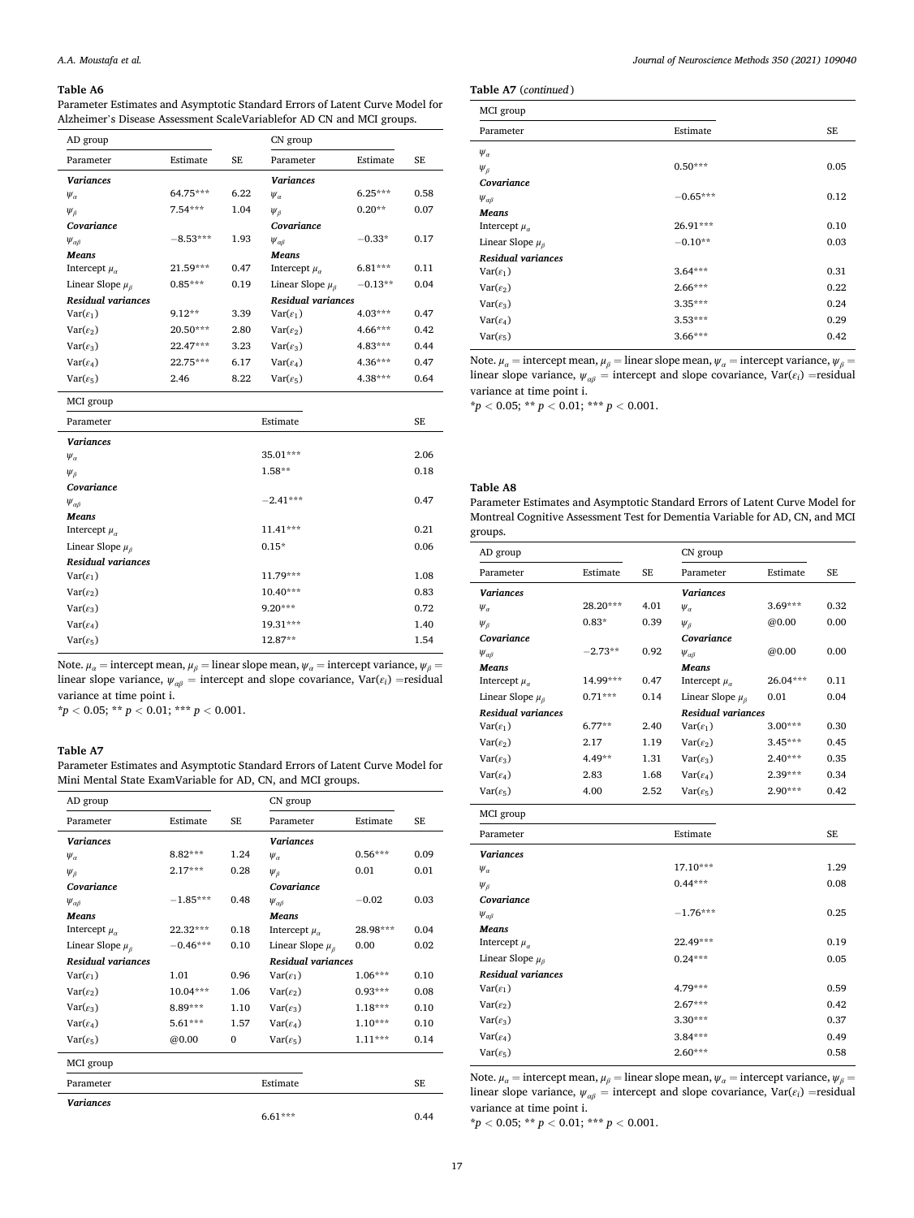**Table A6**
Parameter Estimates and Asymptotic Standard Errors of Latent Curve Model for Alzheimer's Disease Assessment ScaleVariablefor AD CN and MCI groups.

| AD group | | | CN group | | |
|---|---|---|---|---|---|
| Parameter | Estimate | SE | Parameter | Estimate | SE |
| ***Variances*** | | | ***Variances*** | | |
| $\psi_\alpha$ | 64.75*** | 6.22 | $\psi_\alpha$ | 6.25*** | 0.58 |
| $\psi_\beta$ | 7.54*** | 1.04 | $\psi_\beta$ | 0.20** | 0.07 |
| ***Covariance*** | | | ***Covariance*** | | |
| $\psi_{\alpha\beta}$ | −8.53*** | 1.93 | $\psi_{\alpha\beta}$ | −0.33* | 0.17 |
| ***Means*** | | | ***Means*** | | |
| Intercept $\mu_\alpha$ | 21.59*** | 0.47 | Intercept $\mu_\alpha$ | 6.81*** | 0.11 |
| Linear Slope $\mu_\beta$ | 0.85*** | 0.19 | Linear Slope $\mu_\beta$ | −0.13** | 0.04 |
| ***Residual variances*** | | | ***Residual variances*** | | |
| Var($\varepsilon_1$) | 9.12** | 3.39 | Var($\varepsilon_1$) | 4.03*** | 0.47 |
| Var($\varepsilon_2$) | 20.50*** | 2.80 | Var($\varepsilon_2$) | 4.66*** | 0.42 |
| Var($\varepsilon_3$) | 22.47*** | 3.23 | Var($\varepsilon_3$) | 4.83*** | 0.44 |
| Var($\varepsilon_4$) | 22.75*** | 6.17 | Var($\varepsilon_4$) | 4.36*** | 0.47 |
| Var($\varepsilon_5$) | 2.46 | 8.22 | Var($\varepsilon_5$) | 4.38*** | 0.64 |

| MCI group | | |
|---|---|---|
| Parameter | Estimate | SE |
| ***Variances*** | | |
| $\psi_\alpha$ | 35.01*** | 2.06 |
| $\psi_\beta$ | 1.58** | 0.18 |
| ***Covariance*** | | |
| $\psi_{\alpha\beta}$ | −2.41*** | 0.47 |
| ***Means*** | | |
| Intercept $\mu_\alpha$ | 11.41*** | 0.21 |
| Linear Slope $\mu_\beta$ | 0.15* | 0.06 |
| ***Residual variances*** | | |
| Var($\varepsilon_1$) | 11.79*** | 1.08 |
| Var($\varepsilon_2$) | 10.40*** | 0.83 |
| Var($\varepsilon_3$) | 9.20*** | 0.72 |
| Var($\varepsilon_4$) | 19.31*** | 1.40 |
| Var($\varepsilon_5$) | 12.87** | 1.54 |

Note. $\mu_\alpha$ = intercept mean, $\mu_\beta$ = linear slope mean, $\psi_\alpha$ = intercept variance, $\psi_\beta$ = linear slope variance, $\psi_{\alpha\beta}$ = intercept and slope covariance, Var($\varepsilon_i$) =residual variance at time point i.
\*$p < 0.05$; \*\* $p < 0.01$; \*\*\* $p < 0.001$.

**Table A7**
Parameter Estimates and Asymptotic Standard Errors of Latent Curve Model for Mini Mental State ExamVariable for AD, CN, and MCI groups.

| AD group | | | CN group | | |
|---|---|---|---|---|---|
| Parameter | Estimate | SE | Parameter | Estimate | SE |
| ***Variances*** | | | ***Variances*** | | |
| $\psi_\alpha$ | 8.82*** | 1.24 | $\psi_\alpha$ | 0.56*** | 0.09 |
| $\psi_\beta$ | 2.17*** | 0.28 | $\psi_\beta$ | 0.01 | 0.01 |
| ***Covariance*** | | | ***Covariance*** | | |
| $\psi_{\alpha\beta}$ | −1.85*** | 0.48 | $\psi_{\alpha\beta}$ | −0.02 | 0.03 |
| ***Means*** | | | ***Means*** | | |
| Intercept $\mu_\alpha$ | 22.32*** | 0.18 | Intercept $\mu_\alpha$ | 28.98*** | 0.04 |
| Linear Slope $\mu_\beta$ | −0.46*** | 0.10 | Linear Slope $\mu_\beta$ | 0.00 | 0.02 |
| ***Residual variances*** | | | ***Residual variances*** | | |
| Var($\varepsilon_1$) | 1.01 | 0.96 | Var($\varepsilon_1$) | 1.06*** | 0.10 |
| Var($\varepsilon_2$) | 10.04*** | 1.06 | Var($\varepsilon_2$) | 0.93*** | 0.08 |
| Var($\varepsilon_3$) | 8.89*** | 1.10 | Var($\varepsilon_3$) | 1.18*** | 0.10 |
| Var($\varepsilon_4$) | 5.61*** | 1.57 | Var($\varepsilon_4$) | 1.10*** | 0.10 |
| Var($\varepsilon_5$) | @0.00 | 0 | Var($\varepsilon_5$) | 1.11*** | 0.14 |

**Table A7** (*continued*)

| MCI group | | |
|---|---|---|
| Parameter | Estimate | SE |
| ***Variances*** | | |
| $\psi_\alpha$ | 6.61*** | 0.44 |
| $\psi_\beta$ | 0.50*** | 0.05 |
| ***Covariance*** | | |
| $\psi_{\alpha\beta}$ | −0.65*** | 0.12 |
| ***Means*** | | |
| Intercept $\mu_\alpha$ | 26.91*** | 0.10 |
| Linear Slope $\mu_\beta$ | −0.10** | 0.03 |
| ***Residual variances*** | | |
| Var($\varepsilon_1$) | 3.64*** | 0.31 |
| Var($\varepsilon_2$) | 2.66*** | 0.22 |
| Var($\varepsilon_3$) | 3.35*** | 0.24 |
| Var($\varepsilon_4$) | 3.53*** | 0.29 |
| Var($\varepsilon_5$) | 3.66*** | 0.42 |

Note. $\mu_\alpha$ = intercept mean, $\mu_\beta$ = linear slope mean, $\psi_\alpha$ = intercept variance, $\psi_\beta$ = linear slope variance, $\psi_{\alpha\beta}$ = intercept and slope covariance, Var($\varepsilon_i$) =residual variance at time point i.
\*$p < 0.05$; \*\* $p < 0.01$; \*\*\* $p < 0.001$.

**Table A8**
Parameter Estimates and Asymptotic Standard Errors of Latent Curve Model for Montreal Cognitive Assessment Test for Dementia Variable for AD, CN, and MCI groups.

| AD group | | | CN group | | |
|---|---|---|---|---|---|
| Parameter | Estimate | SE | Parameter | Estimate | SE |
| ***Variances*** | | | ***Variances*** | | |
| $\psi_\alpha$ | 28.20*** | 4.01 | $\psi_\alpha$ | 3.69*** | 0.32 |
| $\psi_\beta$ | 0.83* | 0.39 | $\psi_\beta$ | @0.00 | 0.00 |
| ***Covariance*** | | | ***Covariance*** | | |
| $\psi_{\alpha\beta}$ | −2.73** | 0.92 | $\psi_{\alpha\beta}$ | @0.00 | 0.00 |
| ***Means*** | | | ***Means*** | | |
| Intercept $\mu_\alpha$ | 14.99*** | 0.47 | Intercept $\mu_\alpha$ | 26.04*** | 0.11 |
| Linear Slope $\mu_\beta$ | 0.71*** | 0.14 | Linear Slope $\mu_\beta$ | 0.01 | 0.04 |
| ***Residual variances*** | | | ***Residual variances*** | | |
| Var($\varepsilon_1$) | 6.77** | 2.40 | Var($\varepsilon_1$) | 3.00*** | 0.30 |
| Var($\varepsilon_2$) | 2.17 | 1.19 | Var($\varepsilon_2$) | 3.45*** | 0.45 |
| Var($\varepsilon_3$) | 4.49** | 1.31 | Var($\varepsilon_3$) | 2.40*** | 0.35 |
| Var($\varepsilon_4$) | 2.83 | 1.68 | Var($\varepsilon_4$) | 2.39*** | 0.34 |
| Var($\varepsilon_5$) | 4.00 | 2.52 | Var($\varepsilon_5$) | 2.90*** | 0.42 |

| MCI group | | |
|---|---|---|
| Parameter | Estimate | SE |
| ***Variances*** | | |
| $\psi_\alpha$ | 17.10*** | 1.29 |
| $\psi_\beta$ | 0.44*** | 0.08 |
| ***Covariance*** | | |
| $\psi_{\alpha\beta}$ | −1.76*** | 0.25 |
| ***Means*** | | |
| Intercept $\mu_\alpha$ | 22.49*** | 0.19 |
| Linear Slope $\mu_\beta$ | 0.24*** | 0.05 |
| ***Residual variances*** | | |
| Var($\varepsilon_1$) | 4.79*** | 0.59 |
| Var($\varepsilon_2$) | 2.67*** | 0.42 |
| Var($\varepsilon_3$) | 3.30*** | 0.37 |
| Var($\varepsilon_4$) | 3.84*** | 0.49 |
| Var($\varepsilon_5$) | 2.60*** | 0.58 |

Note. $\mu_\alpha$ = intercept mean, $\mu_\beta$ = linear slope mean, $\psi_\alpha$ = intercept variance, $\psi_\beta$ = linear slope variance, $\psi_{\alpha\beta}$ = intercept and slope covariance, Var($\varepsilon_i$) =residual variance at time point i.
\*$p < 0.05$; \*\* $p < 0.01$; \*\*\* $p < 0.001$.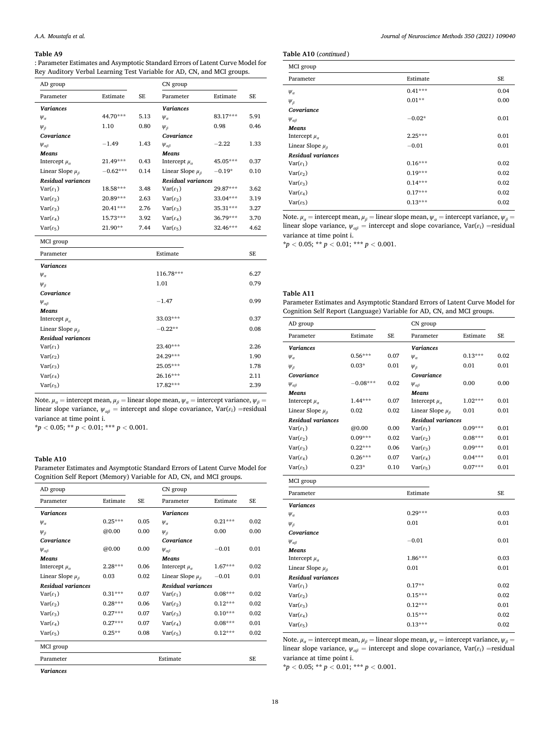**Table A9**

: Parameter Estimates and Asymptotic Standard Errors of Latent Curve Model for Rey Auditory Verbal Learning Test Variable for AD, CN, and MCI groups.

| AD group | | | CN group | | |
|---|---|---|---|---|---|
| Parameter | Estimate | SE | Parameter | Estimate | SE |
| ***Variances*** | | | ***Variances*** | | |
| $\psi_\alpha$ | 44.70*** | 5.13 | $\psi_\alpha$ | 83.17*** | 5.91 |
| $\psi_\beta$ | 1.10 | 0.80 | $\psi_\beta$ | 0.98 | 0.46 |
| ***Covariance*** | | | ***Covariance*** | | |
| $\psi_{\alpha\beta}$ | −1.49 | 1.43 | $\psi_{\alpha\beta}$ | −2.22 | 1.33 |
| ***Means*** | | | ***Means*** | | |
| Intercept $\mu_\alpha$ | 21.49*** | 0.43 | Intercept $\mu_\alpha$ | 45.05*** | 0.37 |
| Linear Slope $\mu_\beta$ | −0.62*** | 0.14 | Linear Slope $\mu_\beta$ | −0.19* | 0.10 |
| ***Residual variances*** | | | ***Residual variances*** | | |
| $\text{Var}(\varepsilon_1)$ | 18.58*** | 3.48 | $\text{Var}(\varepsilon_1)$ | 29.87*** | 3.62 |
| $\text{Var}(\varepsilon_2)$ | 20.89*** | 2.63 | $\text{Var}(\varepsilon_2)$ | 33.04*** | 3.19 |
| $\text{Var}(\varepsilon_3)$ | 20.41*** | 2.76 | $\text{Var}(\varepsilon_3)$ | 35.31*** | 3.27 |
| $\text{Var}(\varepsilon_4)$ | 15.73*** | 3.92 | $\text{Var}(\varepsilon_4)$ | 36.79*** | 3.70 |
| $\text{Var}(\varepsilon_5)$ | 21.90** | 7.44 | $\text{Var}(\varepsilon_5)$ | 32.46*** | 4.62 |

| MCI group | | |
|---|---|---|
| Parameter | Estimate | SE |
| ***Variances*** | | |
| $\psi_\alpha$ | 116.78*** | 6.27 |
| $\psi_\beta$ | 1.01 | 0.79 |
| ***Covariance*** | | |
| $\psi_{\alpha\beta}$ | −1.47 | 0.99 |
| ***Means*** | | |
| Intercept $\mu_\alpha$ | 33.03*** | 0.37 |
| Linear Slope $\mu_\beta$ | −0.22** | 0.08 |
| ***Residual variances*** | | |
| $\text{Var}(\varepsilon_1)$ | 23.40*** | 2.26 |
| $\text{Var}(\varepsilon_2)$ | 24.29*** | 1.90 |
| $\text{Var}(\varepsilon_3)$ | 25.05*** | 1.78 |
| $\text{Var}(\varepsilon_4)$ | 26.16*** | 2.11 |
| $\text{Var}(\varepsilon_5)$ | 17.82*** | 2.39 |

Note. $\mu_\alpha$ = intercept mean, $\mu_\beta$ = linear slope mean, $\psi_\alpha$ = intercept variance, $\psi_\beta$ = linear slope variance, $\psi_{\alpha\beta}$ = intercept and slope covariance, $\text{Var}(\varepsilon_i)$ =residual variance at time point i.

*$p < 0.05$; ** $p < 0.01$; *** $p < 0.001$.

**Table A10**

Parameter Estimates and Asymptotic Standard Errors of Latent Curve Model for Cognition Self Report (Memory) Variable for AD, CN, and MCI groups.

| AD group | | | CN group | | |
|---|---|---|---|---|---|
| Parameter | Estimate | SE | Parameter | Estimate | SE |
| ***Variances*** | | | ***Variances*** | | |
| $\psi_\alpha$ | 0.25*** | 0.05 | $\psi_\alpha$ | 0.21*** | 0.02 |
| $\psi_\beta$ | @0.00 | 0.00 | $\psi_\beta$ | 0.00 | 0.00 |
| ***Covariance*** | | | ***Covariance*** | | |
| $\psi_{\alpha\beta}$ | @0.00 | 0.00 | $\psi_{\alpha\beta}$ | −0.01 | 0.01 |
| ***Means*** | | | ***Means*** | | |
| Intercept $\mu_\alpha$ | 2.28*** | 0.06 | Intercept $\mu_\alpha$ | 1.67*** | 0.02 |
| Linear Slope $\mu_\beta$ | 0.03 | 0.02 | Linear Slope $\mu_\beta$ | −0.01 | 0.01 |
| ***Residual variances*** | | | ***Residual variances*** | | |
| $\text{Var}(\varepsilon_1)$ | 0.31*** | 0.07 | $\text{Var}(\varepsilon_1)$ | 0.08*** | 0.02 |
| $\text{Var}(\varepsilon_2)$ | 0.28*** | 0.06 | $\text{Var}(\varepsilon_2)$ | 0.12*** | 0.02 |
| $\text{Var}(\varepsilon_3)$ | 0.27*** | 0.07 | $\text{Var}(\varepsilon_3)$ | 0.10*** | 0.02 |
| $\text{Var}(\varepsilon_4)$ | 0.27*** | 0.07 | $\text{Var}(\varepsilon_4)$ | 0.08*** | 0.01 |
| $\text{Var}(\varepsilon_5)$ | 0.25** | 0.08 | $\text{Var}(\varepsilon_5)$ | 0.12*** | 0.02 |

| MCI group | | |
|---|---|---|
| Parameter | Estimate | SE |
| ***Variances*** | | |
| $\psi_\alpha$ | 0.41*** | 0.04 |
| $\psi_\beta$ | 0.01** | 0.00 |
| ***Covariance*** | | |
| $\psi_{\alpha\beta}$ | −0.02* | 0.01 |
| ***Means*** | | |
| Intercept $\mu_\alpha$ | 2.25*** | 0.01 |
| Linear Slope $\mu_\beta$ | −0.01 | 0.01 |
| ***Residual variances*** | | |
| $\text{Var}(\varepsilon_1)$ | 0.16*** | 0.02 |
| $\text{Var}(\varepsilon_2)$ | 0.19*** | 0.02 |
| $\text{Var}(\varepsilon_3)$ | 0.14*** | 0.02 |
| $\text{Var}(\varepsilon_4)$ | 0.17*** | 0.02 |
| $\text{Var}(\varepsilon_5)$ | 0.13*** | 0.02 |

Note. $\mu_\alpha$ = intercept mean, $\mu_\beta$ = linear slope mean, $\psi_\alpha$ = intercept variance, $\psi_\beta$ = linear slope variance, $\psi_{\alpha\beta}$ = intercept and slope covariance, $\text{Var}(\varepsilon_i)$ =residual variance at time point i.

*$p < 0.05$; ** $p < 0.01$; *** $p < 0.001$.

**Table A11**

Parameter Estimates and Asymptotic Standard Errors of Latent Curve Model for Cognition Self Report (Language) Variable for AD, CN, and MCI groups.

| AD group | | | CN group | | |
|---|---|---|---|---|---|
| Parameter | Estimate | SE | Parameter | Estimate | SE |
| ***Variances*** | | | ***Variances*** | | |
| $\psi_\alpha$ | 0.56*** | 0.07 | $\psi_\alpha$ | 0.13*** | 0.02 |
| $\psi_\beta$ | 0.03* | 0.01 | $\psi_\beta$ | 0.01 | 0.01 |
| ***Covariance*** | | | ***Covariance*** | | |
| $\psi_{\alpha\beta}$ | −0.08*** | 0.02 | $\psi_{\alpha\beta}$ | 0.00 | 0.00 |
| ***Means*** | | | ***Means*** | | |
| Intercept $\mu_\alpha$ | 1.44*** | 0.07 | Intercept $\mu_\alpha$ | 1.02*** | 0.01 |
| Linear Slope $\mu_\beta$ | 0.02 | 0.02 | Linear Slope $\mu_\beta$ | 0.01 | 0.01 |
| ***Residual variances*** | | | ***Residual variances*** | | |
| $\text{Var}(\varepsilon_1)$ | @0.00 | 0.00 | $\text{Var}(\varepsilon_1)$ | 0.09*** | 0.01 |
| $\text{Var}(\varepsilon_2)$ | 0.09*** | 0.02 | $\text{Var}(\varepsilon_2)$ | 0.08*** | 0.01 |
| $\text{Var}(\varepsilon_3)$ | 0.22*** | 0.06 | $\text{Var}(\varepsilon_3)$ | 0.09*** | 0.01 |
| $\text{Var}(\varepsilon_4)$ | 0.26*** | 0.07 | $\text{Var}(\varepsilon_4)$ | 0.04*** | 0.01 |
| $\text{Var}(\varepsilon_5)$ | 0.23* | 0.10 | $\text{Var}(\varepsilon_5)$ | 0.07*** | 0.01 |

| MCI group | | |
|---|---|---|
| Parameter | Estimate | SE |
| ***Variances*** | | |
| $\psi_\alpha$ | 0.29*** | 0.03 |
| $\psi_\beta$ | 0.01 | 0.01 |
| ***Covariance*** | | |
| $\psi_{\alpha\beta}$ | −0.01 | 0.01 |
| ***Means*** | | |
| Intercept $\mu_\alpha$ | 1.86*** | 0.03 |
| Linear Slope $\mu_\beta$ | 0.01 | 0.01 |
| ***Residual variances*** | | |
| $\text{Var}(\varepsilon_1)$ | 0.17** | 0.02 |
| $\text{Var}(\varepsilon_2)$ | 0.15*** | 0.02 |
| $\text{Var}(\varepsilon_3)$ | 0.12*** | 0.01 |
| $\text{Var}(\varepsilon_4)$ | 0.15*** | 0.02 |
| $\text{Var}(\varepsilon_5)$ | 0.13*** | 0.02 |

Note. $\mu_\alpha$ = intercept mean, $\mu_\beta$ = linear slope mean, $\psi_\alpha$ = intercept variance, $\psi_\beta$ = linear slope variance, $\psi_{\alpha\beta}$ = intercept and slope covariance, $\text{Var}(\varepsilon_i)$ =residual variance at time point i.

*$p < 0.05$; ** $p < 0.01$; *** $p < 0.001$.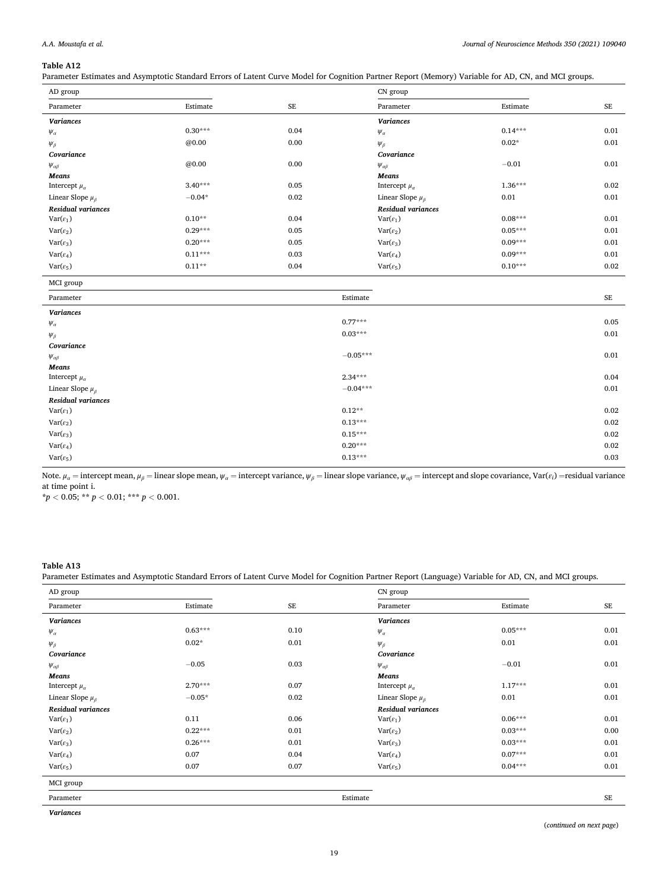**Table A12**

Parameter Estimates and Asymptotic Standard Errors of Latent Curve Model for Cognition Partner Report (Memory) Variable for AD, CN, and MCI groups.

| AD group | | | CN group | | |
|---|---|---|---|---|---|
| Parameter | Estimate | SE | Parameter | Estimate | SE |
| ***Variances*** | | | ***Variances*** | | |
| $\psi_\alpha$ | 0.30*** | 0.04 | $\psi_\alpha$ | 0.14*** | 0.01 |
| $\psi_\beta$ | @0.00 | 0.00 | $\psi_\beta$ | 0.02* | 0.01 |
| ***Covariance*** | | | ***Covariance*** | | |
| $\psi_{\alpha\beta}$ | @0.00 | 0.00 | $\psi_{\alpha\beta}$ | −0.01 | 0.01 |
| ***Means*** | | | ***Means*** | | |
| Intercept $\mu_\alpha$ | 3.40*** | 0.05 | Intercept $\mu_\alpha$ | 1.36*** | 0.02 |
| Linear Slope $\mu_\beta$ | −0.04* | 0.02 | Linear Slope $\mu_\beta$ | 0.01 | 0.01 |
| ***Residual variances*** | | | ***Residual variances*** | | |
| Var($\varepsilon_1$) | 0.10** | 0.04 | Var($\varepsilon_1$) | 0.08*** | 0.01 |
| Var($\varepsilon_2$) | 0.29*** | 0.05 | Var($\varepsilon_2$) | 0.05*** | 0.01 |
| Var($\varepsilon_3$) | 0.20*** | 0.05 | Var($\varepsilon_3$) | 0.09*** | 0.01 |
| Var($\varepsilon_4$) | 0.11*** | 0.03 | Var($\varepsilon_4$) | 0.09*** | 0.01 |
| Var($\varepsilon_5$) | 0.11** | 0.04 | Var($\varepsilon_5$) | 0.10*** | 0.02 |

| MCI group | | |
|---|---|---|
| Parameter | Estimate | SE |
| ***Variances*** | | |
| $\psi_\alpha$ | 0.77*** | 0.05 |
| $\psi_\beta$ | 0.03*** | 0.01 |
| ***Covariance*** | | |
| $\psi_{\alpha\beta}$ | −0.05*** | 0.01 |
| ***Means*** | | |
| Intercept $\mu_\alpha$ | 2.34*** | 0.04 |
| Linear Slope $\mu_\beta$ | −0.04*** | 0.01 |
| ***Residual variances*** | | |
| Var($\varepsilon_1$) | 0.12** | 0.02 |
| Var($\varepsilon_2$) | 0.13*** | 0.02 |
| Var($\varepsilon_3$) | 0.15*** | 0.02 |
| Var($\varepsilon_4$) | 0.20*** | 0.02 |
| Var($\varepsilon_5$) | 0.13*** | 0.03 |

Note. $\mu_\alpha$ = intercept mean, $\mu_\beta$ = linear slope mean, $\psi_\alpha$ = intercept variance, $\psi_\beta$ = linear slope variance, $\psi_{\alpha\beta}$ = intercept and slope covariance, Var($\varepsilon_i$) =residual variance at time point i.

*$p < 0.05$; ** $p < 0.01$; *** $p < 0.001$.

**Table A13**

Parameter Estimates and Asymptotic Standard Errors of Latent Curve Model for Cognition Partner Report (Language) Variable for AD, CN, and MCI groups.

| AD group | | | CN group | | |
|---|---|---|---|---|---|
| Parameter | Estimate | SE | Parameter | Estimate | SE |
| ***Variances*** | | | ***Variances*** | | |
| $\psi_\alpha$ | 0.63*** | 0.10 | $\psi_\alpha$ | 0.05*** | 0.01 |
| $\psi_\beta$ | 0.02* | 0.01 | $\psi_\beta$ | 0.01 | 0.01 |
| ***Covariance*** | | | ***Covariance*** | | |
| $\psi_{\alpha\beta}$ | −0.05 | 0.03 | $\psi_{\alpha\beta}$ | −0.01 | 0.01 |
| ***Means*** | | | ***Means*** | | |
| Intercept $\mu_\alpha$ | 2.70*** | 0.07 | Intercept $\mu_\alpha$ | 1.17*** | 0.01 |
| Linear Slope $\mu_\beta$ | −0.05* | 0.02 | Linear Slope $\mu_\beta$ | 0.01 | 0.01 |
| ***Residual variances*** | | | ***Residual variances*** | | |
| Var($\varepsilon_1$) | 0.11 | 0.06 | Var($\varepsilon_1$) | 0.06*** | 0.01 |
| Var($\varepsilon_2$) | 0.22*** | 0.01 | Var($\varepsilon_2$) | 0.03*** | 0.00 |
| Var($\varepsilon_3$) | 0.26*** | 0.01 | Var($\varepsilon_3$) | 0.03*** | 0.01 |
| Var($\varepsilon_4$) | 0.07 | 0.04 | Var($\varepsilon_4$) | 0.07*** | 0.01 |
| Var($\varepsilon_5$) | 0.07 | 0.07 | Var($\varepsilon_5$) | 0.04*** | 0.01 |

| MCI group | | |
|---|---|---|
| Parameter | Estimate | SE |
| ***Variances*** | | |

(*continued on next page*)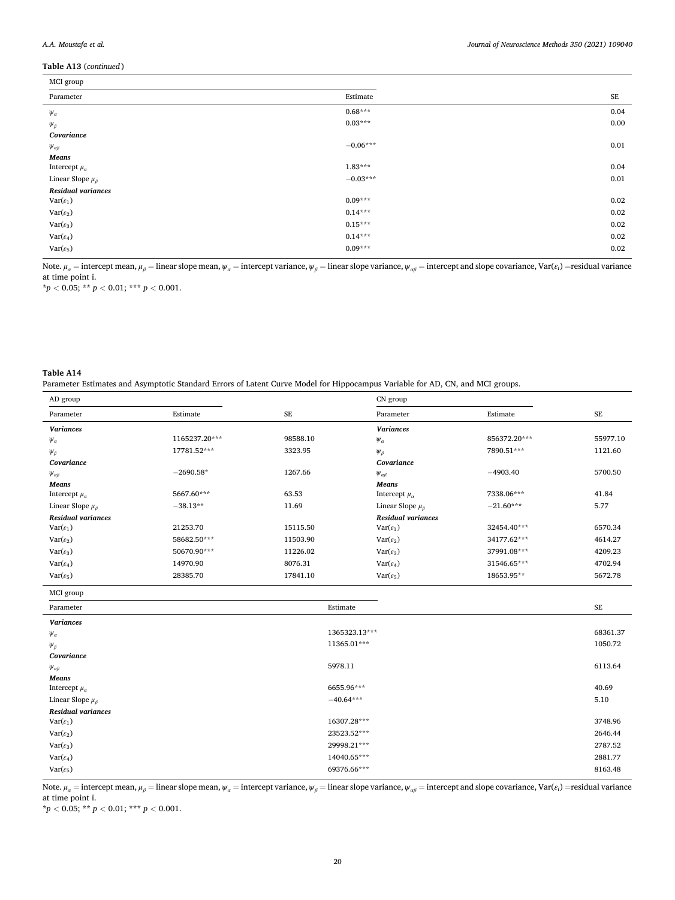**Table A13** (*continued*)

| MCI group | | |
|---|---|---|
| Parameter | Estimate | SE |
| $\psi_\alpha$ | 0.68*** | 0.04 |
| $\psi_\beta$ | 0.03*** | 0.00 |
| ***Covariance*** | | |
| $\psi_{\alpha\beta}$ | −0.06*** | 0.01 |
| ***Means*** | | |
| Intercept $\mu_\alpha$ | 1.83*** | 0.04 |
| Linear Slope $\mu_\beta$ | −0.03*** | 0.01 |
| ***Residual variances*** | | |
| Var($\varepsilon_1$) | 0.09*** | 0.02 |
| Var($\varepsilon_2$) | 0.14*** | 0.02 |
| Var($\varepsilon_3$) | 0.15*** | 0.02 |
| Var($\varepsilon_4$) | 0.14*** | 0.02 |
| Var($\varepsilon_5$) | 0.09*** | 0.02 |

Note. $\mu_\alpha$ = intercept mean, $\mu_\beta$ = linear slope mean, $\psi_\alpha$ = intercept variance, $\psi_\beta$ = linear slope variance, $\psi_{\alpha\beta}$ = intercept and slope covariance, Var($\varepsilon_i$) = residual variance at time point i.
*$p < 0.05$; ** $p < 0.01$; *** $p < 0.001$.

**Table A14**
Parameter Estimates and Asymptotic Standard Errors of Latent Curve Model for Hippocampus Variable for AD, CN, and MCI groups.

| AD group | | | CN group | | |
|---|---|---|---|---|---|
| Parameter | Estimate | SE | Parameter | Estimate | SE |
| ***Variances*** | | | ***Variances*** | | |
| $\psi_\alpha$ | 1165237.20*** | 98588.10 | $\psi_\alpha$ | 856372.20*** | 55977.10 |
| $\psi_\beta$ | 17781.52*** | 3323.95 | $\psi_\beta$ | 7890.51*** | 1121.60 |
| ***Covariance*** | | | ***Covariance*** | | |
| $\psi_{\alpha\beta}$ | −2690.58* | 1267.66 | $\psi_{\alpha\beta}$ | −4903.40 | 5700.50 |
| ***Means*** | | | ***Means*** | | |
| Intercept $\mu_\alpha$ | 5667.60*** | 63.53 | Intercept $\mu_\alpha$ | 7338.06*** | 41.84 |
| Linear Slope $\mu_\beta$ | −38.13** | 11.69 | Linear Slope $\mu_\beta$ | −21.60*** | 5.77 |
| ***Residual variances*** | | | ***Residual variances*** | | |
| Var($\varepsilon_1$) | 21253.70 | 15115.50 | Var($\varepsilon_1$) | 32454.40*** | 6570.34 |
| Var($\varepsilon_2$) | 58682.50*** | 11503.90 | Var($\varepsilon_2$) | 34177.62*** | 4614.27 |
| Var($\varepsilon_3$) | 50670.90*** | 11226.02 | Var($\varepsilon_3$) | 37991.08*** | 4209.23 |
| Var($\varepsilon_4$) | 14970.90 | 8076.31 | Var($\varepsilon_4$) | 31546.65*** | 4702.94 |
| Var($\varepsilon_5$) | 28385.70 | 17841.10 | Var($\varepsilon_5$) | 18653.95** | 5672.78 |

| MCI group | | |
|---|---|---|
| Parameter | Estimate | SE |
| ***Variances*** | | |
| $\psi_\alpha$ | 1365323.13*** | 68361.37 |
| $\psi_\beta$ | 11365.01*** | 1050.72 |
| ***Covariance*** | | |
| $\psi_{\alpha\beta}$ | 5978.11 | 6113.64 |
| ***Means*** | | |
| Intercept $\mu_\alpha$ | 6655.96*** | 40.69 |
| Linear Slope $\mu_\beta$ | −40.64*** | 5.10 |
| ***Residual variances*** | | |
| Var($\varepsilon_1$) | 16307.28*** | 3748.96 |
| Var($\varepsilon_2$) | 23523.52*** | 2646.44 |
| Var($\varepsilon_3$) | 29998.21*** | 2787.52 |
| Var($\varepsilon_4$) | 14040.65*** | 2881.77 |
| Var($\varepsilon_5$) | 69376.66*** | 8163.48 |

Note. $\mu_\alpha$ = intercept mean, $\mu_\beta$ = linear slope mean, $\psi_\alpha$ = intercept variance, $\psi_\beta$ = linear slope variance, $\psi_{\alpha\beta}$ = intercept and slope covariance, Var($\varepsilon_i$) = residual variance at time point i.
*$p < 0.05$; ** $p < 0.01$; *** $p < 0.001$.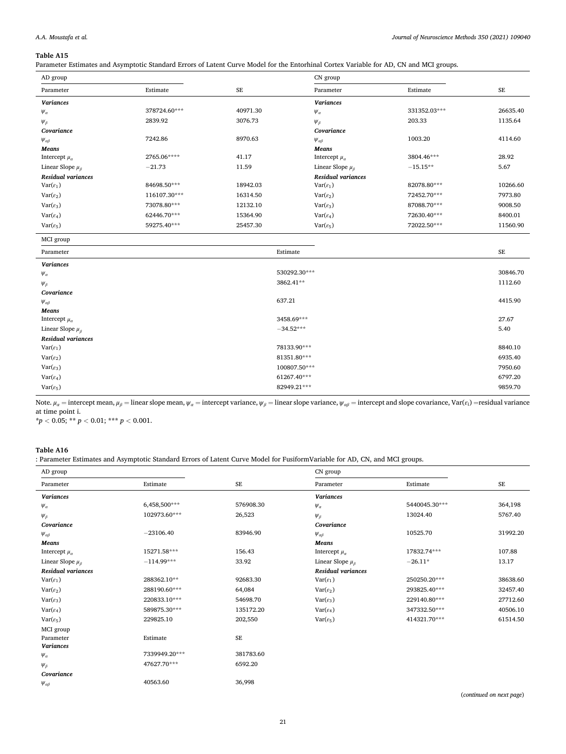**Table A15**

Parameter Estimates and Asymptotic Standard Errors of Latent Curve Model for the Entorhinal Cortex Variable for AD, CN and MCI groups.

| AD group | | | CN group | | |
|---|---|---|---|---|---|
| Parameter | Estimate | SE | Parameter | Estimate | SE |
| ***Variances*** | | | ***Variances*** | | |
| $\psi_\alpha$ | 378724.60*** | 40971.30 | $\psi_\alpha$ | 331352.03*** | 26635.40 |
| $\psi_\beta$ | 2839.92 | 3076.73 | $\psi_\beta$ | 203.33 | 1135.64 |
| ***Covariance*** | | | ***Covariance*** | | |
| $\psi_{\alpha\beta}$ | 7242.86 | 8970.63 | $\psi_{\alpha\beta}$ | 1003.20 | 4114.60 |
| ***Means*** | | | ***Means*** | | |
| Intercept $\mu_\alpha$ | 2765.06**** | 41.17 | Intercept $\mu_\alpha$ | 3804.46*** | 28.92 |
| Linear Slope $\mu_\beta$ | −21.73 | 11.59 | Linear Slope $\mu_\beta$ | −15.15** | 5.67 |
| ***Residual variances*** | | | ***Residual variances*** | | |
| Var($\varepsilon_1$) | 84698.50*** | 18942.03 | Var($\varepsilon_1$) | 82078.80*** | 10266.60 |
| Var($\varepsilon_2$) | 116107.30*** | 16314.50 | Var($\varepsilon_2$) | 72452.70*** | 7973.80 |
| Var($\varepsilon_3$) | 73078.80*** | 12132.10 | Var($\varepsilon_3$) | 87088.70*** | 9008.50 |
| Var($\varepsilon_4$) | 62446.70*** | 15364.90 | Var($\varepsilon_4$) | 72630.40*** | 8400.01 |
| Var($\varepsilon_5$) | 59275.40*** | 25457.30 | Var($\varepsilon_5$) | 72022.50*** | 11560.90 |

| MCI group | | |
|---|---|---|
| Parameter | Estimate | SE |
| ***Variances*** | | |
| $\psi_\alpha$ | 530292.30*** | 30846.70 |
| $\psi_\beta$ | 3862.41** | 1112.60 |
| ***Covariance*** | | |
| $\psi_{\alpha\beta}$ | 637.21 | 4415.90 |
| ***Means*** | | |
| Intercept $\mu_\alpha$ | 3458.69*** | 27.67 |
| Linear Slope $\mu_\beta$ | −34.52*** | 5.40 |
| ***Residual variances*** | | |
| Var($\varepsilon_1$) | 78133.90*** | 8840.10 |
| Var($\varepsilon_2$) | 81351.80*** | 6935.40 |
| Var($\varepsilon_3$) | 100807.50*** | 7950.60 |
| Var($\varepsilon_4$) | 61267.40*** | 6797.20 |
| Var($\varepsilon_5$) | 82949.21*** | 9859.70 |

Note. $\mu_\alpha$ = intercept mean, $\mu_\beta$ = linear slope mean, $\psi_\alpha$ = intercept variance, $\psi_\beta$ = linear slope variance, $\psi_{\alpha\beta}$ = intercept and slope covariance, Var($\varepsilon_i$) =residual variance at time point i.

*$p < 0.05$; ** $p < 0.01$; *** $p < 0.001$.

**Table A16**

: Parameter Estimates and Asymptotic Standard Errors of Latent Curve Model for FusiformVariable for AD, CN, and MCI groups.

| AD group | | | CN group | | |
|---|---|---|---|---|---|
| Parameter | Estimate | SE | Parameter | Estimate | SE |
| ***Variances*** | | | ***Variances*** | | |
| $\psi_\alpha$ | 6,458,500*** | 576908.30 | $\psi_\alpha$ | 5440045.30*** | 364,198 |
| $\psi_\beta$ | 102973.60*** | 26,523 | $\psi_\beta$ | 13024.40 | 5767.40 |
| ***Covariance*** | | | ***Covariance*** | | |
| $\psi_{\alpha\beta}$ | −23106.40 | 83946.90 | $\psi_{\alpha\beta}$ | 10525.70 | 31992.20 |
| ***Means*** | | | ***Means*** | | |
| Intercept $\mu_\alpha$ | 15271.58*** | 156.43 | Intercept $\mu_\alpha$ | 17832.74*** | 107.88 |
| Linear Slope $\mu_\beta$ | −114.99*** | 33.92 | Linear Slope $\mu_\beta$ | −26.11* | 13.17 |
| ***Residual variances*** | | | ***Residual variances*** | | |
| Var($\varepsilon_1$) | 288362.10** | 92683.30 | Var($\varepsilon_1$) | 250250.20*** | 38638.60 |
| Var($\varepsilon_2$) | 288190.60*** | 64,084 | Var($\varepsilon_2$) | 293825.40*** | 32457.40 |
| Var($\varepsilon_3$) | 220833.10*** | 54698.70 | Var($\varepsilon_3$) | 229140.80*** | 27712.60 |
| Var($\varepsilon_4$) | 589875.30*** | 135172.20 | Var($\varepsilon_4$) | 347332.50*** | 40506.10 |
| Var($\varepsilon_5$) | 229825.10 | 202,550 | Var($\varepsilon_5$) | 414321.70*** | 61514.50 |
| MCI group | | | | | |
| Parameter | Estimate | SE | | | |
| ***Variances*** | | | | | |
| $\psi_\alpha$ | 7339949.20*** | 381783.60 | | | |
| $\psi_\beta$ | 47627.70*** | 6592.20 | | | |
| ***Covariance*** | | | | | |
| $\psi_{\alpha\beta}$ | 40563.60 | 36,998 | | | |

(*continued on next page*)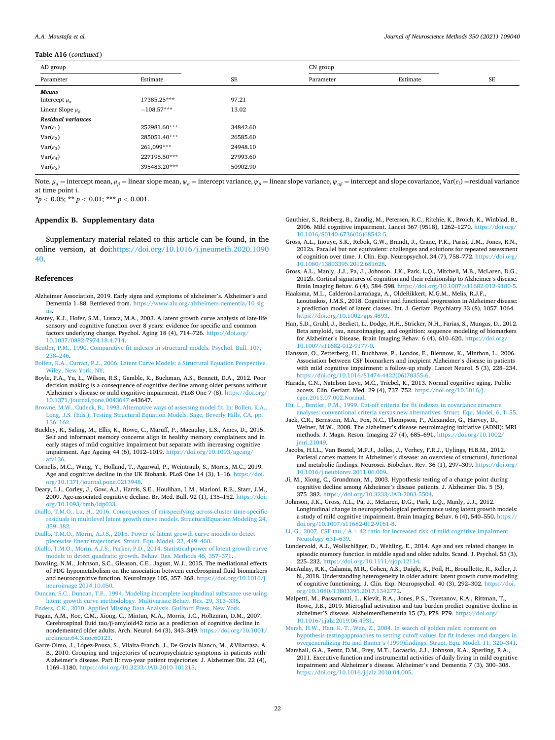**Table A16** (*continued*)

| AD group | | | CN group | | |
|---|---|---|---|---|---|
| Parameter | Estimate | SE | Parameter | Estimate | SE |
| ***Means*** | | | | | |
| Intercept $\mu_\alpha$ | 17385.25*** | 97.21 | | | |
| Linear Slope $\mu_\beta$ | −108.57*** | 13.02 | | | |
| ***Residual variances*** | | | | | |
| Var($\varepsilon_1$) | 252981.60*** | 34842.60 | | | |
| Var($\varepsilon_2$) | 285051.40*** | 26585.60 | | | |
| Var($\varepsilon_3$) | 261,099*** | 24948.10 | | | |
| Var($\varepsilon_4$) | 227195.50*** | 27993.60 | | | |
| Var($\varepsilon_5$) | 395483.20*** | 50902.90 | | | |

Note. $\mu_\alpha$ = intercept mean, $\mu_\beta$ = linear slope mean, $\psi_\alpha$ = intercept variance, $\psi_\beta$ = linear slope variance, $\psi_{\alpha\beta}$ = intercept and slope covariance, Var($\varepsilon_i$) =residual variance at time point i.
*$p < 0.05$; ** $p < 0.01$; *** $p < 0.001$.

## Appendix B. Supplementary data

Supplementary material related to this article can be found, in the online version, at doi:https://doi.org/10.1016/j.jneumeth.2020.109040.

## References

Alzheimer Association, 2019. Early signs and symptoms of alzheimer's. Alzheimer's and Dementia 1–88. Retrieved from. https://www.alz.org/alzheimers-dementia/10_signs.

Anstey, K.J., Hofer, S.M., Luszcz, M.A., 2003. A latent growth curve analysis of late-life sensory and cognitive function over 8 years: evidence for specific and common factors underlying change. Psychol. Aging 18 (4), 714–726. https://doi.org/10.1037/0882-7974.18.4.714.

Bentler, P.M., 1990. Comparative fit indexes in structural models. Psychol. Bull. 107, 238–246.

Bollen, K.A., Curran, P.J., 2006. Latent Curve Models: a Structural Equation Perspective. Wiley, New York, NY.

Boyle, P.A., Yu, L., Wilson, R.S., Gamble, K., Buchman, A.S., Bennett, D.A., 2012. Poor decision making is a consequence of cognitive decline among older persons without Alzheimer's disease or mild cognitive impairment. PLoS One 7 (8). https://doi.org/10.1371/journal.pone.0043647 e43647.

Browne, M.W., Cudeck, R., 1993. Alternative ways of assessing model fit. In: Bollen, K.A., Long, J.S. (Eds.), Testing Structural Equation Models. Sage, Beverly Hills, CA, pp. 136–162.

Buckley, R., Saling, M., Ellis, K., Rowe, C., Maruff, P., Macaulay, L.S., Ames, D., 2015. Self and informant memory concerns align in healthy memory complainers and in early stages of mild cognitive impairment but separate with increasing cognitive impairment. Age Ageing 44 (6), 1012–1019. https://doi.org/10.1093/ageing/afv136.

Cornelis, M.C., Wang, Y., Holland, T., Agarwal, P., Weintraub, S., Morris, M.C., 2019. Age and cognitive decline in the UK Biobank. PLoS One 14 (3), 1–16. https://doi.org/10.1371/journal.pone.0213948.

Deary, I.J., Corley, J., Gow, A.J., Harris, S.E., Houlihan, L.M., Marioni, R.E., Starr, J.M., 2009. Age-associated cognitive decline. Br. Med. Bull. 92 (1), 135–152. https://doi.org/10.1093/bmb/ldp033.

Diallo, T.M.O., Lu, H., 2016. Consequences of misspecifying across-cluster time-specific residuals in multilevel latent growth curve models. StructuralEquation Modeling 24, 359–382.

Diallo, T.M.O., Morin, A.J.S., 2015. Power of latent growth curve models to detect piecewise linear trajectories. Struct. Equ. Model. 22, 449–460.

Diallo, T.M.O., Morin, A.J.S., Parker, P.D., 2014. Statistical power of latent growth curve models to detect quadratic growth. Behav. Res. Methods 46, 357–371.

Dowling, N.M., Johnson, S.C., Gleason, C.E., Jagust, W.J., 2015. The mediational effects of FDG hypometabolism on the association between cerebrospinal fluid biomarkers and neurocognitive function. NeuroImage 105, 357–368. https://doi.org/10.1016/j.neuroimage.2014.10.050.

Duncan, S.C., Duncan, T.E., 1994. Modeling incomplete longitudinal substance use using latent growth curve methodology. Multivariate Behav. Res. 29, 313–338.

Enders, C.K., 2010. Applied Missing Data Analysis. Guilford Press, New York.

Fagan, A.M., Roe, C.M., Xiong, C., Mintun, M.A., Morris, J.C., Holtzman, D.M., 2007. Cerebrospinal fluid tau/β-amyloid42 ratio as a prediction of cognitive decline in nondemented older adults. Arch. Neurol. 64 (3), 343–349. https://doi.org/10.1001/archneur.64.3.noc60123.

Garre-Olmo, J., López-Pousa, S., Vilalta-Franch, J., De Gracia Blanco, M., &Vilarrasa, A. B., 2010. Grouping and trajectories of neuropsychiatric symptoms in patients with Alzheimer's disease. Part II: two-year patient trajectories. J. Alzheimer Dis. 22 (4), 1169–1180. https://doi.org/10.3233/JAD-2010-101215.

Gauthier, S., Reisberg, B., Zaudig, M., Petersen, R.C., Ritchie, K., Broich, K., Winblad, B., 2006. Mild cognitive impairment. Lancet 367 (9518), 1262–1270. https://doi.org/10.1016/S0140-6736(06)68542-5.

Gross, A.L., Inouye, S.K., Rebok, G.W., Brandt, J., Crane, P.K., Parisi, J.M., Jones, R.N., 2012a. Parallel but not equivalent: challenges and solutions for repeated assessment of cognition over time. J. Clin. Exp. Neuropsychol. 34 (7), 758–772. https://doi.org/10.1080/13803395.2012.681628.

Gross, A.L., Manly, J.J., Pa, J., Johnson, J.K., Park, L.Q., Mitchell, M.B., McLaren, D.G., 2012b. Cortical signatures of cognition and their relationship to Alzheimer's disease. Brain Imaging Behav. 6 (4), 584–598. https://doi.org/10.1007/s11682-012-9180-5.

Haaksma, M.L., Calderón-Larrañaga, A., OldeRikkert, M.G.M., Melis, R.J.F., Leoutsakos, J.M.S., 2018. Cognitive and functional progression in Alzheimer disease: a prediction model of latent classes. Int. J. Geriatr. Psychiatry 33 (8), 1057–1064. https://doi.org/10.1002/gps.4893.

Han, S.D., Gruhl, J., Beckett, L., Dodge, H.H., Stricker, N.H., Farias, S., Mungas, D., 2012. Beta amyloid, tau, neuroimaging, and cognition: sequence modeling of biomarkers for Alzheimer's Disease. Brain Imaging Behav. 6 (4), 610–620. https://doi.org/10.1007/s11682-012-9177-0.

Hansson, O., Zetterberg, H., Buchhave, P., Londos, E., Blennow, K., Minthon, L., 2006. Association between CSF biomarkers and incipient Alzheimer's disease in patients with mild cognitive impairment: a follow-up study. Lancet Neurol. 5 (3), 228–234. https://doi.org/10.1016/S1474-4422(06)70355-6.

Harada, C.N., Natelson Love, M.C., Triebel, K., 2013. Normal cognitive aging. Public access. Clin. Geriatr. Med. 29 (4), 737–752. https://doi.org/10.1016/j.cger.2013.07.002.Normal.

Hu, L., Bentler, P.M., 1999. Cut-off criteria for fit indexes in covariance structure analyses: conventional criteria versus new alternatives. Struct. Equ. Model. 6, 1–55.

Jack, C.R., Bernstein, M.A., Fox, N.C., Thompson, P., Alexander, G., Harvey, D., Weiner, M.W., 2008. The alzheimer's disease neuroimaging initiative (ADNI): MRI methods. J. Magn. Reson. Imaging 27 (4), 685–691. https://doi.org/10.1002/jmri.21049.

Jacobs, H.I.L., Van Boxtel, M.P.J., Jolles, J., Verhey, F.R.J., Uylings, H.B.M., 2012. Parietal cortex matters in Alzheimer's disease: an overview of structural, functional and metabolic findings. Neurosci. Biobehav. Rev. 36 (1), 297–309. https://doi.org/10.1016/j.neubiorev.2011.06.009.

Ji, M., Xiong, C., Grundman, M., 2003. Hypothesis testing of a change point during cognitive decline among Alzheimer's disease patients. J. Alzheimer Dis. 5 (5), 375–382. https://doi.org/10.3233/JAD-2003-5504.

Johnson, J.K., Gross, A.L., Pa, J., McLaren, D.G., Park, L.Q., Manly, J.J., 2012. Longitudinal change in neuropsychological performance using latent growth models: a study of mild cognitive impairment. Brain Imaging Behav. 6 (4), 540–550. https://doi.org/10.1007/s11682-012-9161-8.

Li, G., 2007. CSF tau / A ␤ 42 ratio for increased risk of mild cognitive impairment. Neurology 631–639.

Lundervold, A.J., Wollschläger, D., Wehling, E., 2014. Age and sex related changes in episodic memory function in middle aged and older adults. Scand. J. Psychol. 55 (3), 225–232. https://doi.org/10.1111/sjop.12114.

MacAulay, R.K., Calamia, M., Cohen, A.S., Daigle, K., Foil, H., Brouillette, R., Keller, J. N., 2018. Understanding heterogeneity in older adults: latent growth curve modeling of cognitive functioning. J. Clin. Exp. Neuropsychol. 40 (3), 292–302. https://doi.org/10.1080/13803395.2017.1342772.

Malpetti, M., Passamonti, L., Kievit, R.A., Jones, P.S., Tsvetanov, K.A., Rittman, T., Rowe, J.B., 2019. Microglial activation and tau burden predict cognitive decline in alzheimer'S disease. AlzheimersDementia 15 (7), P78–P79. https://doi.org/10.1016/j.jalz.2019.06.4931.

Marsh, H.W., Hau, K.-T., Wen, Z., 2004. In search of golden rules: comment on hypothesis-testingapproaches to setting cutoff values for fit indexes and dangers in overgeneralizing Hu and Banter's (1999)findings. Struct. Equ. Model. 11, 320–341.

Marshall, G.A., Rentz, D.M., Frey, M.T., Locascio, J.J., Johnson, K.A., Sperling, R.A., 2011. Executive function and instrumental activities of daily living in mild cognitive impairment and Alzheimer's disease. Alzheimer's and Dementia 7 (3), 300–308. https://doi.org/10.1016/j.jalz.2010.04.005.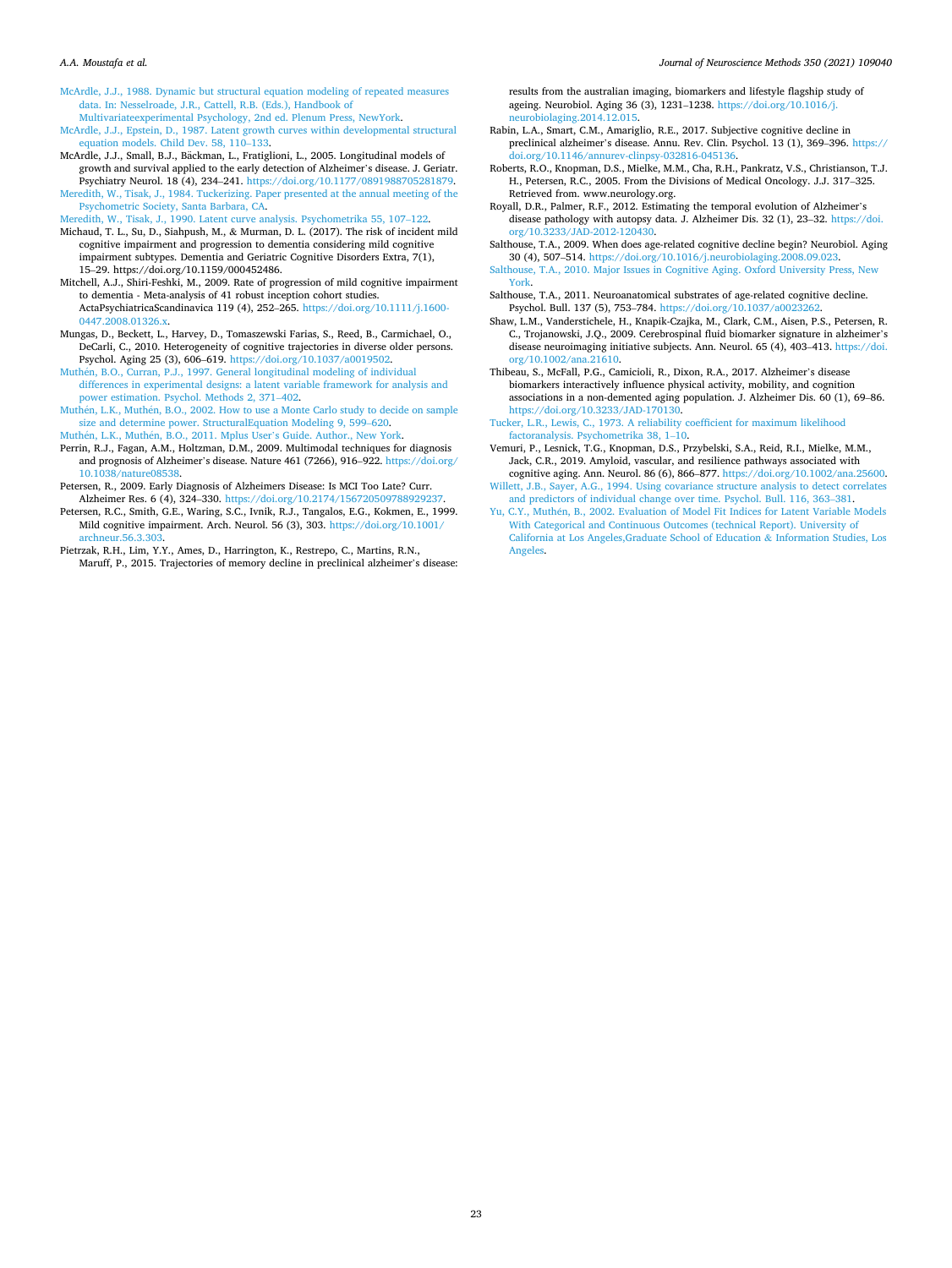McArdle, J.J., 1988. Dynamic but structural equation modeling of repeated measures data. In: Nesselroade, J.R., Cattell, R.B. (Eds.), Handbook of Multivariateexperimental Psychology, 2nd ed. Plenum Press, NewYork.

McArdle, J.J., Epstein, D., 1987. Latent growth curves within developmental structural equation models. Child Dev. 58, 110–133.

McArdle, J.J., Small, B.J., Bäckman, L., Fratiglioni, L., 2005. Longitudinal models of growth and survival applied to the early detection of Alzheimer's disease. J. Geriatr. Psychiatry Neurol. 18 (4), 234–241. https://doi.org/10.1177/0891988705281879.

Meredith, W., Tisak, J., 1984. Tuckerizing. Paper presented at the annual meeting of the Psychometric Society, Santa Barbara, CA.

Meredith, W., Tisak, J., 1990. Latent curve analysis. Psychometrika 55, 107–122.

Michaud, T. L., Su, D., Siahpush, M., & Murman, D. L. (2017). The risk of incident mild cognitive impairment and progression to dementia considering mild cognitive impairment subtypes. Dementia and Geriatric Cognitive Disorders Extra, 7(1), 15–29. https://doi.org/10.1159/000452486.

Mitchell, A.J., Shiri-Feshki, M., 2009. Rate of progression of mild cognitive impairment to dementia - Meta-analysis of 41 robust inception cohort studies. ActaPsychiatricaScandinavica 119 (4), 252–265. https://doi.org/10.1111/j.1600-0447.2008.01326.x.

Mungas, D., Beckett, L., Harvey, D., Tomaszewski Farias, S., Reed, B., Carmichael, O., DeCarli, C., 2010. Heterogeneity of cognitive trajectories in diverse older persons. Psychol. Aging 25 (3), 606–619. https://doi.org/10.1037/a0019502.

Muthén, B.O., Curran, P.J., 1997. General longitudinal modeling of individual differences in experimental designs: a latent variable framework for analysis and power estimation. Psychol. Methods 2, 371–402.

Muthén, L.K., Muthén, B.O., 2002. How to use a Monte Carlo study to decide on sample size and determine power. StructuralEquation Modeling 9, 599–620.

Muthén, L.K., Muthén, B.O., 2011. Mplus User's Guide. Author., New York.

Perrin, R.J., Fagan, A.M., Holtzman, D.M., 2009. Multimodal techniques for diagnosis and prognosis of Alzheimer's disease. Nature 461 (7266), 916–922. https://doi.org/10.1038/nature08538.

Petersen, R., 2009. Early Diagnosis of Alzheimers Disease: Is MCI Too Late? Curr. Alzheimer Res. 6 (4), 324–330. https://doi.org/10.2174/156720509788929237.

Petersen, R.C., Smith, G.E., Waring, S.C., Ivnik, R.J., Tangalos, E.G., Kokmen, E., 1999. Mild cognitive impairment. Arch. Neurol. 56 (3), 303. https://doi.org/10.1001/archneur.56.3.303.

Pietrzak, R.H., Lim, Y.Y., Ames, D., Harrington, K., Restrepo, C., Martins, R.N., Maruff, P., 2015. Trajectories of memory decline in preclinical alzheimer's disease: results from the australian imaging, biomarkers and lifestyle flagship study of ageing. Neurobiol. Aging 36 (3), 1231–1238. https://doi.org/10.1016/j.neurobiolaging.2014.12.015.

Rabin, L.A., Smart, C.M., Amariglio, R.E., 2017. Subjective cognitive decline in preclinical alzheimer's disease. Annu. Rev. Clin. Psychol. 13 (1), 369–396. https://doi.org/10.1146/annurev-clinpsy-032816-045136.

Roberts, R.O., Knopman, D.S., Mielke, M.M., Cha, R.H., Pankratz, V.S., Christianson, T.J. H., Petersen, R.C., 2005. From the Divisions of Medical Oncology. J.J. 317–325. Retrieved from. www.neurology.org.

Royall, D.R., Palmer, R.F., 2012. Estimating the temporal evolution of Alzheimer's disease pathology with autopsy data. J. Alzheimer Dis. 32 (1), 23–32. https://doi.org/10.3233/JAD-2012-120430.

Salthouse, T.A., 2009. When does age-related cognitive decline begin? Neurobiol. Aging 30 (4), 507–514. https://doi.org/10.1016/j.neurobiolaging.2008.09.023.

Salthouse, T.A., 2010. Major Issues in Cognitive Aging. Oxford University Press, New York.

Salthouse, T.A., 2011. Neuroanatomical substrates of age-related cognitive decline. Psychol. Bull. 137 (5), 753–784. https://doi.org/10.1037/a0023262.

Shaw, L.M., Vanderstichele, H., Knapik-Czajka, M., Clark, C.M., Aisen, P.S., Petersen, R. C., Trojanowski, J.Q., 2009. Cerebrospinal fluid biomarker signature in alzheimer's disease neuroimaging initiative subjects. Ann. Neurol. 65 (4), 403–413. https://doi.org/10.1002/ana.21610.

Thibeau, S., McFall, P.G., Camicioli, R., Dixon, R.A., 2017. Alzheimer's disease biomarkers interactively influence physical activity, mobility, and cognition associations in a non-demented aging population. J. Alzheimer Dis. 60 (1), 69–86. https://doi.org/10.3233/JAD-170130.

Tucker, L.R., Lewis, C., 1973. A reliability coefficient for maximum likelihood factoranalysis. Psychometrika 38, 1–10.

Vemuri, P., Lesnick, T.G., Knopman, D.S., Przybelski, S.A., Reid, R.I., Mielke, M.M., Jack, C.R., 2019. Amyloid, vascular, and resilience pathways associated with cognitive aging. Ann. Neurol. 86 (6), 866–877. https://doi.org/10.1002/ana.25600.

Willett, J.B., Sayer, A.G., 1994. Using covariance structure analysis to detect correlates and predictors of individual change over time. Psychol. Bull. 116, 363–381.

Yu, C.Y., Muthén, B., 2002. Evaluation of Model Fit Indices for Latent Variable Models With Categorical and Continuous Outcomes (technical Report). University of California at Los Angeles,Graduate School of Education & Information Studies, Los Angeles.